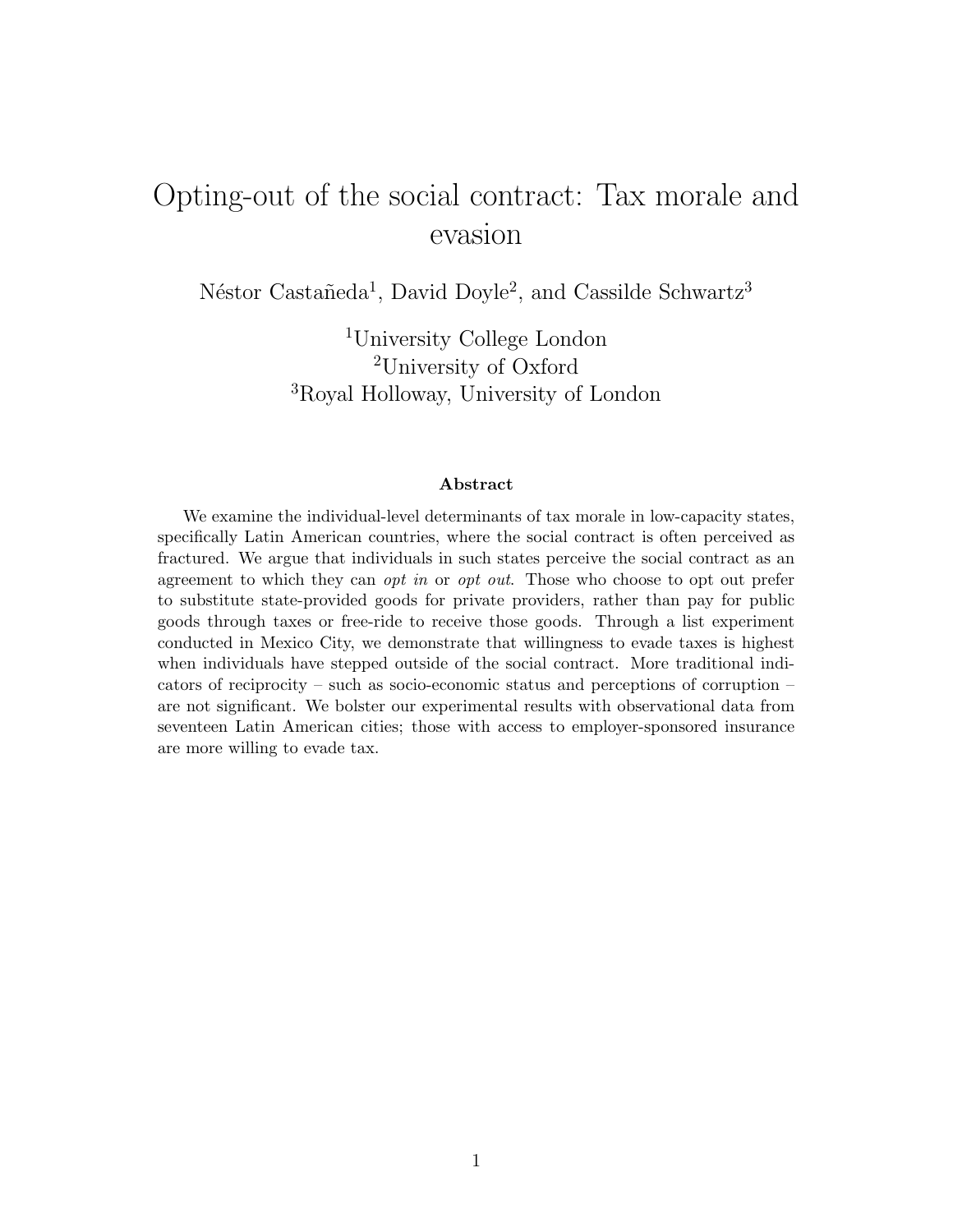# Opting-out of the social contract: Tax morale and evasion

Néstor Castañeda[1], David Doyle[2], and Cassilde Schwartz[3]

[1]University College London
[2]University of Oxford
[3]Royal Holloway, University of London

### Abstract

We examine the individual-level determinants of tax morale in low-capacity states, specifically Latin American countries, where the social contract is often perceived as fractured. We argue that individuals in such states perceive the social contract as an agreement to which they can *opt in* or *opt out*. Those who choose to opt out prefer to substitute state-provided goods for private providers, rather than pay for public goods through taxes or free-ride to receive those goods. Through a list experiment conducted in Mexico City, we demonstrate that willingness to evade taxes is highest when individuals have stepped outside of the social contract. More traditional indicators of reciprocity – such as socio-economic status and perceptions of corruption – are not significant. We bolster our experimental results with observational data from seventeen Latin American cities; those with access to employer-sponsored insurance are more willing to evade tax.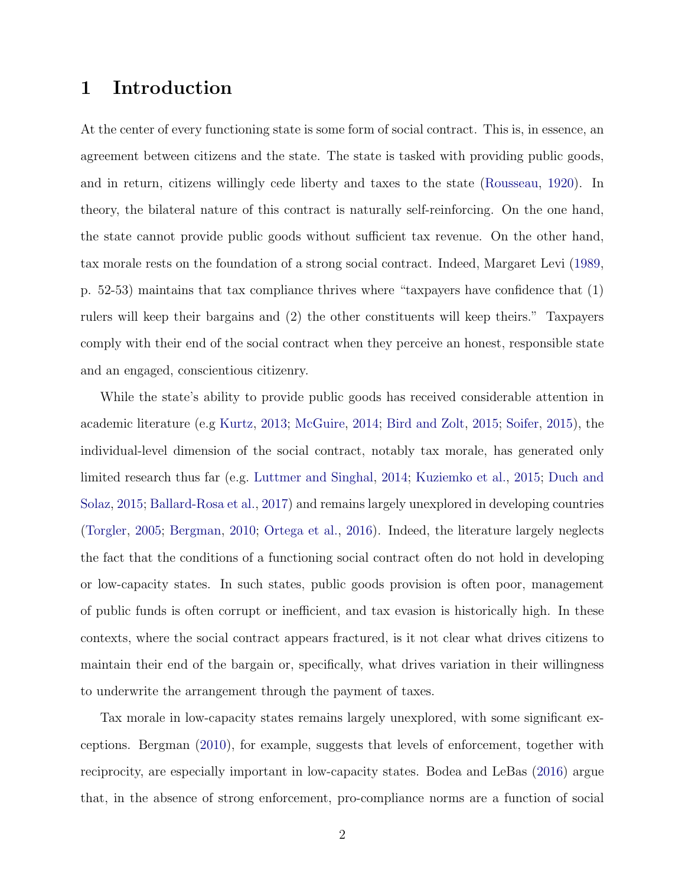# 1 Introduction

At the center of every functioning state is some form of social contract. This is, in essence, an agreement between citizens and the state. The state is tasked with providing public goods, and in return, citizens willingly cede liberty and taxes to the state (Rousseau, 1920). In theory, the bilateral nature of this contract is naturally self-reinforcing. On the one hand, the state cannot provide public goods without sufficient tax revenue. On the other hand, tax morale rests on the foundation of a strong social contract. Indeed, Margaret Levi (1989, p. 52-53) maintains that tax compliance thrives where "taxpayers have confidence that (1) rulers will keep their bargains and (2) the other constituents will keep theirs." Taxpayers comply with their end of the social contract when they perceive an honest, responsible state and an engaged, conscientious citizenry.

While the state's ability to provide public goods has received considerable attention in academic literature (e.g Kurtz, 2013; McGuire, 2014; Bird and Zolt, 2015; Soifer, 2015), the individual-level dimension of the social contract, notably tax morale, has generated only limited research thus far (e.g. Luttmer and Singhal, 2014; Kuziemko et al., 2015; Duch and Solaz, 2015; Ballard-Rosa et al., 2017) and remains largely unexplored in developing countries (Torgler, 2005; Bergman, 2010; Ortega et al., 2016). Indeed, the literature largely neglects the fact that the conditions of a functioning social contract often do not hold in developing or low-capacity states. In such states, public goods provision is often poor, management of public funds is often corrupt or inefficient, and tax evasion is historically high. In these contexts, where the social contract appears fractured, is it not clear what drives citizens to maintain their end of the bargain or, specifically, what drives variation in their willingness to underwrite the arrangement through the payment of taxes.

Tax morale in low-capacity states remains largely unexplored, with some significant exceptions. Bergman (2010), for example, suggests that levels of enforcement, together with reciprocity, are especially important in low-capacity states. Bodea and LeBas (2016) argue that, in the absence of strong enforcement, pro-compliance norms are a function of social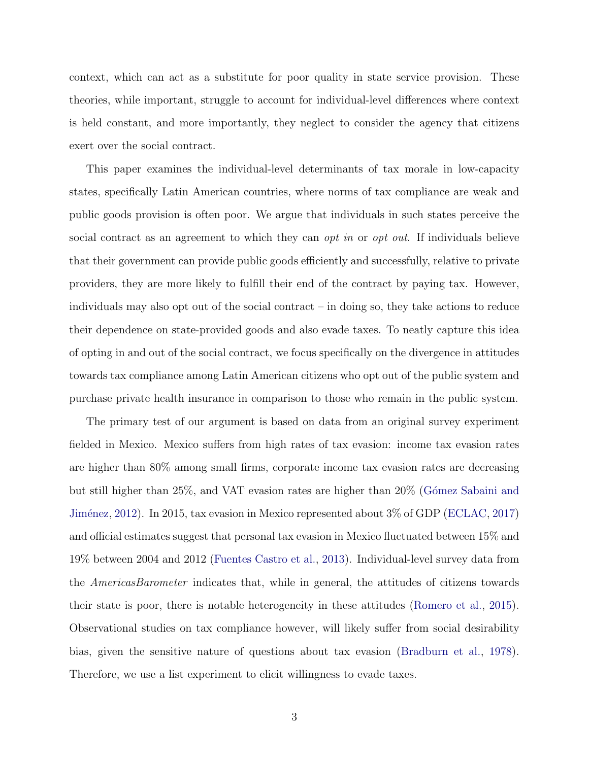context, which can act as a substitute for poor quality in state service provision. These theories, while important, struggle to account for individual-level differences where context is held constant, and more importantly, they neglect to consider the agency that citizens exert over the social contract.

This paper examines the individual-level determinants of tax morale in low-capacity states, specifically Latin American countries, where norms of tax compliance are weak and public goods provision is often poor. We argue that individuals in such states perceive the social contract as an agreement to which they can *opt in* or *opt out*. If individuals believe that their government can provide public goods efficiently and successfully, relative to private providers, they are more likely to fulfill their end of the contract by paying tax. However, individuals may also opt out of the social contract – in doing so, they take actions to reduce their dependence on state-provided goods and also evade taxes. To neatly capture this idea of opting in and out of the social contract, we focus specifically on the divergence in attitudes towards tax compliance among Latin American citizens who opt out of the public system and purchase private health insurance in comparison to those who remain in the public system.

The primary test of our argument is based on data from an original survey experiment fielded in Mexico. Mexico suffers from high rates of tax evasion: income tax evasion rates are higher than 80% among small firms, corporate income tax evasion rates are decreasing but still higher than 25%, and VAT evasion rates are higher than 20% (Gómez Sabaini and Jiménez, 2012). In 2015, tax evasion in Mexico represented about 3% of GDP (ECLAC, 2017) and official estimates suggest that personal tax evasion in Mexico fluctuated between 15% and 19% between 2004 and 2012 (Fuentes Castro et al., 2013). Individual-level survey data from the *AmericasBarometer* indicates that, while in general, the attitudes of citizens towards their state is poor, there is notable heterogeneity in these attitudes (Romero et al., 2015). Observational studies on tax compliance however, will likely suffer from social desirability bias, given the sensitive nature of questions about tax evasion (Bradburn et al., 1978). Therefore, we use a list experiment to elicit willingness to evade taxes.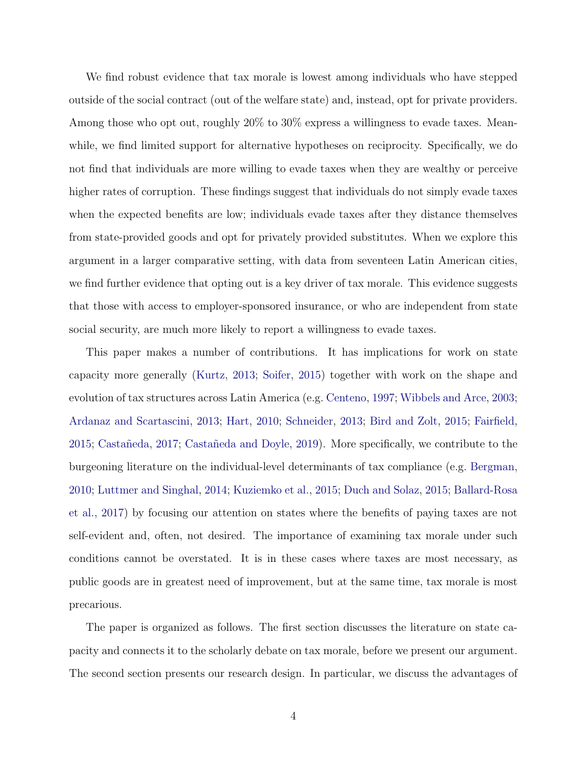We find robust evidence that tax morale is lowest among individuals who have stepped outside of the social contract (out of the welfare state) and, instead, opt for private providers. Among those who opt out, roughly 20% to 30% express a willingness to evade taxes. Meanwhile, we find limited support for alternative hypotheses on reciprocity. Specifically, we do not find that individuals are more willing to evade taxes when they are wealthy or perceive higher rates of corruption. These findings suggest that individuals do not simply evade taxes when the expected benefits are low; individuals evade taxes after they distance themselves from state-provided goods and opt for privately provided substitutes. When we explore this argument in a larger comparative setting, with data from seventeen Latin American cities, we find further evidence that opting out is a key driver of tax morale. This evidence suggests that those with access to employer-sponsored insurance, or who are independent from state social security, are much more likely to report a willingness to evade taxes.

This paper makes a number of contributions. It has implications for work on state capacity more generally (Kurtz, 2013; Soifer, 2015) together with work on the shape and evolution of tax structures across Latin America (e.g. Centeno, 1997; Wibbels and Arce, 2003; Ardanaz and Scartascini, 2013; Hart, 2010; Schneider, 2013; Bird and Zolt, 2015; Fairfield, 2015; Castañeda, 2017; Castañeda and Doyle, 2019). More specifically, we contribute to the burgeoning literature on the individual-level determinants of tax compliance (e.g. Bergman, 2010; Luttmer and Singhal, 2014; Kuziemko et al., 2015; Duch and Solaz, 2015; Ballard-Rosa et al., 2017) by focusing our attention on states where the benefits of paying taxes are not self-evident and, often, not desired. The importance of examining tax morale under such conditions cannot be overstated. It is in these cases where taxes are most necessary, as public goods are in greatest need of improvement, but at the same time, tax morale is most precarious.

The paper is organized as follows. The first section discusses the literature on state capacity and connects it to the scholarly debate on tax morale, before we present our argument. The second section presents our research design. In particular, we discuss the advantages of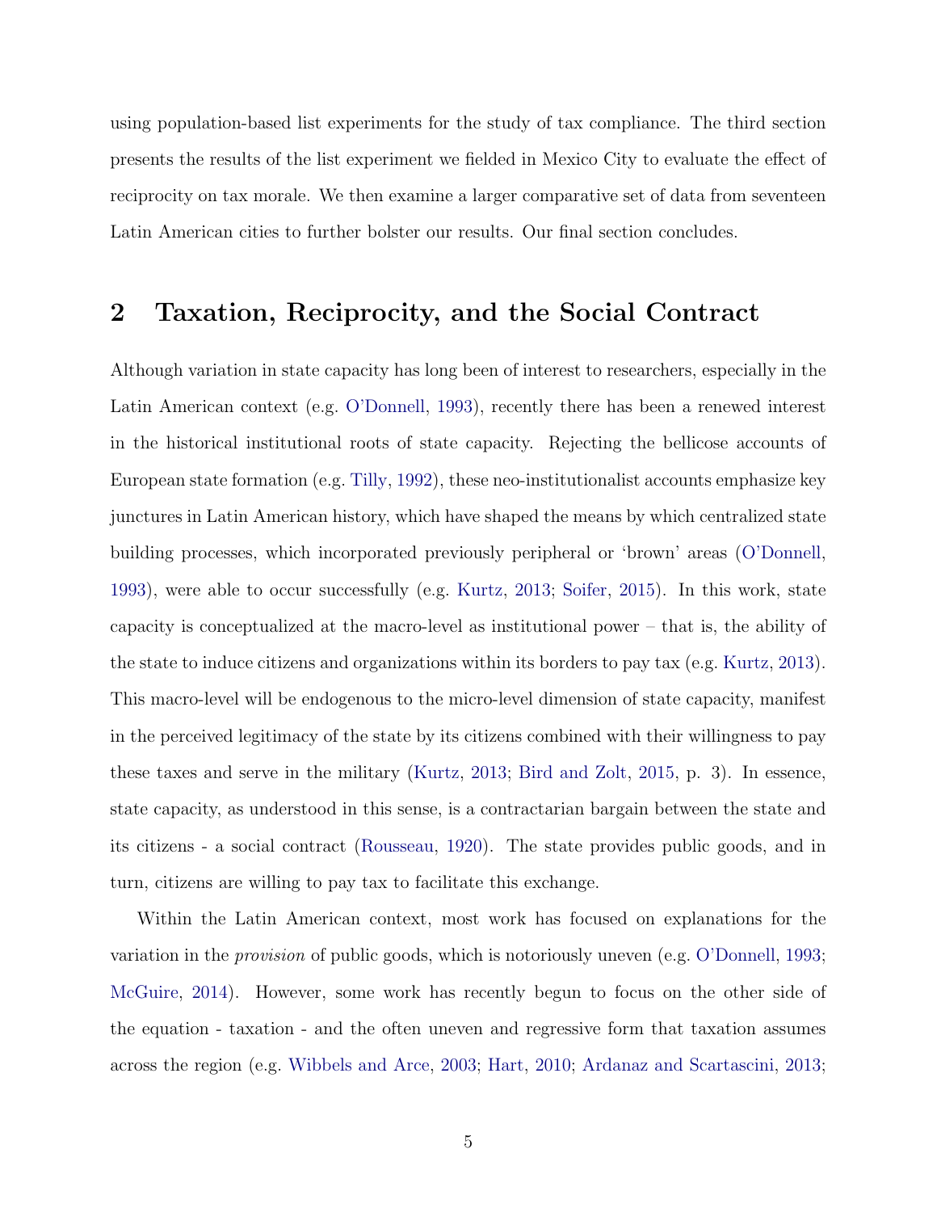using population-based list experiments for the study of tax compliance. The third section presents the results of the list experiment we fielded in Mexico City to evaluate the effect of reciprocity on tax morale. We then examine a larger comparative set of data from seventeen Latin American cities to further bolster our results. Our final section concludes.

## 2 Taxation, Reciprocity, and the Social Contract

Although variation in state capacity has long been of interest to researchers, especially in the Latin American context (e.g. O'Donnell, 1993), recently there has been a renewed interest in the historical institutional roots of state capacity. Rejecting the bellicose accounts of European state formation (e.g. Tilly, 1992), these neo-institutionalist accounts emphasize key junctures in Latin American history, which have shaped the means by which centralized state building processes, which incorporated previously peripheral or 'brown' areas (O'Donnell, 1993), were able to occur successfully (e.g. Kurtz, 2013; Soifer, 2015). In this work, state capacity is conceptualized at the macro-level as institutional power – that is, the ability of the state to induce citizens and organizations within its borders to pay tax (e.g. Kurtz, 2013). This macro-level will be endogenous to the micro-level dimension of state capacity, manifest in the perceived legitimacy of the state by its citizens combined with their willingness to pay these taxes and serve in the military (Kurtz, 2013; Bird and Zolt, 2015, p. 3). In essence, state capacity, as understood in this sense, is a contractarian bargain between the state and its citizens - a social contract (Rousseau, 1920). The state provides public goods, and in turn, citizens are willing to pay tax to facilitate this exchange.

Within the Latin American context, most work has focused on explanations for the variation in the *provision* of public goods, which is notoriously uneven (e.g. O'Donnell, 1993; McGuire, 2014). However, some work has recently begun to focus on the other side of the equation - taxation - and the often uneven and regressive form that taxation assumes across the region (e.g. Wibbels and Arce, 2003; Hart, 2010; Ardanaz and Scartascini, 2013;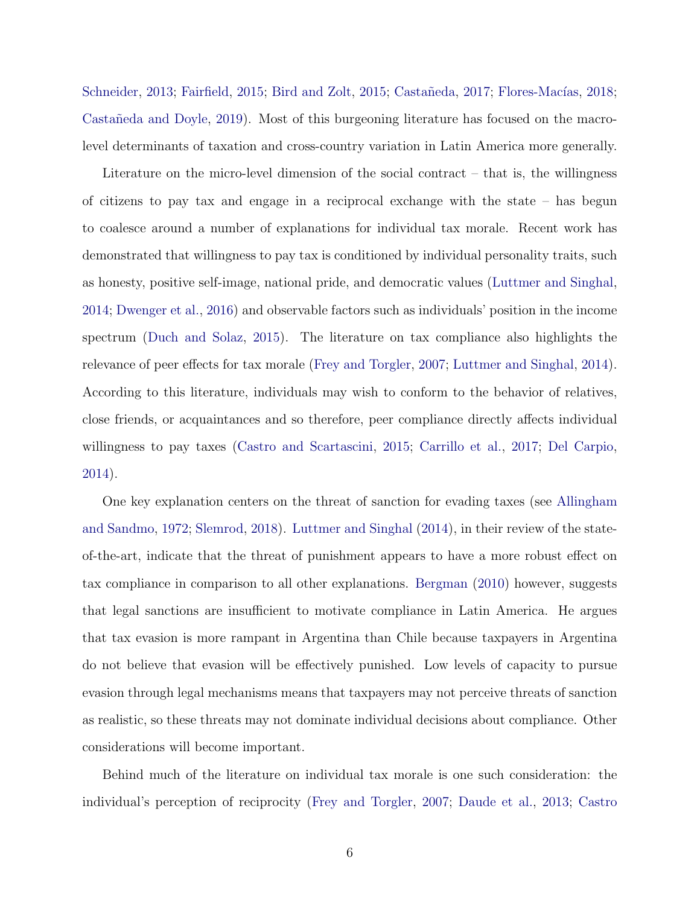Schneider, 2013; Fairfield, 2015; Bird and Zolt, 2015; Castañeda, 2017; Flores-Macías, 2018; Castañeda and Doyle, 2019). Most of this burgeoning literature has focused on the macro-level determinants of taxation and cross-country variation in Latin America more generally.

Literature on the micro-level dimension of the social contract – that is, the willingness of citizens to pay tax and engage in a reciprocal exchange with the state – has begun to coalesce around a number of explanations for individual tax morale. Recent work has demonstrated that willingness to pay tax is conditioned by individual personality traits, such as honesty, positive self-image, national pride, and democratic values (Luttmer and Singhal, 2014; Dwenger et al., 2016) and observable factors such as individuals' position in the income spectrum (Duch and Solaz, 2015). The literature on tax compliance also highlights the relevance of peer effects for tax morale (Frey and Torgler, 2007; Luttmer and Singhal, 2014). According to this literature, individuals may wish to conform to the behavior of relatives, close friends, or acquaintances and so therefore, peer compliance directly affects individual willingness to pay taxes (Castro and Scartascini, 2015; Carrillo et al., 2017; Del Carpio, 2014).

One key explanation centers on the threat of sanction for evading taxes (see Allingham and Sandmo, 1972; Slemrod, 2018). Luttmer and Singhal (2014), in their review of the state-of-the-art, indicate that the threat of punishment appears to have a more robust effect on tax compliance in comparison to all other explanations. Bergman (2010) however, suggests that legal sanctions are insufficient to motivate compliance in Latin America. He argues that tax evasion is more rampant in Argentina than Chile because taxpayers in Argentina do not believe that evasion will be effectively punished. Low levels of capacity to pursue evasion through legal mechanisms means that taxpayers may not perceive threats of sanction as realistic, so these threats may not dominate individual decisions about compliance. Other considerations will become important.

Behind much of the literature on individual tax morale is one such consideration: the individual's perception of reciprocity (Frey and Torgler, 2007; Daude et al., 2013; Castro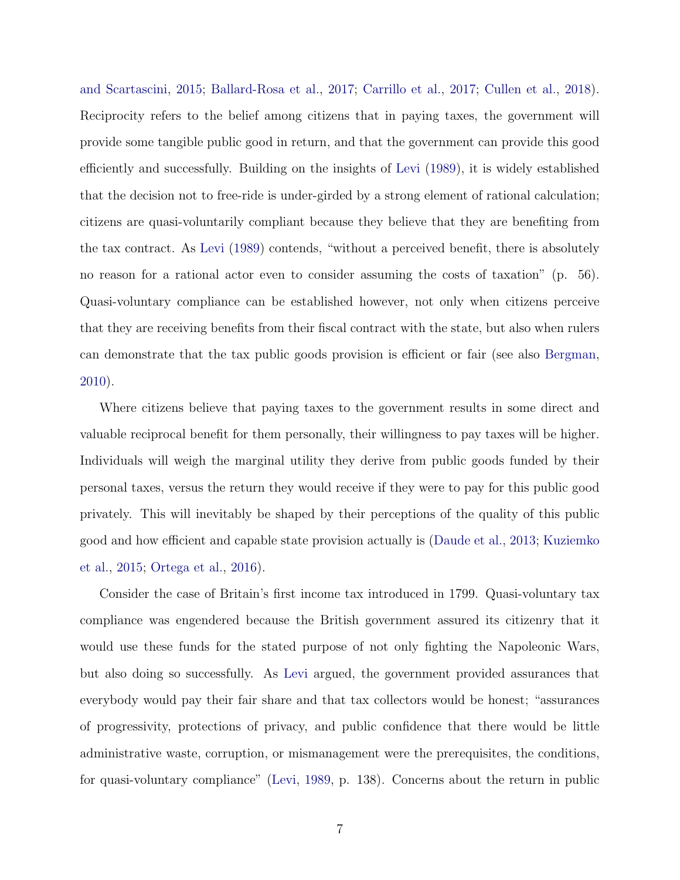and Scartascini, 2015; Ballard-Rosa et al., 2017; Carrillo et al., 2017; Cullen et al., 2018). Reciprocity refers to the belief among citizens that in paying taxes, the government will provide some tangible public good in return, and that the government can provide this good efficiently and successfully. Building on the insights of Levi (1989), it is widely established that the decision not to free-ride is under-girded by a strong element of rational calculation; citizens are quasi-voluntarily compliant because they believe that they are benefiting from the tax contract. As Levi (1989) contends, "without a perceived benefit, there is absolutely no reason for a rational actor even to consider assuming the costs of taxation" (p. 56). Quasi-voluntary compliance can be established however, not only when citizens perceive that they are receiving benefits from their fiscal contract with the state, but also when rulers can demonstrate that the tax public goods provision is efficient or fair (see also Bergman, 2010).

Where citizens believe that paying taxes to the government results in some direct and valuable reciprocal benefit for them personally, their willingness to pay taxes will be higher. Individuals will weigh the marginal utility they derive from public goods funded by their personal taxes, versus the return they would receive if they were to pay for this public good privately. This will inevitably be shaped by their perceptions of the quality of this public good and how efficient and capable state provision actually is (Daude et al., 2013; Kuziemko et al., 2015; Ortega et al., 2016).

Consider the case of Britain's first income tax introduced in 1799. Quasi-voluntary tax compliance was engendered because the British government assured its citizenry that it would use these funds for the stated purpose of not only fighting the Napoleonic Wars, but also doing so successfully. As Levi argued, the government provided assurances that everybody would pay their fair share and that tax collectors would be honest; "assurances of progressivity, protections of privacy, and public confidence that there would be little administrative waste, corruption, or mismanagement were the prerequisites, the conditions, for quasi-voluntary compliance" (Levi, 1989, p. 138). Concerns about the return in public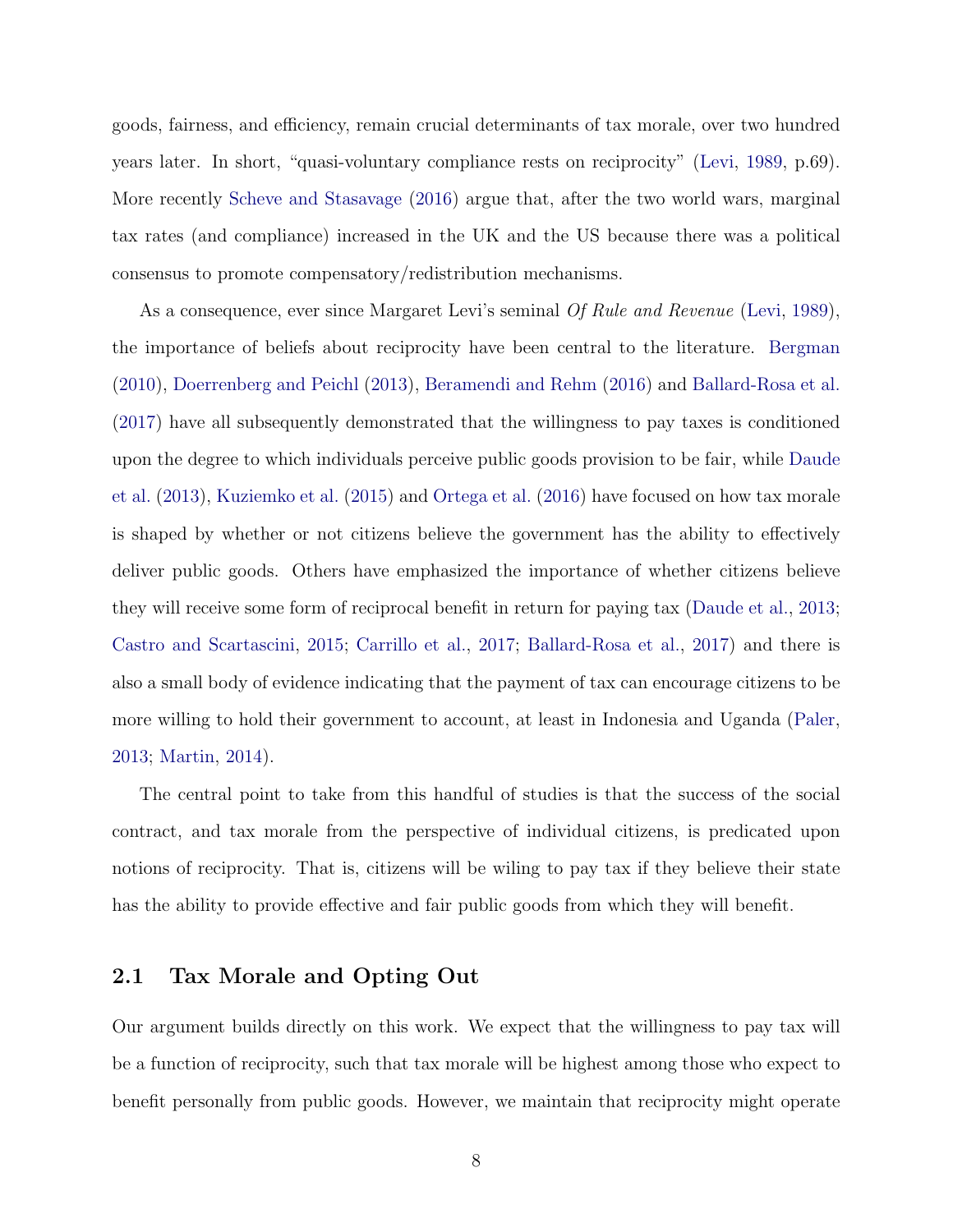goods, fairness, and efficiency, remain crucial determinants of tax morale, over two hundred years later. In short, "quasi-voluntary compliance rests on reciprocity" (Levi, 1989, p.69). More recently Scheve and Stasavage (2016) argue that, after the two world wars, marginal tax rates (and compliance) increased in the UK and the US because there was a political consensus to promote compensatory/redistribution mechanisms.

As a consequence, ever since Margaret Levi's seminal *Of Rule and Revenue* (Levi, 1989), the importance of beliefs about reciprocity have been central to the literature. Bergman (2010), Doerrenberg and Peichl (2013), Beramendi and Rehm (2016) and Ballard-Rosa et al. (2017) have all subsequently demonstrated that the willingness to pay taxes is conditioned upon the degree to which individuals perceive public goods provision to be fair, while Daude et al. (2013), Kuziemko et al. (2015) and Ortega et al. (2016) have focused on how tax morale is shaped by whether or not citizens believe the government has the ability to effectively deliver public goods. Others have emphasized the importance of whether citizens believe they will receive some form of reciprocal benefit in return for paying tax (Daude et al., 2013; Castro and Scartascini, 2015; Carrillo et al., 2017; Ballard-Rosa et al., 2017) and there is also a small body of evidence indicating that the payment of tax can encourage citizens to be more willing to hold their government to account, at least in Indonesia and Uganda (Paler, 2013; Martin, 2014).

The central point to take from this handful of studies is that the success of the social contract, and tax morale from the perspective of individual citizens, is predicated upon notions of reciprocity. That is, citizens will be wiling to pay tax if they believe their state has the ability to provide effective and fair public goods from which they will benefit.

## 2.1 Tax Morale and Opting Out

Our argument builds directly on this work. We expect that the willingness to pay tax will be a function of reciprocity, such that tax morale will be highest among those who expect to benefit personally from public goods. However, we maintain that reciprocity might operate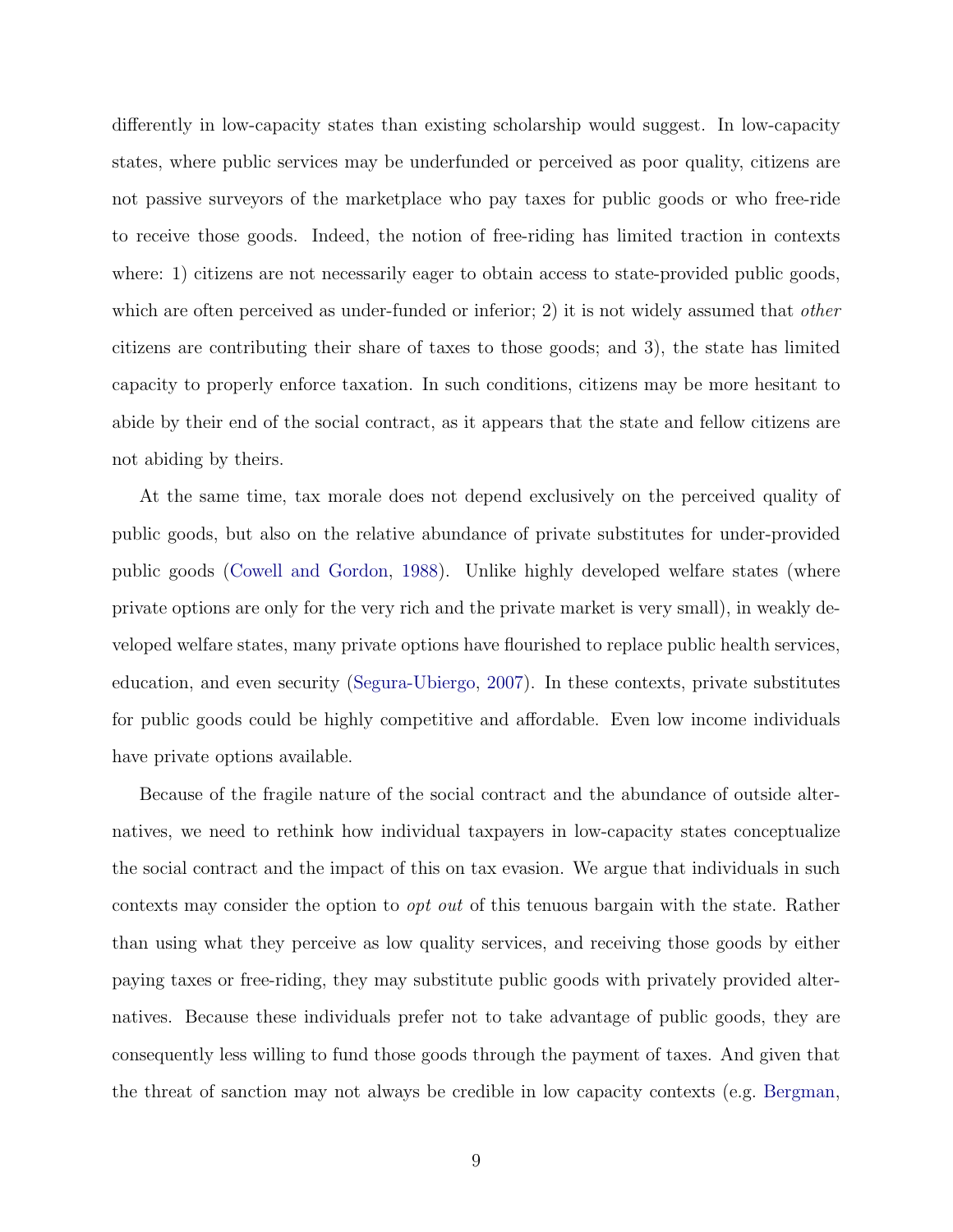differently in low-capacity states than existing scholarship would suggest. In low-capacity states, where public services may be underfunded or perceived as poor quality, citizens are not passive surveyors of the marketplace who pay taxes for public goods or who free-ride to receive those goods. Indeed, the notion of free-riding has limited traction in contexts where: 1) citizens are not necessarily eager to obtain access to state-provided public goods, which are often perceived as under-funded or inferior; 2) it is not widely assumed that *other* citizens are contributing their share of taxes to those goods; and 3), the state has limited capacity to properly enforce taxation. In such conditions, citizens may be more hesitant to abide by their end of the social contract, as it appears that the state and fellow citizens are not abiding by theirs.

At the same time, tax morale does not depend exclusively on the perceived quality of public goods, but also on the relative abundance of private substitutes for under-provided public goods (Cowell and Gordon, 1988). Unlike highly developed welfare states (where private options are only for the very rich and the private market is very small), in weakly developed welfare states, many private options have flourished to replace public health services, education, and even security (Segura-Ubiergo, 2007). In these contexts, private substitutes for public goods could be highly competitive and affordable. Even low income individuals have private options available.

Because of the fragile nature of the social contract and the abundance of outside alternatives, we need to rethink how individual taxpayers in low-capacity states conceptualize the social contract and the impact of this on tax evasion. We argue that individuals in such contexts may consider the option to *opt out* of this tenuous bargain with the state. Rather than using what they perceive as low quality services, and receiving those goods by either paying taxes or free-riding, they may substitute public goods with privately provided alternatives. Because these individuals prefer not to take advantage of public goods, they are consequently less willing to fund those goods through the payment of taxes. And given that the threat of sanction may not always be credible in low capacity contexts (e.g. Bergman,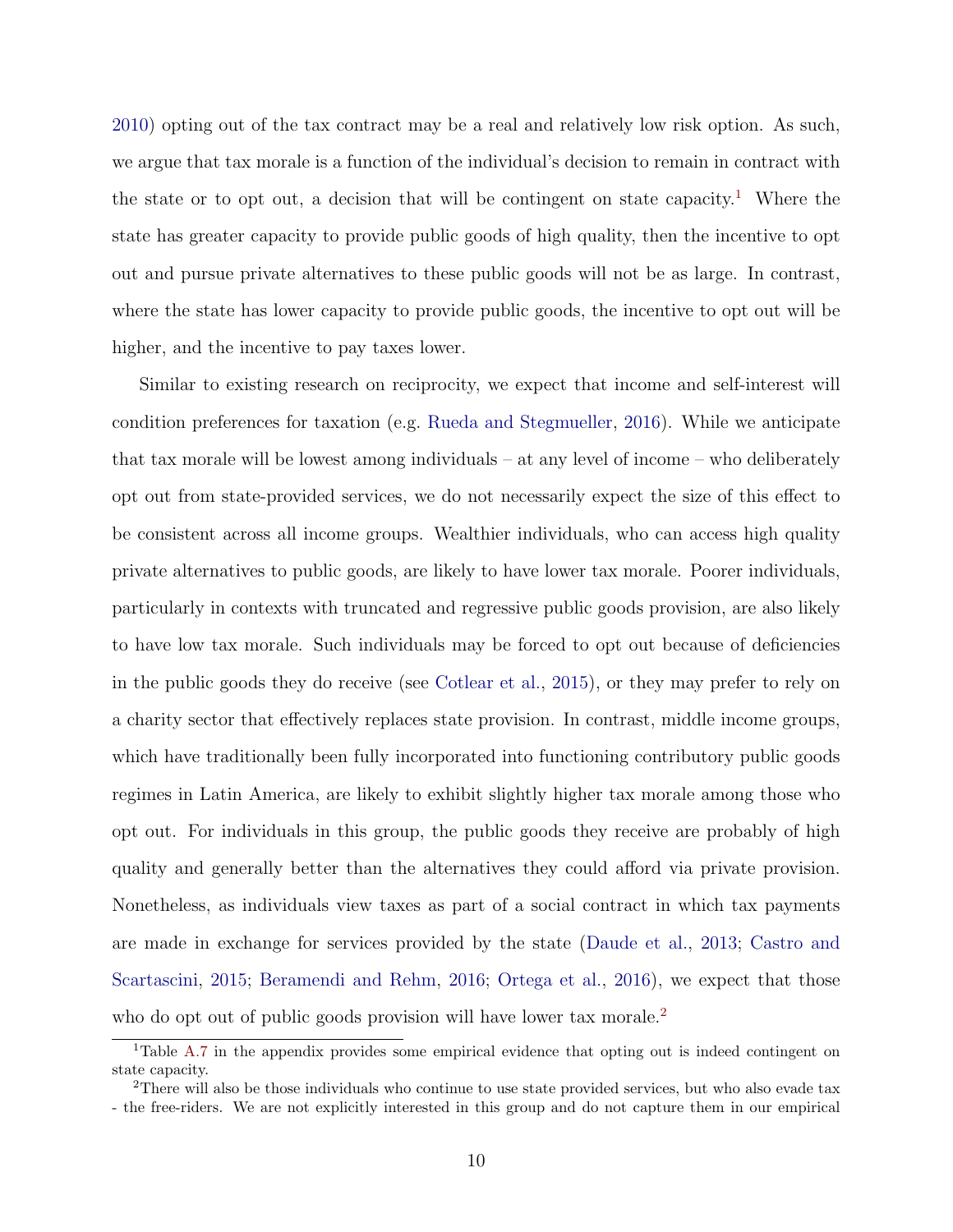2010) opting out of the tax contract may be a real and relatively low risk option. As such, we argue that tax morale is a function of the individual's decision to remain in contract with the state or to opt out, a decision that will be contingent on state capacity.[1] Where the state has greater capacity to provide public goods of high quality, then the incentive to opt out and pursue private alternatives to these public goods will not be as large. In contrast, where the state has lower capacity to provide public goods, the incentive to opt out will be higher, and the incentive to pay taxes lower.

Similar to existing research on reciprocity, we expect that income and self-interest will condition preferences for taxation (e.g. Rueda and Stegmueller, 2016). While we anticipate that tax morale will be lowest among individuals – at any level of income – who deliberately opt out from state-provided services, we do not necessarily expect the size of this effect to be consistent across all income groups. Wealthier individuals, who can access high quality private alternatives to public goods, are likely to have lower tax morale. Poorer individuals, particularly in contexts with truncated and regressive public goods provision, are also likely to have low tax morale. Such individuals may be forced to opt out because of deficiencies in the public goods they do receive (see Cotlear et al., 2015), or they may prefer to rely on a charity sector that effectively replaces state provision. In contrast, middle income groups, which have traditionally been fully incorporated into functioning contributory public goods regimes in Latin America, are likely to exhibit slightly higher tax morale among those who opt out. For individuals in this group, the public goods they receive are probably of high quality and generally better than the alternatives they could afford via private provision. Nonetheless, as individuals view taxes as part of a social contract in which tax payments are made in exchange for services provided by the state (Daude et al., 2013; Castro and Scartascini, 2015; Beramendi and Rehm, 2016; Ortega et al., 2016), we expect that those who do opt out of public goods provision will have lower tax morale.[2]

[1] Table A.7 in the appendix provides some empirical evidence that opting out is indeed contingent on state capacity.

[2] There will also be those individuals who continue to use state provided services, but who also evade tax - the free-riders. We are not explicitly interested in this group and do not capture them in our empirical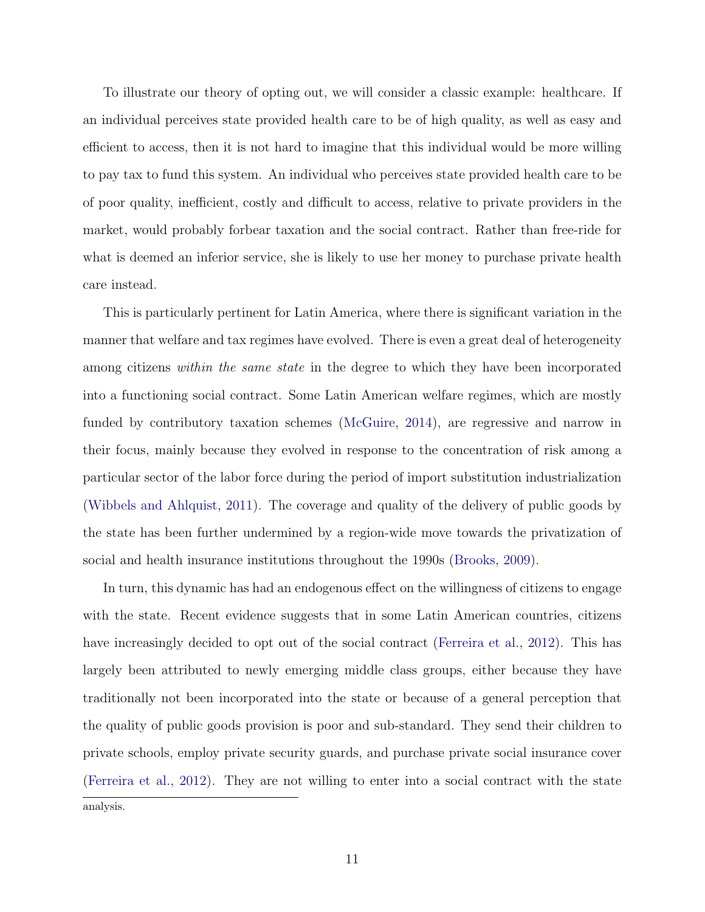To illustrate our theory of opting out, we will consider a classic example: healthcare. If an individual perceives state provided health care to be of high quality, as well as easy and efficient to access, then it is not hard to imagine that this individual would be more willing to pay tax to fund this system. An individual who perceives state provided health care to be of poor quality, inefficient, costly and difficult to access, relative to private providers in the market, would probably forbear taxation and the social contract. Rather than free-ride for what is deemed an inferior service, she is likely to use her money to purchase private health care instead.

This is particularly pertinent for Latin America, where there is significant variation in the manner that welfare and tax regimes have evolved. There is even a great deal of heterogeneity among citizens *within the same state* in the degree to which they have been incorporated into a functioning social contract. Some Latin American welfare regimes, which are mostly funded by contributory taxation schemes (McGuire, 2014), are regressive and narrow in their focus, mainly because they evolved in response to the concentration of risk among a particular sector of the labor force during the period of import substitution industrialization (Wibbels and Ahlquist, 2011). The coverage and quality of the delivery of public goods by the state has been further undermined by a region-wide move towards the privatization of social and health insurance institutions throughout the 1990s (Brooks, 2009).

In turn, this dynamic has had an endogenous effect on the willingness of citizens to engage with the state. Recent evidence suggests that in some Latin American countries, citizens have increasingly decided to opt out of the social contract (Ferreira et al., 2012). This has largely been attributed to newly emerging middle class groups, either because they have traditionally not been incorporated into the state or because of a general perception that the quality of public goods provision is poor and sub-standard. They send their children to private schools, employ private security guards, and purchase private social insurance cover (Ferreira et al., 2012). They are not willing to enter into a social contract with the state

analysis.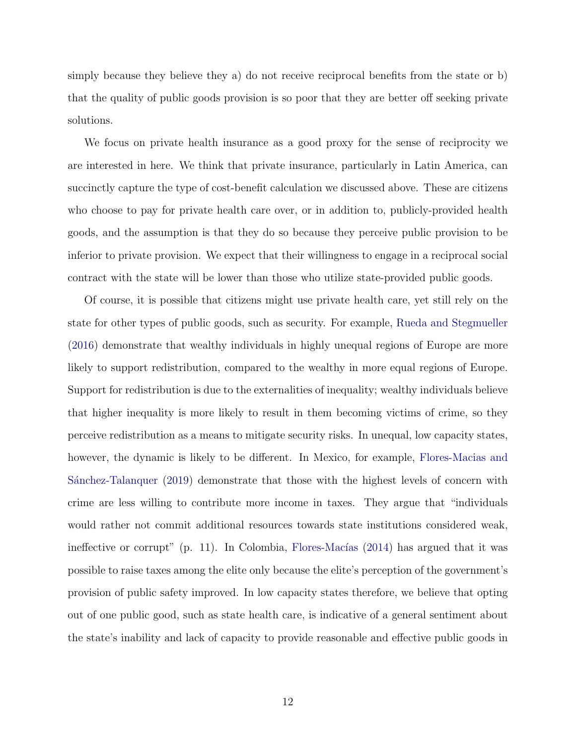simply because they believe they a) do not receive reciprocal benefits from the state or b) that the quality of public goods provision is so poor that they are better off seeking private solutions.

We focus on private health insurance as a good proxy for the sense of reciprocity we are interested in here. We think that private insurance, particularly in Latin America, can succinctly capture the type of cost-benefit calculation we discussed above. These are citizens who choose to pay for private health care over, or in addition to, publicly-provided health goods, and the assumption is that they do so because they perceive public provision to be inferior to private provision. We expect that their willingness to engage in a reciprocal social contract with the state will be lower than those who utilize state-provided public goods.

Of course, it is possible that citizens might use private health care, yet still rely on the state for other types of public goods, such as security. For example, Rueda and Stegmueller (2016) demonstrate that wealthy individuals in highly unequal regions of Europe are more likely to support redistribution, compared to the wealthy in more equal regions of Europe. Support for redistribution is due to the externalities of inequality; wealthy individuals believe that higher inequality is more likely to result in them becoming victims of crime, so they perceive redistribution as a means to mitigate security risks. In unequal, low capacity states, however, the dynamic is likely to be different. In Mexico, for example, Flores-Macias and Sánchez-Talanquer (2019) demonstrate that those with the highest levels of concern with crime are less willing to contribute more income in taxes. They argue that "individuals would rather not commit additional resources towards state institutions considered weak, ineffective or corrupt" (p. 11). In Colombia, Flores-Macías (2014) has argued that it was possible to raise taxes among the elite only because the elite's perception of the government's provision of public safety improved. In low capacity states therefore, we believe that opting out of one public good, such as state health care, is indicative of a general sentiment about the state's inability and lack of capacity to provide reasonable and effective public goods in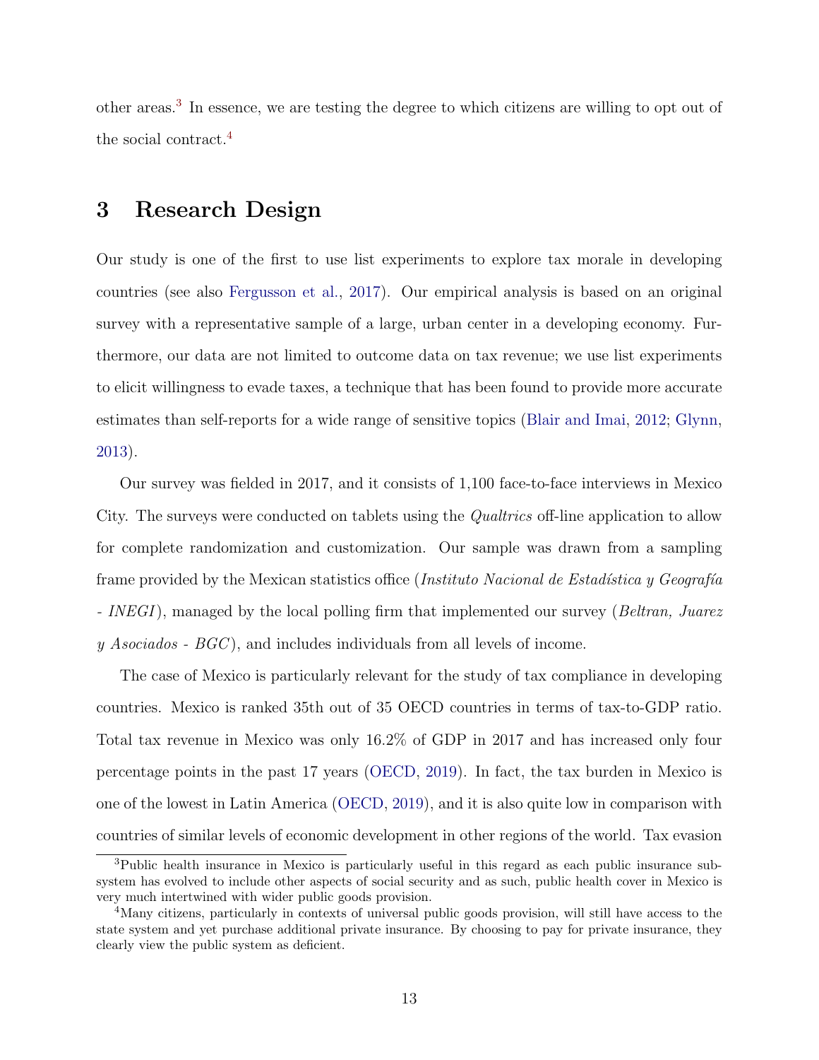other areas.[3] In essence, we are testing the degree to which citizens are willing to opt out of the social contract.[4]

# 3 Research Design

Our study is one of the first to use list experiments to explore tax morale in developing countries (see also Fergusson et al., 2017). Our empirical analysis is based on an original survey with a representative sample of a large, urban center in a developing economy. Furthermore, our data are not limited to outcome data on tax revenue; we use list experiments to elicit willingness to evade taxes, a technique that has been found to provide more accurate estimates than self-reports for a wide range of sensitive topics (Blair and Imai, 2012; Glynn, 2013).

Our survey was fielded in 2017, and it consists of 1,100 face-to-face interviews in Mexico City. The surveys were conducted on tablets using the *Qualtrics* off-line application to allow for complete randomization and customization. Our sample was drawn from a sampling frame provided by the Mexican statistics office (*Instituto Nacional de Estadística y Geografía - INEGI*), managed by the local polling firm that implemented our survey (*Beltran, Juarez y Asociados - BGC*), and includes individuals from all levels of income.

The case of Mexico is particularly relevant for the study of tax compliance in developing countries. Mexico is ranked 35th out of 35 OECD countries in terms of tax-to-GDP ratio. Total tax revenue in Mexico was only 16.2% of GDP in 2017 and has increased only four percentage points in the past 17 years (OECD, 2019). In fact, the tax burden in Mexico is one of the lowest in Latin America (OECD, 2019), and it is also quite low in comparison with countries of similar levels of economic development in other regions of the world. Tax evasion

[3]Public health insurance in Mexico is particularly useful in this regard as each public insurance subsystem has evolved to include other aspects of social security and as such, public health cover in Mexico is very much intertwined with wider public goods provision.

[4]Many citizens, particularly in contexts of universal public goods provision, will still have access to the state system and yet purchase additional private insurance. By choosing to pay for private insurance, they clearly view the public system as deficient.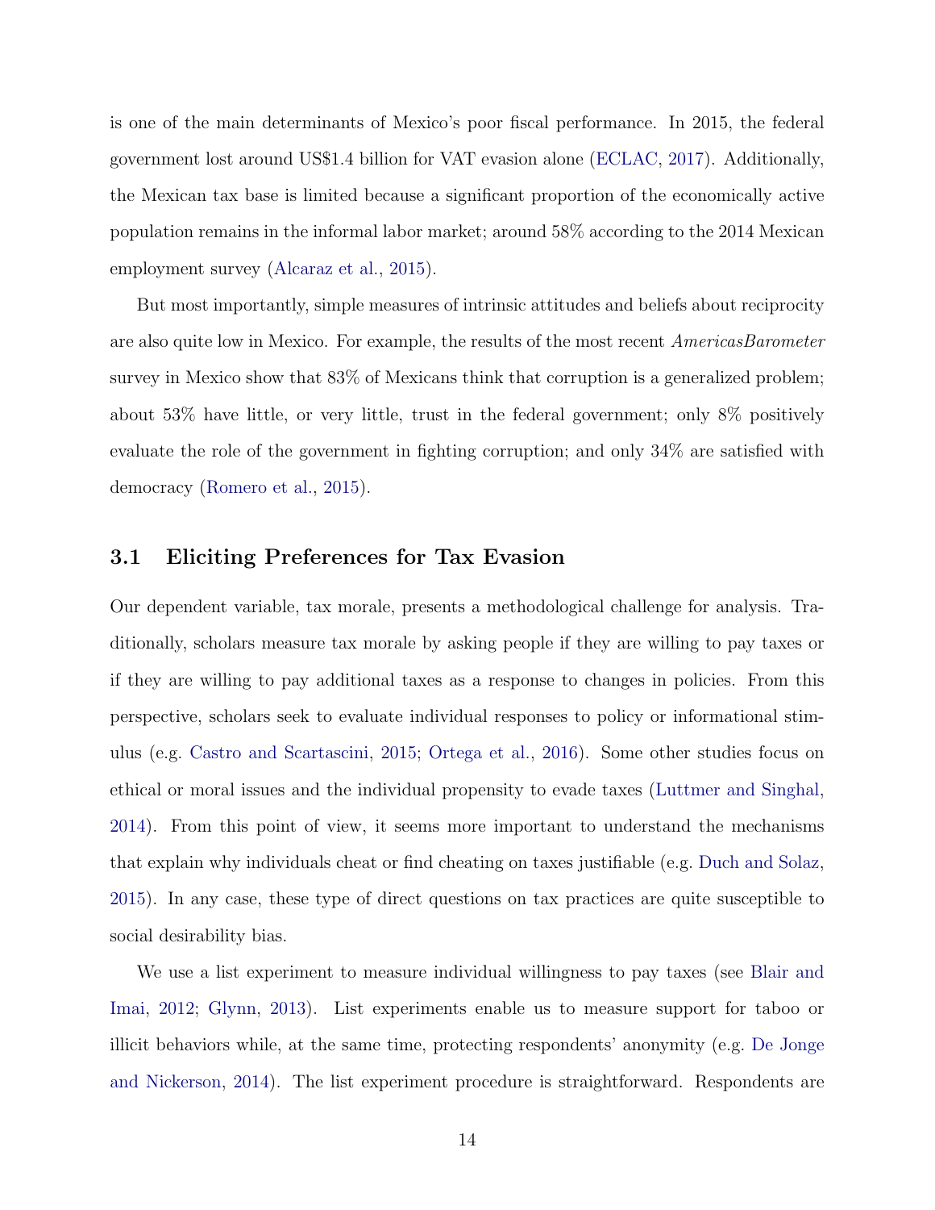is one of the main determinants of Mexico's poor fiscal performance. In 2015, the federal government lost around US$1.4 billion for VAT evasion alone (ECLAC, 2017). Additionally, the Mexican tax base is limited because a significant proportion of the economically active population remains in the informal labor market; around 58% according to the 2014 Mexican employment survey (Alcaraz et al., 2015).

But most importantly, simple measures of intrinsic attitudes and beliefs about reciprocity are also quite low in Mexico. For example, the results of the most recent *AmericasBarometer* survey in Mexico show that 83% of Mexicans think that corruption is a generalized problem; about 53% have little, or very little, trust in the federal government; only 8% positively evaluate the role of the government in fighting corruption; and only 34% are satisfied with democracy (Romero et al., 2015).

## 3.1 Eliciting Preferences for Tax Evasion

Our dependent variable, tax morale, presents a methodological challenge for analysis. Traditionally, scholars measure tax morale by asking people if they are willing to pay taxes or if they are willing to pay additional taxes as a response to changes in policies. From this perspective, scholars seek to evaluate individual responses to policy or informational stimulus (e.g. Castro and Scartascini, 2015; Ortega et al., 2016). Some other studies focus on ethical or moral issues and the individual propensity to evade taxes (Luttmer and Singhal, 2014). From this point of view, it seems more important to understand the mechanisms that explain why individuals cheat or find cheating on taxes justifiable (e.g. Duch and Solaz, 2015). In any case, these type of direct questions on tax practices are quite susceptible to social desirability bias.

We use a list experiment to measure individual willingness to pay taxes (see Blair and Imai, 2012; Glynn, 2013). List experiments enable us to measure support for taboo or illicit behaviors while, at the same time, protecting respondents' anonymity (e.g. De Jonge and Nickerson, 2014). The list experiment procedure is straightforward. Respondents are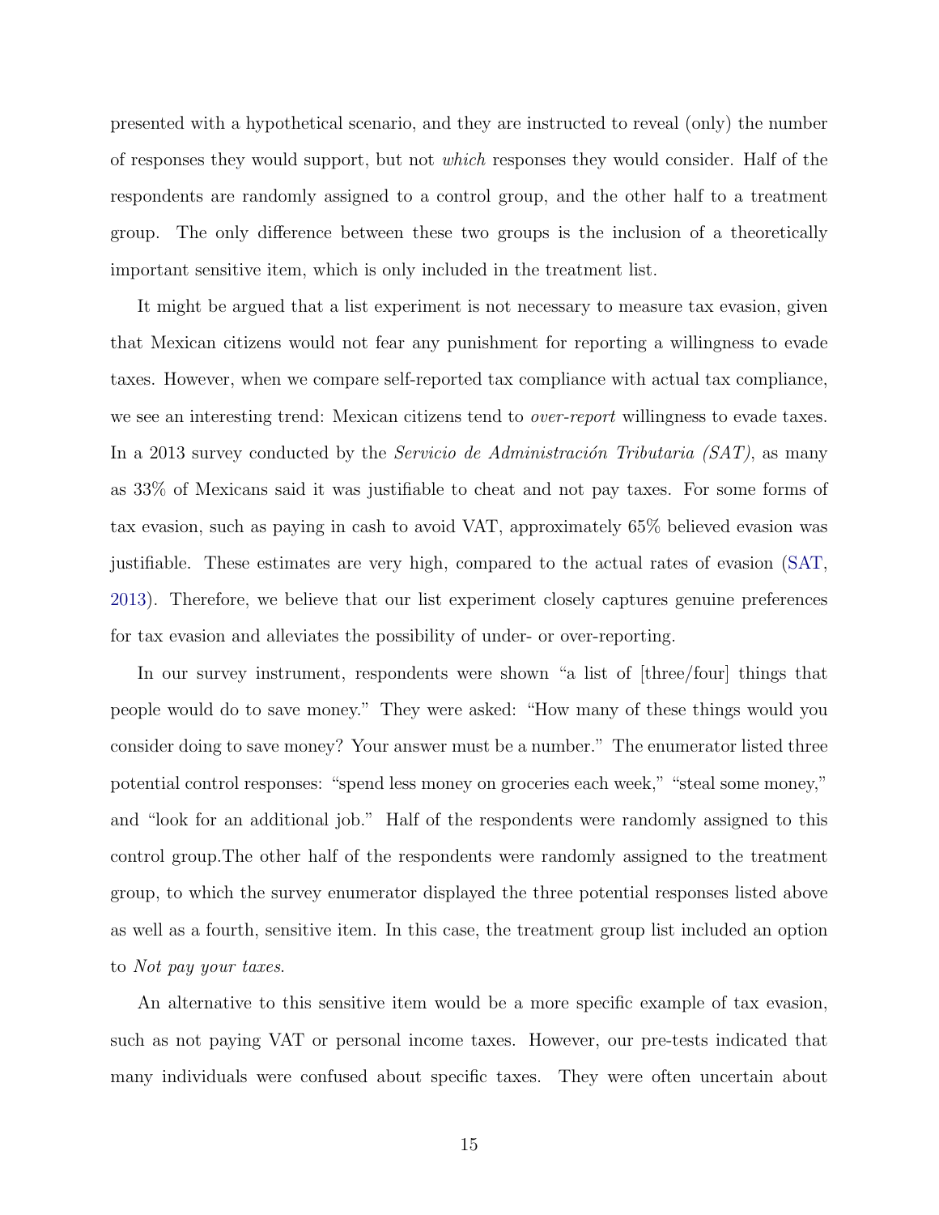presented with a hypothetical scenario, and they are instructed to reveal (only) the number of responses they would support, but not *which* responses they would consider. Half of the respondents are randomly assigned to a control group, and the other half to a treatment group. The only difference between these two groups is the inclusion of a theoretically important sensitive item, which is only included in the treatment list.

It might be argued that a list experiment is not necessary to measure tax evasion, given that Mexican citizens would not fear any punishment for reporting a willingness to evade taxes. However, when we compare self-reported tax compliance with actual tax compliance, we see an interesting trend: Mexican citizens tend to *over-report* willingness to evade taxes. In a 2013 survey conducted by the *Servicio de Administración Tributaria (SAT)*, as many as 33% of Mexicans said it was justifiable to cheat and not pay taxes. For some forms of tax evasion, such as paying in cash to avoid VAT, approximately 65% believed evasion was justifiable. These estimates are very high, compared to the actual rates of evasion (SAT, 2013). Therefore, we believe that our list experiment closely captures genuine preferences for tax evasion and alleviates the possibility of under- or over-reporting.

In our survey instrument, respondents were shown "a list of [three/four] things that people would do to save money." They were asked: "How many of these things would you consider doing to save money? Your answer must be a number." The enumerator listed three potential control responses: "spend less money on groceries each week," "steal some money," and "look for an additional job." Half of the respondents were randomly assigned to this control group.The other half of the respondents were randomly assigned to the treatment group, to which the survey enumerator displayed the three potential responses listed above as well as a fourth, sensitive item. In this case, the treatment group list included an option to *Not pay your taxes*.

An alternative to this sensitive item would be a more specific example of tax evasion, such as not paying VAT or personal income taxes. However, our pre-tests indicated that many individuals were confused about specific taxes. They were often uncertain about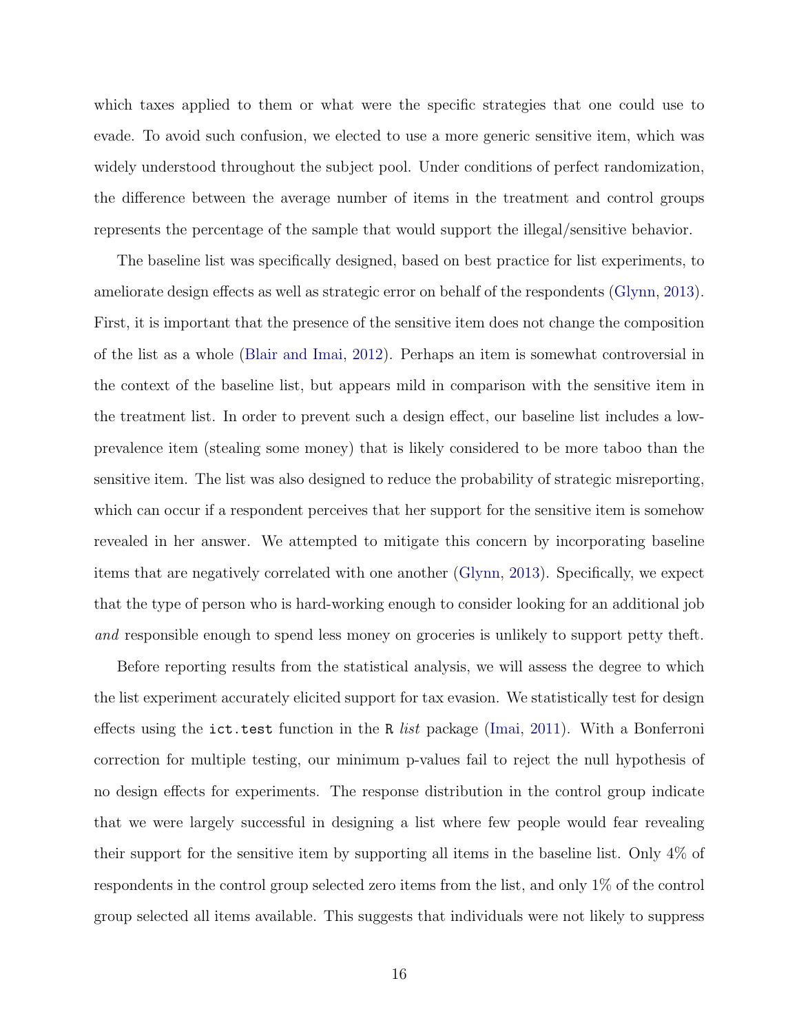which taxes applied to them or what were the specific strategies that one could use to evade. To avoid such confusion, we elected to use a more generic sensitive item, which was widely understood throughout the subject pool. Under conditions of perfect randomization, the difference between the average number of items in the treatment and control groups represents the percentage of the sample that would support the illegal/sensitive behavior.

The baseline list was specifically designed, based on best practice for list experiments, to ameliorate design effects as well as strategic error on behalf of the respondents (Glynn, 2013). First, it is important that the presence of the sensitive item does not change the composition of the list as a whole (Blair and Imai, 2012). Perhaps an item is somewhat controversial in the context of the baseline list, but appears mild in comparison with the sensitive item in the treatment list. In order to prevent such a design effect, our baseline list includes a low-prevalence item (stealing some money) that is likely considered to be more taboo than the sensitive item. The list was also designed to reduce the probability of strategic misreporting, which can occur if a respondent perceives that her support for the sensitive item is somehow revealed in her answer. We attempted to mitigate this concern by incorporating baseline items that are negatively correlated with one another (Glynn, 2013). Specifically, we expect that the type of person who is hard-working enough to consider looking for an additional job *and* responsible enough to spend less money on groceries is unlikely to support petty theft.

Before reporting results from the statistical analysis, we will assess the degree to which the list experiment accurately elicited support for tax evasion. We statistically test for design effects using the `ict.test` function in the `R` *list* package (Imai, 2011). With a Bonferroni correction for multiple testing, our minimum p-values fail to reject the null hypothesis of no design effects for experiments. The response distribution in the control group indicate that we were largely successful in designing a list where few people would fear revealing their support for the sensitive item by supporting all items in the baseline list. Only 4% of respondents in the control group selected zero items from the list, and only 1% of the control group selected all items available. This suggests that individuals were not likely to suppress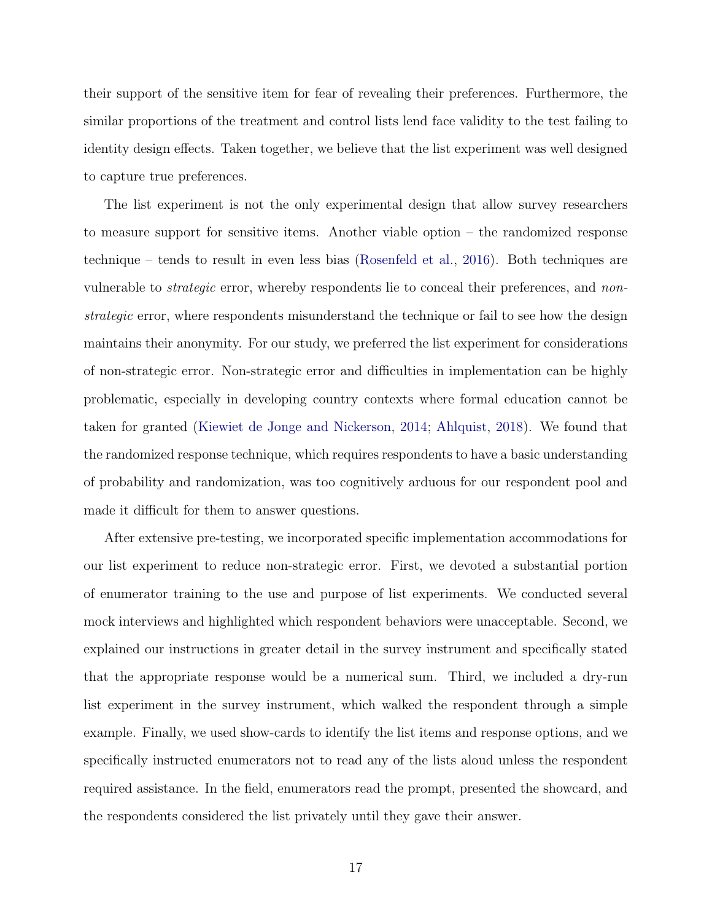their support of the sensitive item for fear of revealing their preferences. Furthermore, the similar proportions of the treatment and control lists lend face validity to the test failing to identity design effects. Taken together, we believe that the list experiment was well designed to capture true preferences.

The list experiment is not the only experimental design that allow survey researchers to measure support for sensitive items. Another viable option – the randomized response technique – tends to result in even less bias (Rosenfeld et al., 2016). Both techniques are vulnerable to *strategic* error, whereby respondents lie to conceal their preferences, and *non-strategic* error, where respondents misunderstand the technique or fail to see how the design maintains their anonymity. For our study, we preferred the list experiment for considerations of non-strategic error. Non-strategic error and difficulties in implementation can be highly problematic, especially in developing country contexts where formal education cannot be taken for granted (Kiewiet de Jonge and Nickerson, 2014; Ahlquist, 2018). We found that the randomized response technique, which requires respondents to have a basic understanding of probability and randomization, was too cognitively arduous for our respondent pool and made it difficult for them to answer questions.

After extensive pre-testing, we incorporated specific implementation accommodations for our list experiment to reduce non-strategic error. First, we devoted a substantial portion of enumerator training to the use and purpose of list experiments. We conducted several mock interviews and highlighted which respondent behaviors were unacceptable. Second, we explained our instructions in greater detail in the survey instrument and specifically stated that the appropriate response would be a numerical sum. Third, we included a dry-run list experiment in the survey instrument, which walked the respondent through a simple example. Finally, we used show-cards to identify the list items and response options, and we specifically instructed enumerators not to read any of the lists aloud unless the respondent required assistance. In the field, enumerators read the prompt, presented the showcard, and the respondents considered the list privately until they gave their answer.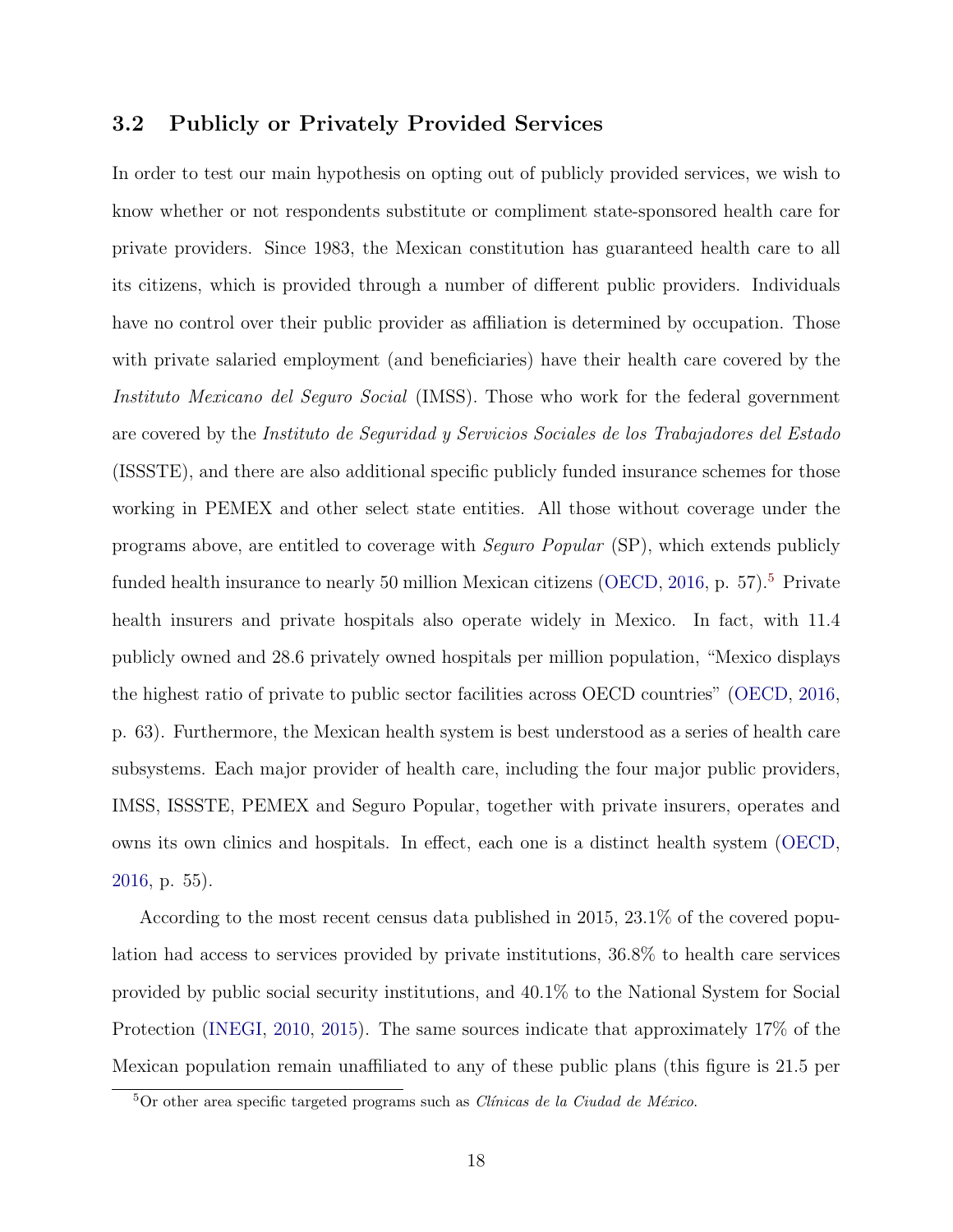### 3.2 Publicly or Privately Provided Services

In order to test our main hypothesis on opting out of publicly provided services, we wish to know whether or not respondents substitute or compliment state-sponsored health care for private providers. Since 1983, the Mexican constitution has guaranteed health care to all its citizens, which is provided through a number of different public providers. Individuals have no control over their public provider as affiliation is determined by occupation. Those with private salaried employment (and beneficiaries) have their health care covered by the *Instituto Mexicano del Seguro Social* (IMSS). Those who work for the federal government are covered by the *Instituto de Seguridad y Servicios Sociales de los Trabajadores del Estado* (ISSSTE), and there are also additional specific publicly funded insurance schemes for those working in PEMEX and other select state entities. All those without coverage under the programs above, are entitled to coverage with *Seguro Popular* (SP), which extends publicly funded health insurance to nearly 50 million Mexican citizens (OECD, 2016, p. 57).[5] Private health insurers and private hospitals also operate widely in Mexico. In fact, with 11.4 publicly owned and 28.6 privately owned hospitals per million population, "Mexico displays the highest ratio of private to public sector facilities across OECD countries" (OECD, 2016, p. 63). Furthermore, the Mexican health system is best understood as a series of health care subsystems. Each major provider of health care, including the four major public providers, IMSS, ISSSTE, PEMEX and Seguro Popular, together with private insurers, operates and owns its own clinics and hospitals. In effect, each one is a distinct health system (OECD, 2016, p. 55).

According to the most recent census data published in 2015, 23.1% of the covered population had access to services provided by private institutions, 36.8% to health care services provided by public social security institutions, and 40.1% to the National System for Social Protection (INEGI, 2010, 2015). The same sources indicate that approximately 17% of the Mexican population remain unaffiliated to any of these public plans (this figure is 21.5 per

[5] Or other area specific targeted programs such as *Clínicas de la Ciudad de México*.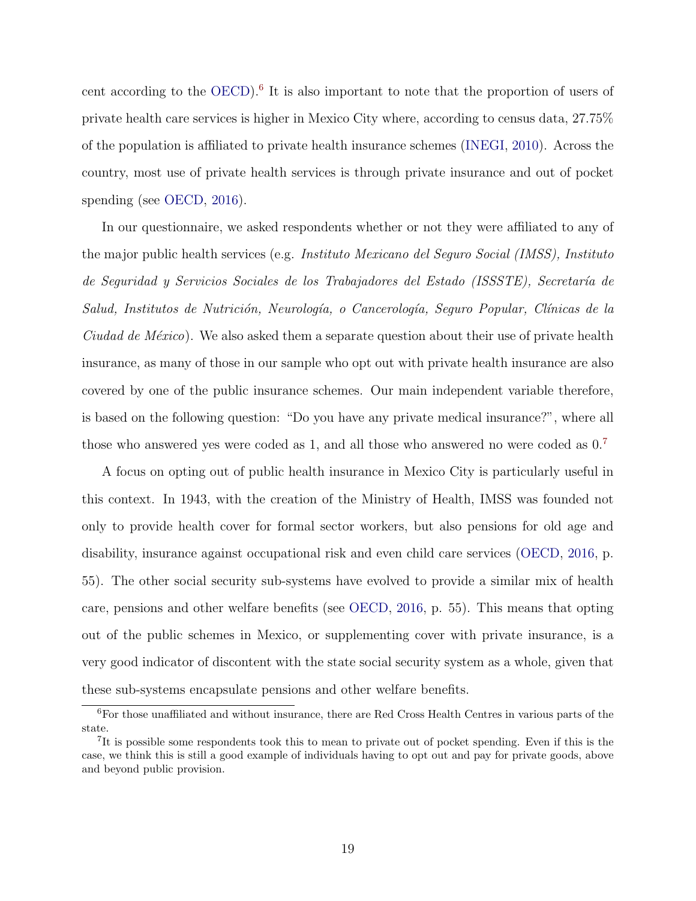cent according to the OECD).[6] It is also important to note that the proportion of users of private health care services is higher in Mexico City where, according to census data, 27.75% of the population is affiliated to private health insurance schemes (INEGI, 2010). Across the country, most use of private health services is through private insurance and out of pocket spending (see OECD, 2016).

In our questionnaire, we asked respondents whether or not they were affiliated to any of the major public health services (e.g. *Instituto Mexicano del Seguro Social (IMSS), Instituto de Seguridad y Servicios Sociales de los Trabajadores del Estado (ISSSTE), Secretaría de Salud, Institutos de Nutrición, Neurología, o Cancerología, Seguro Popular, Clínicas de la Ciudad de México*). We also asked them a separate question about their use of private health insurance, as many of those in our sample who opt out with private health insurance are also covered by one of the public insurance schemes. Our main independent variable therefore, is based on the following question: "Do you have any private medical insurance?", where all those who answered yes were coded as 1, and all those who answered no were coded as 0.[7]

A focus on opting out of public health insurance in Mexico City is particularly useful in this context. In 1943, with the creation of the Ministry of Health, IMSS was founded not only to provide health cover for formal sector workers, but also pensions for old age and disability, insurance against occupational risk and even child care services (OECD, 2016, p. 55). The other social security sub-systems have evolved to provide a similar mix of health care, pensions and other welfare benefits (see OECD, 2016, p. 55). This means that opting out of the public schemes in Mexico, or supplementing cover with private insurance, is a very good indicator of discontent with the state social security system as a whole, given that these sub-systems encapsulate pensions and other welfare benefits.

[6] For those unaffiliated and without insurance, there are Red Cross Health Centres in various parts of the state.

[7] It is possible some respondents took this to mean to private out of pocket spending. Even if this is the case, we think this is still a good example of individuals having to opt out and pay for private goods, above and beyond public provision.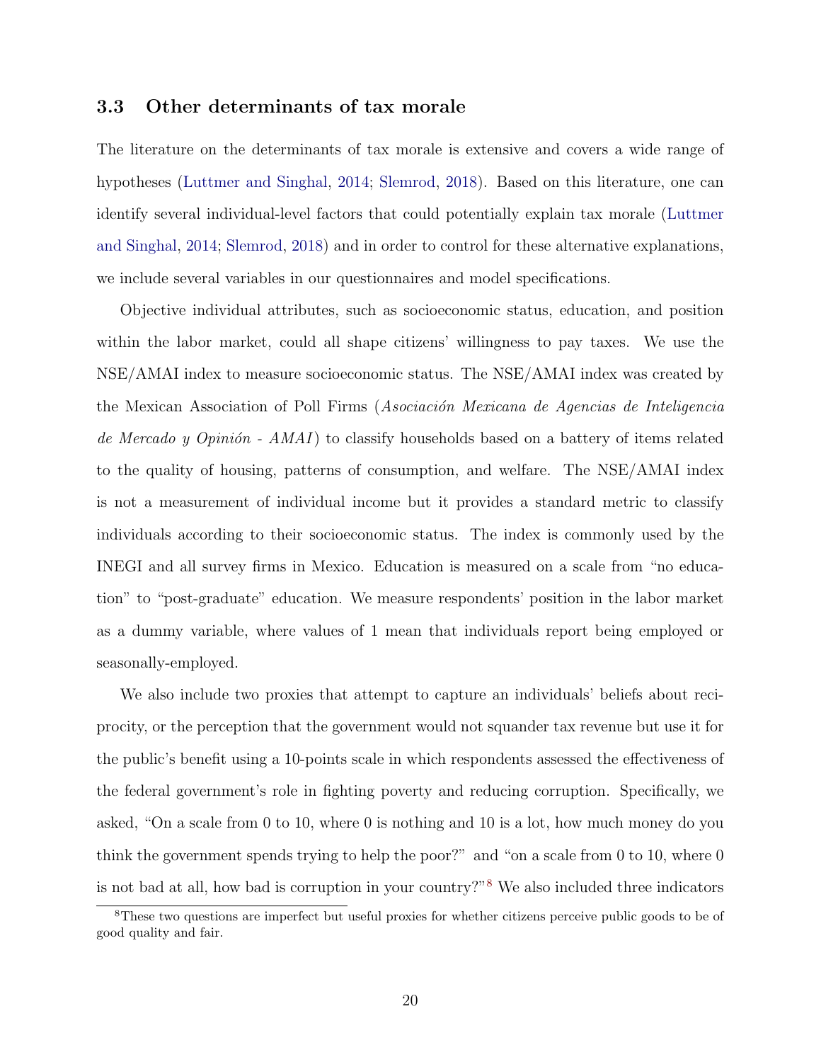### 3.3 Other determinants of tax morale

The literature on the determinants of tax morale is extensive and covers a wide range of hypotheses (Luttmer and Singhal, 2014; Slemrod, 2018). Based on this literature, one can identify several individual-level factors that could potentially explain tax morale (Luttmer and Singhal, 2014; Slemrod, 2018) and in order to control for these alternative explanations, we include several variables in our questionnaires and model specifications.

Objective individual attributes, such as socioeconomic status, education, and position within the labor market, could all shape citizens' willingness to pay taxes. We use the NSE/AMAI index to measure socioeconomic status. The NSE/AMAI index was created by the Mexican Association of Poll Firms (*Asociación Mexicana de Agencias de Inteligencia de Mercado y Opinión - AMAI*) to classify households based on a battery of items related to the quality of housing, patterns of consumption, and welfare. The NSE/AMAI index is not a measurement of individual income but it provides a standard metric to classify individuals according to their socioeconomic status. The index is commonly used by the INEGI and all survey firms in Mexico. Education is measured on a scale from "no education" to "post-graduate" education. We measure respondents' position in the labor market as a dummy variable, where values of 1 mean that individuals report being employed or seasonally-employed.

We also include two proxies that attempt to capture an individuals' beliefs about reciprocity, or the perception that the government would not squander tax revenue but use it for the public's benefit using a 10-points scale in which respondents assessed the effectiveness of the federal government's role in fighting poverty and reducing corruption. Specifically, we asked, "On a scale from 0 to 10, where 0 is nothing and 10 is a lot, how much money do you think the government spends trying to help the poor?" and "on a scale from 0 to 10, where 0 is not bad at all, how bad is corruption in your country?"[8] We also included three indicators

[8] These two questions are imperfect but useful proxies for whether citizens perceive public goods to be of good quality and fair.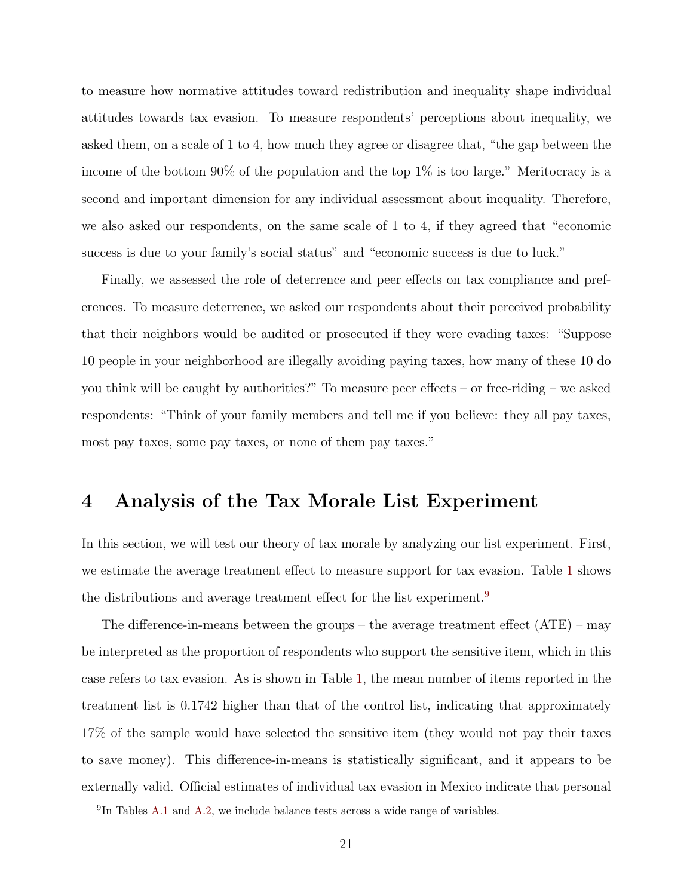to measure how normative attitudes toward redistribution and inequality shape individual attitudes towards tax evasion. To measure respondents' perceptions about inequality, we asked them, on a scale of 1 to 4, how much they agree or disagree that, "the gap between the income of the bottom 90% of the population and the top 1% is too large." Meritocracy is a second and important dimension for any individual assessment about inequality. Therefore, we also asked our respondents, on the same scale of 1 to 4, if they agreed that "economic success is due to your family's social status" and "economic success is due to luck."

Finally, we assessed the role of deterrence and peer effects on tax compliance and preferences. To measure deterrence, we asked our respondents about their perceived probability that their neighbors would be audited or prosecuted if they were evading taxes: "Suppose 10 people in your neighborhood are illegally avoiding paying taxes, how many of these 10 do you think will be caught by authorities?" To measure peer effects – or free-riding – we asked respondents: "Think of your family members and tell me if you believe: they all pay taxes, most pay taxes, some pay taxes, or none of them pay taxes."

# 4 Analysis of the Tax Morale List Experiment

In this section, we will test our theory of tax morale by analyzing our list experiment. First, we estimate the average treatment effect to measure support for tax evasion. Table 1 shows the distributions and average treatment effect for the list experiment.[9]

The difference-in-means between the groups – the average treatment effect (ATE) – may be interpreted as the proportion of respondents who support the sensitive item, which in this case refers to tax evasion. As is shown in Table 1, the mean number of items reported in the treatment list is 0.1742 higher than that of the control list, indicating that approximately 17% of the sample would have selected the sensitive item (they would not pay their taxes to save money). This difference-in-means is statistically significant, and it appears to be externally valid. Official estimates of individual tax evasion in Mexico indicate that personal

[9] In Tables A.1 and A.2, we include balance tests across a wide range of variables.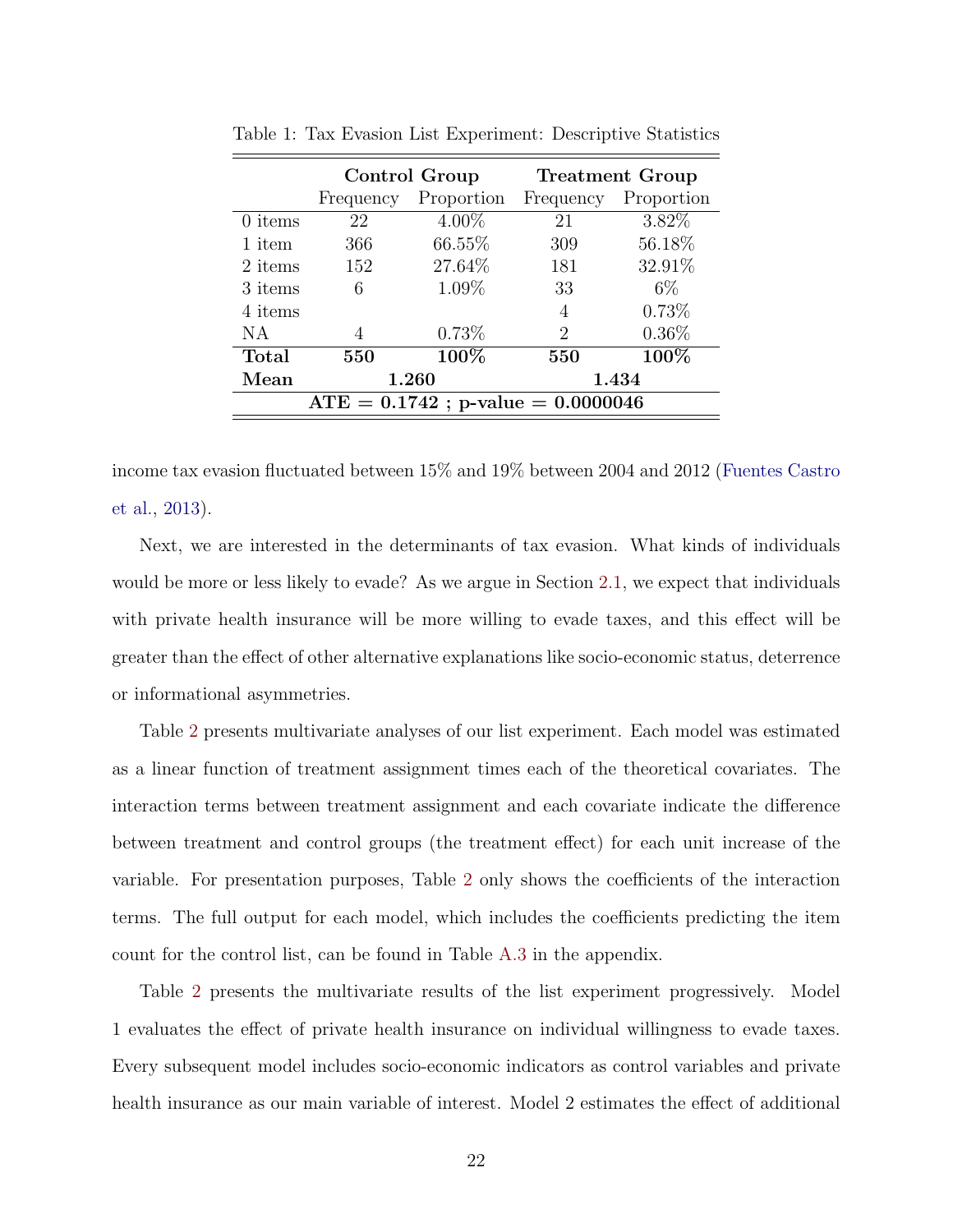Table 1: Tax Evasion List Experiment: Descriptive Statistics

| | **Control Group** | | **Treatment Group** | |
|---|---|---|---|---|
| | Frequency | Proportion | Frequency | Proportion |
| 0 items | 22 | 4.00% | 21 | 3.82% |
| 1 item | 366 | 66.55% | 309 | 56.18% |
| 2 items | 152 | 27.64% | 181 | 32.91% |
| 3 items | 6 | 1.09% | 33 | 6% |
| 4 items | | | 4 | 0.73% |
| NA | 4 | 0.73% | 2 | 0.36% |
| **Total** | **550** | **100%** | **550** | **100%** |
| **Mean** | **1.260** | | **1.434** | |
| **ATE = 0.1742 ; p-value = 0.0000046** | | | | |

income tax evasion fluctuated between 15% and 19% between 2004 and 2012 (Fuentes Castro et al., 2013).

Next, we are interested in the determinants of tax evasion. What kinds of individuals would be more or less likely to evade? As we argue in Section 2.1, we expect that individuals with private health insurance will be more willing to evade taxes, and this effect will be greater than the effect of other alternative explanations like socio-economic status, deterrence or informational asymmetries.

Table 2 presents multivariate analyses of our list experiment. Each model was estimated as a linear function of treatment assignment times each of the theoretical covariates. The interaction terms between treatment assignment and each covariate indicate the difference between treatment and control groups (the treatment effect) for each unit increase of the variable. For presentation purposes, Table 2 only shows the coefficients of the interaction terms. The full output for each model, which includes the coefficients predicting the item count for the control list, can be found in Table A.3 in the appendix.

Table 2 presents the multivariate results of the list experiment progressively. Model 1 evaluates the effect of private health insurance on individual willingness to evade taxes. Every subsequent model includes socio-economic indicators as control variables and private health insurance as our main variable of interest. Model 2 estimates the effect of additional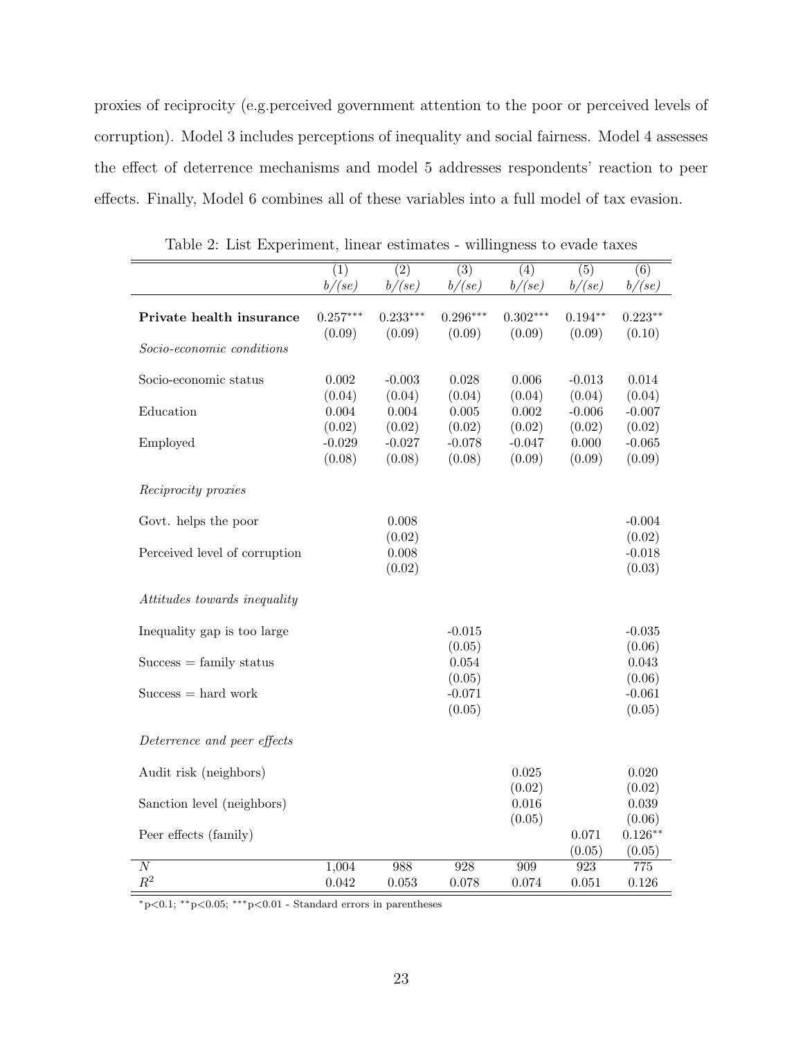proxies of reciprocity (e.g.perceived government attention to the poor or perceived levels of corruption). Model 3 includes perceptions of inequality and social fairness. Model 4 assesses the effect of deterrence mechanisms and model 5 addresses respondents' reaction to peer effects. Finally, Model 6 combines all of these variables into a full model of tax evasion.

Table 2: List Experiment, linear estimates - willingness to evade taxes

| | (1) | (2) | (3) | (4) | (5) | (6) |
|---|---|---|---|---|---|---|
| | *b/(se)* | *b/(se)* | *b/(se)* | *b/(se)* | *b/(se)* | *b/(se)* |
| **Private health insurance** | 0.257*** | 0.233*** | 0.296*** | 0.302*** | 0.194** | 0.223** |
| | (0.09) | (0.09) | (0.09) | (0.09) | (0.09) | (0.10) |
| *Socio-economic conditions* | | | | | | |
| Socio-economic status | 0.002 | -0.003 | 0.028 | 0.006 | -0.013 | 0.014 |
| | (0.04) | (0.04) | (0.04) | (0.04) | (0.04) | (0.04) |
| Education | 0.004 | 0.004 | 0.005 | 0.002 | -0.006 | -0.007 |
| | (0.02) | (0.02) | (0.02) | (0.02) | (0.02) | (0.02) |
| Employed | -0.029 | -0.027 | -0.078 | -0.047 | 0.000 | -0.065 |
| | (0.08) | (0.08) | (0.08) | (0.09) | (0.09) | (0.09) |
| *Reciprocity proxies* | | | | | | |
| Govt. helps the poor | | 0.008 | | | | -0.004 |
| | | (0.02) | | | | (0.02) |
| Perceived level of corruption | | 0.008 | | | | -0.018 |
| | | (0.02) | | | | (0.03) |
| *Attitudes towards inequality* | | | | | | |
| Inequality gap is too large | | | -0.015 | | | -0.035 |
| | | | (0.05) | | | (0.06) |
| Success = family status | | | 0.054 | | | 0.043 |
| | | | (0.05) | | | (0.06) |
| Success = hard work | | | -0.071 | | | -0.061 |
| | | | (0.05) | | | (0.05) |
| *Deterrence and peer effects* | | | | | | |
| Audit risk (neighbors) | | | | 0.025 | | 0.020 |
| | | | | (0.02) | | (0.02) |
| Sanction level (neighbors) | | | | 0.016 | | 0.039 |
| | | | | (0.05) | | (0.06) |
| Peer effects (family) | | | | | 0.071 | 0.126** |
| | | | | | (0.05) | (0.05) |
| $N$ | 1,004 | 988 | 928 | 909 | 923 | 775 |
| $R^2$ | 0.042 | 0.053 | 0.078 | 0.074 | 0.051 | 0.126 |

*p<0.1; **p<0.05; ***p<0.01 - Standard errors in parentheses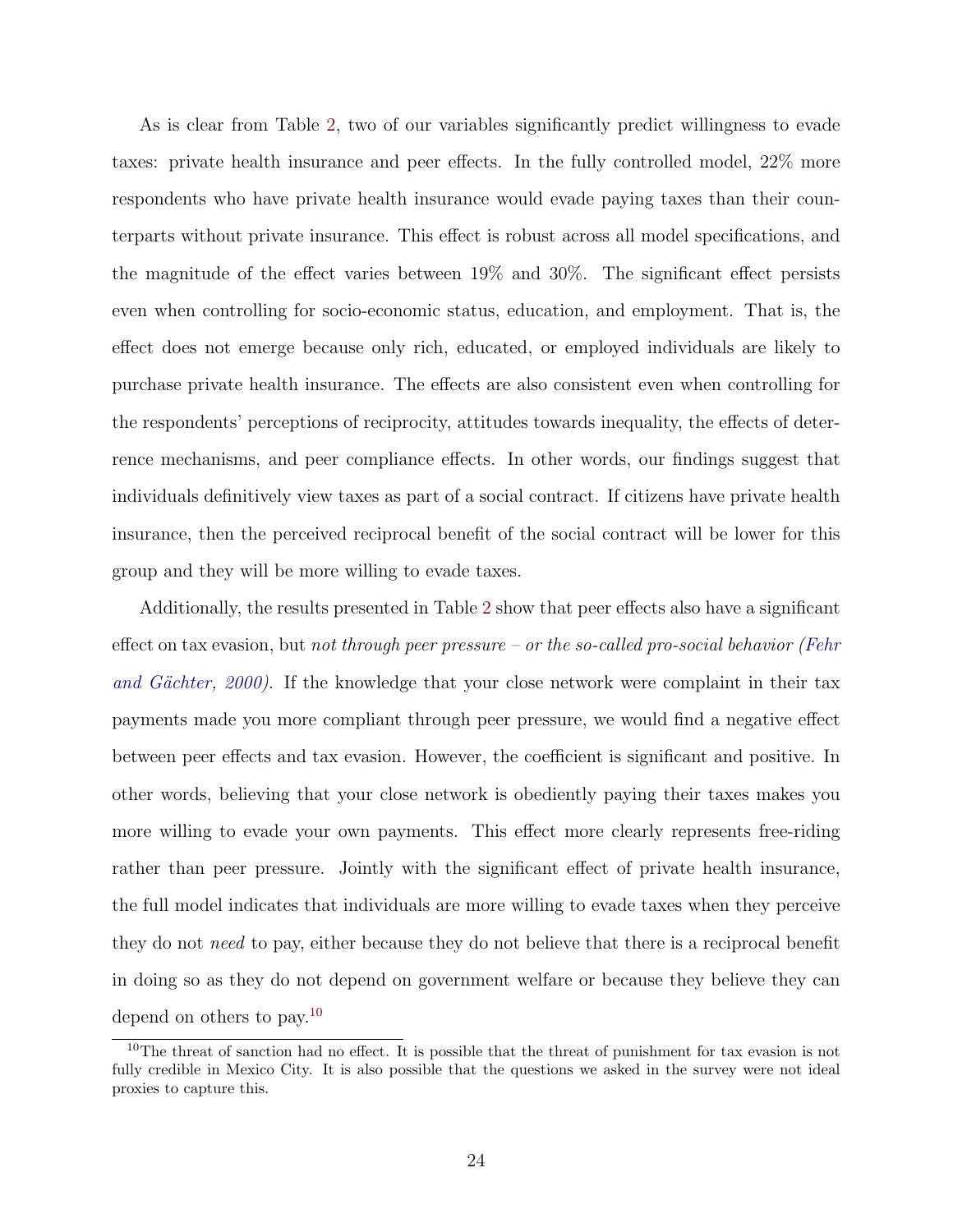As is clear from Table 2, two of our variables significantly predict willingness to evade taxes: private health insurance and peer effects. In the fully controlled model, 22% more respondents who have private health insurance would evade paying taxes than their counterparts without private insurance. This effect is robust across all model specifications, and the magnitude of the effect varies between 19% and 30%. The significant effect persists even when controlling for socio-economic status, education, and employment. That is, the effect does not emerge because only rich, educated, or employed individuals are likely to purchase private health insurance. The effects are also consistent even when controlling for the respondents' perceptions of reciprocity, attitudes towards inequality, the effects of deterrence mechanisms, and peer compliance effects. In other words, our findings suggest that individuals definitively view taxes as part of a social contract. If citizens have private health insurance, then the perceived reciprocal benefit of the social contract will be lower for this group and they will be more willing to evade taxes.

Additionally, the results presented in Table 2 show that peer effects also have a significant effect on tax evasion, but *not through peer pressure – or the so-called pro-social behavior (Fehr and Gächter, 2000)*. If the knowledge that your close network were complaint in their tax payments made you more compliant through peer pressure, we would find a negative effect between peer effects and tax evasion. However, the coefficient is significant and positive. In other words, believing that your close network is obediently paying their taxes makes you more willing to evade your own payments. This effect more clearly represents free-riding rather than peer pressure. Jointly with the significant effect of private health insurance, the full model indicates that individuals are more willing to evade taxes when they perceive they do not *need* to pay, either because they do not believe that there is a reciprocal benefit in doing so as they do not depend on government welfare or because they believe they can depend on others to pay.[10]

[10] The threat of sanction had no effect. It is possible that the threat of punishment for tax evasion is not fully credible in Mexico City. It is also possible that the questions we asked in the survey were not ideal proxies to capture this.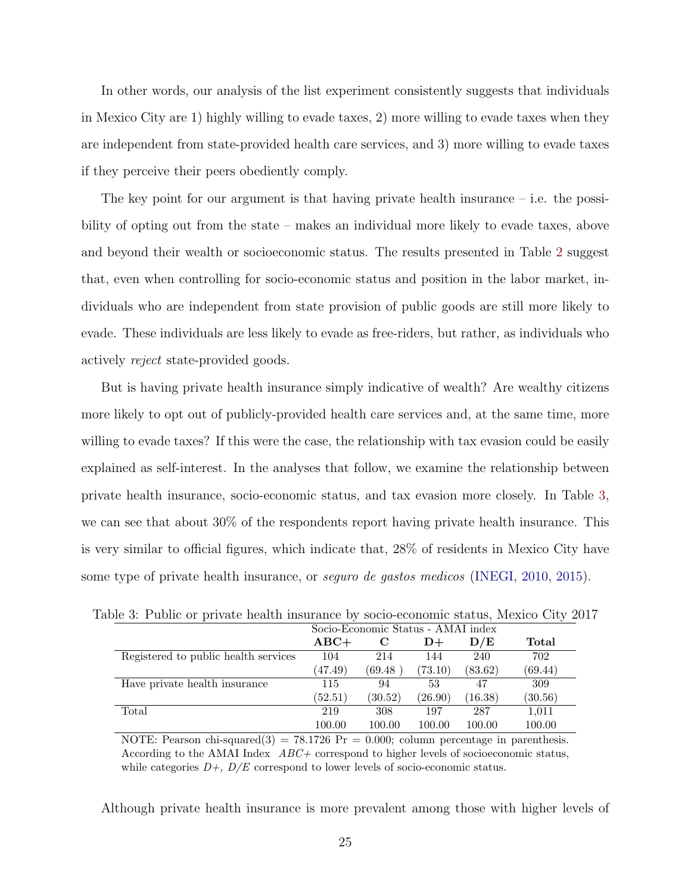In other words, our analysis of the list experiment consistently suggests that individuals in Mexico City are 1) highly willing to evade taxes, 2) more willing to evade taxes when they are independent from state-provided health care services, and 3) more willing to evade taxes if they perceive their peers obediently comply.

The key point for our argument is that having private health insurance – i.e. the possibility of opting out from the state – makes an individual more likely to evade taxes, above and beyond their wealth or socioeconomic status. The results presented in Table 2 suggest that, even when controlling for socio-economic status and position in the labor market, individuals who are independent from state provision of public goods are still more likely to evade. These individuals are less likely to evade as free-riders, but rather, as individuals who actively *reject* state-provided goods.

But is having private health insurance simply indicative of wealth? Are wealthy citizens more likely to opt out of publicly-provided health care services and, at the same time, more willing to evade taxes? If this were the case, the relationship with tax evasion could be easily explained as self-interest. In the analyses that follow, we examine the relationship between private health insurance, socio-economic status, and tax evasion more closely. In Table 3, we can see that about 30% of the respondents report having private health insurance. This is very similar to official figures, which indicate that, 28% of residents in Mexico City have some type of private health insurance, or *seguro de gastos medicos* (INEGI, 2010, 2015).

Table 3: Public or private health insurance by socio-economic status, Mexico City 2017

| | Socio-Economic Status - AMAI index | | | | |
|---|---|---|---|---|---|
| | **ABC+** | **C** | **D+** | **D/E** | **Total** |
| Registered to public health services | 104 | 214 | 144 | 240 | 702 |
| | (47.49) | (69.48 ) | (73.10) | (83.62) | (69.44) |
| Have private health insurance | 115 | 94 | 53 | 47 | 309 |
| | (52.51) | (30.52) | (26.90) | (16.38) | (30.56) |
| Total | 219 | 308 | 197 | 287 | 1,011 |
| | 100.00 | 100.00 | 100.00 | 100.00 | 100.00 |

NOTE: Pearson chi-squared(3) = 78.1726 Pr = 0.000; column percentage in parenthesis. According to the AMAI Index *ABC+* correspond to higher levels of socioeconomic status, while categories *D+, D/E* correspond to lower levels of socio-economic status.

Although private health insurance is more prevalent among those with higher levels of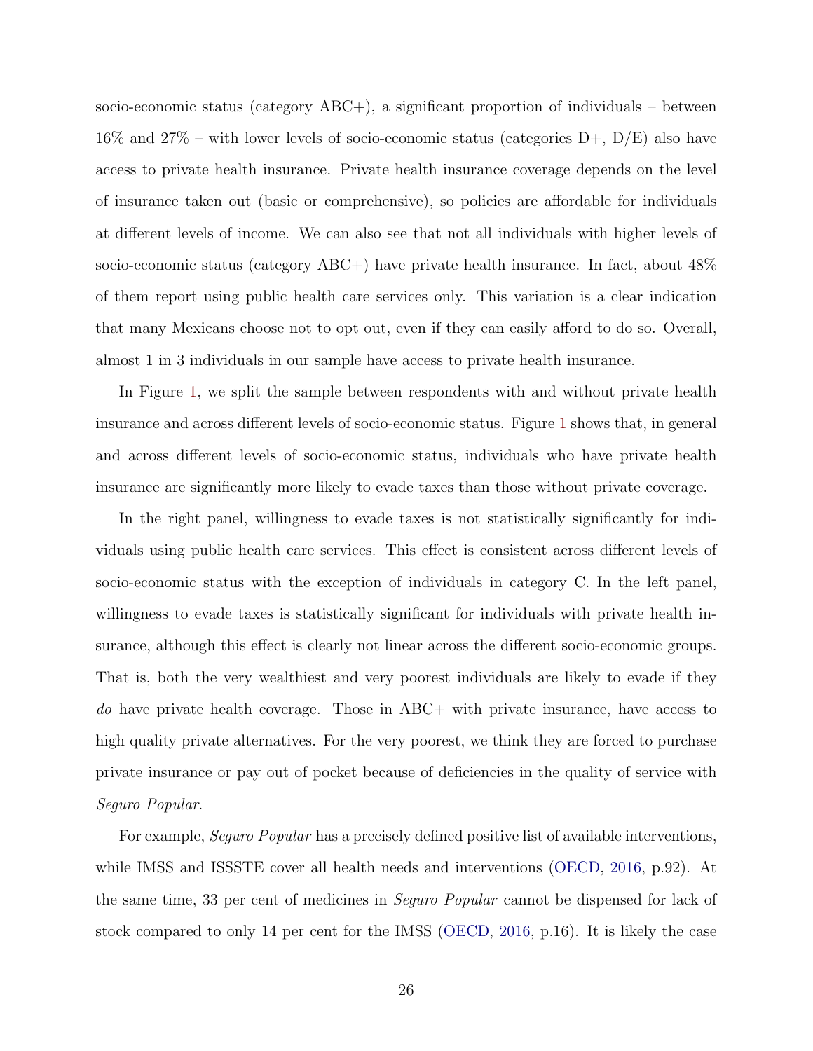socio-economic status (category ABC+), a significant proportion of individuals – between 16% and 27% – with lower levels of socio-economic status (categories D+, D/E) also have access to private health insurance. Private health insurance coverage depends on the level of insurance taken out (basic or comprehensive), so policies are affordable for individuals at different levels of income. We can also see that not all individuals with higher levels of socio-economic status (category ABC+) have private health insurance. In fact, about 48% of them report using public health care services only. This variation is a clear indication that many Mexicans choose not to opt out, even if they can easily afford to do so. Overall, almost 1 in 3 individuals in our sample have access to private health insurance.

In Figure 1, we split the sample between respondents with and without private health insurance and across different levels of socio-economic status. Figure 1 shows that, in general and across different levels of socio-economic status, individuals who have private health insurance are significantly more likely to evade taxes than those without private coverage.

In the right panel, willingness to evade taxes is not statistically significantly for individuals using public health care services. This effect is consistent across different levels of socio-economic status with the exception of individuals in category C. In the left panel, willingness to evade taxes is statistically significant for individuals with private health insurance, although this effect is clearly not linear across the different socio-economic groups. That is, both the very wealthiest and very poorest individuals are likely to evade if they *do* have private health coverage. Those in ABC+ with private insurance, have access to high quality private alternatives. For the very poorest, we think they are forced to purchase private insurance or pay out of pocket because of deficiencies in the quality of service with *Seguro Popular*.

For example, *Seguro Popular* has a precisely defined positive list of available interventions, while IMSS and ISSSTE cover all health needs and interventions (OECD, 2016, p.92). At the same time, 33 per cent of medicines in *Seguro Popular* cannot be dispensed for lack of stock compared to only 14 per cent for the IMSS (OECD, 2016, p.16). It is likely the case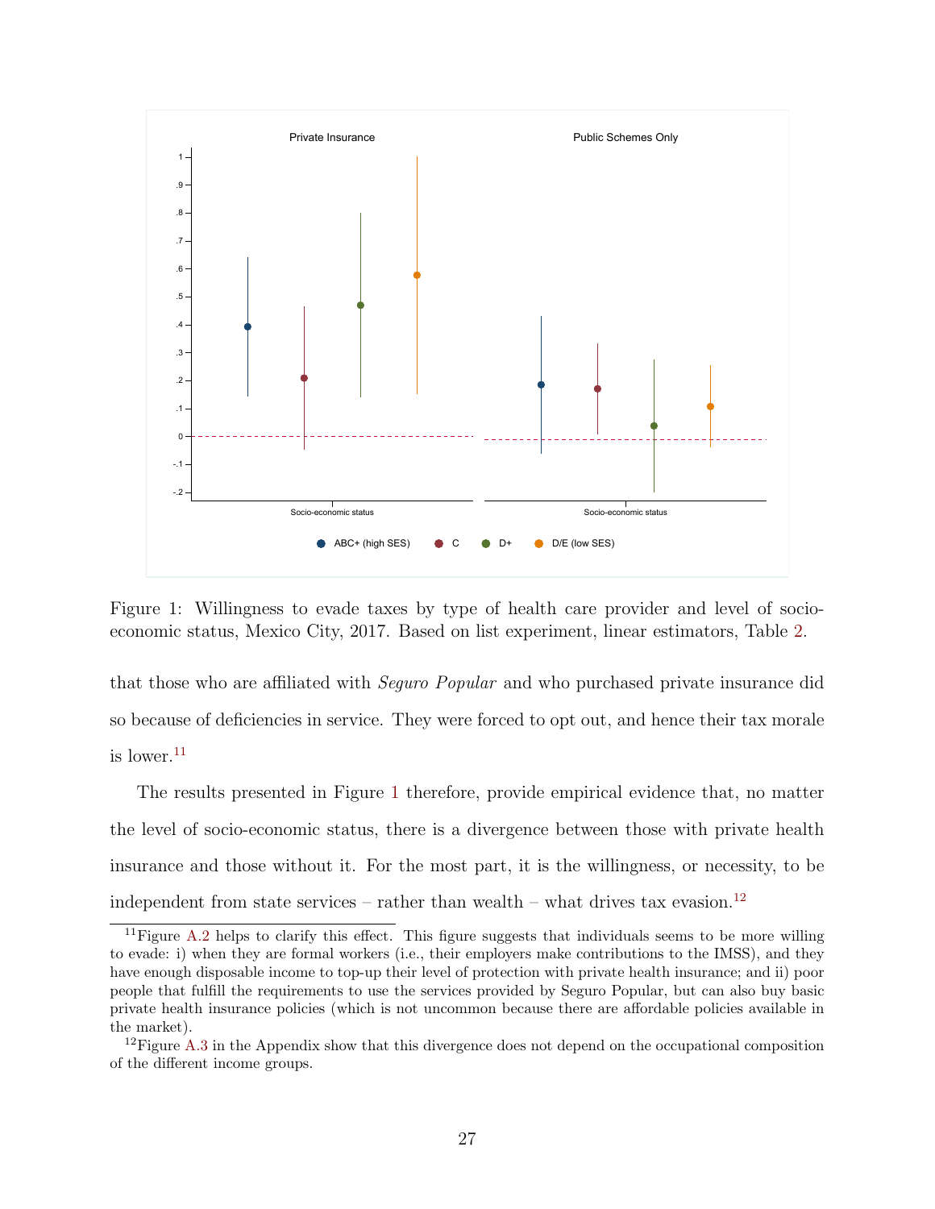Figure 1: Willingness to evade taxes by type of health care provider and level of socio-economic status, Mexico City, 2017. Based on list experiment, linear estimators, Table 2.

that those who are affiliated with *Seguro Popular* and who purchased private insurance did so because of deficiencies in service. They were forced to opt out, and hence their tax morale is lower.[11]

The results presented in Figure 1 therefore, provide empirical evidence that, no matter the level of socio-economic status, there is a divergence between those with private health insurance and those without it. For the most part, it is the willingness, or necessity, to be independent from state services – rather than wealth – what drives tax evasion.[12]

---

[11] Figure A.2 helps to clarify this effect. This figure suggests that individuals seems to be more willing to evade: i) when they are formal workers (i.e., their employers make contributions to the IMSS), and they have enough disposable income to top-up their level of protection with private health insurance; and ii) poor people that fulfill the requirements to use the services provided by Seguro Popular, but can also buy basic private health insurance policies (which is not uncommon because there are affordable policies available in the market).

[12] Figure A.3 in the Appendix show that this divergence does not depend on the occupational composition of the different income groups.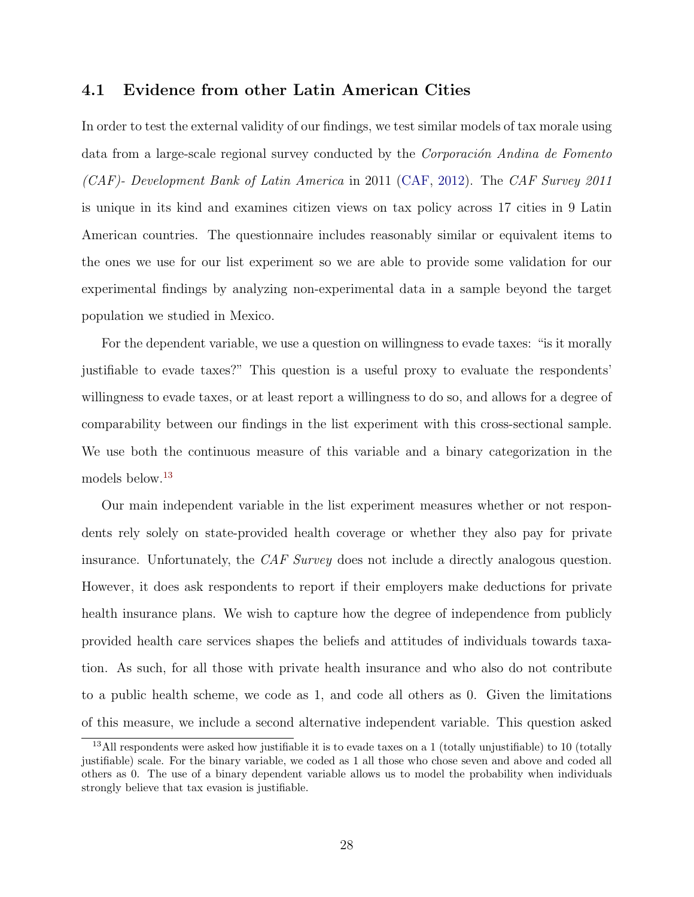### 4.1 Evidence from other Latin American Cities

In order to test the external validity of our findings, we test similar models of tax morale using data from a large-scale regional survey conducted by the *Corporación Andina de Fomento (CAF)- Development Bank of Latin America* in 2011 (CAF, 2012). The *CAF Survey 2011* is unique in its kind and examines citizen views on tax policy across 17 cities in 9 Latin American countries. The questionnaire includes reasonably similar or equivalent items to the ones we use for our list experiment so we are able to provide some validation for our experimental findings by analyzing non-experimental data in a sample beyond the target population we studied in Mexico.

For the dependent variable, we use a question on willingness to evade taxes: "is it morally justifiable to evade taxes?" This question is a useful proxy to evaluate the respondents' willingness to evade taxes, or at least report a willingness to do so, and allows for a degree of comparability between our findings in the list experiment with this cross-sectional sample. We use both the continuous measure of this variable and a binary categorization in the models below.[13]

Our main independent variable in the list experiment measures whether or not respondents rely solely on state-provided health coverage or whether they also pay for private insurance. Unfortunately, the *CAF Survey* does not include a directly analogous question. However, it does ask respondents to report if their employers make deductions for private health insurance plans. We wish to capture how the degree of independence from publicly provided health care services shapes the beliefs and attitudes of individuals towards taxation. As such, for all those with private health insurance and who also do not contribute to a public health scheme, we code as 1, and code all others as 0. Given the limitations of this measure, we include a second alternative independent variable. This question asked

[13] All respondents were asked how justifiable it is to evade taxes on a 1 (totally unjustifiable) to 10 (totally justifiable) scale. For the binary variable, we coded as 1 all those who chose seven and above and coded all others as 0. The use of a binary dependent variable allows us to model the probability when individuals strongly believe that tax evasion is justifiable.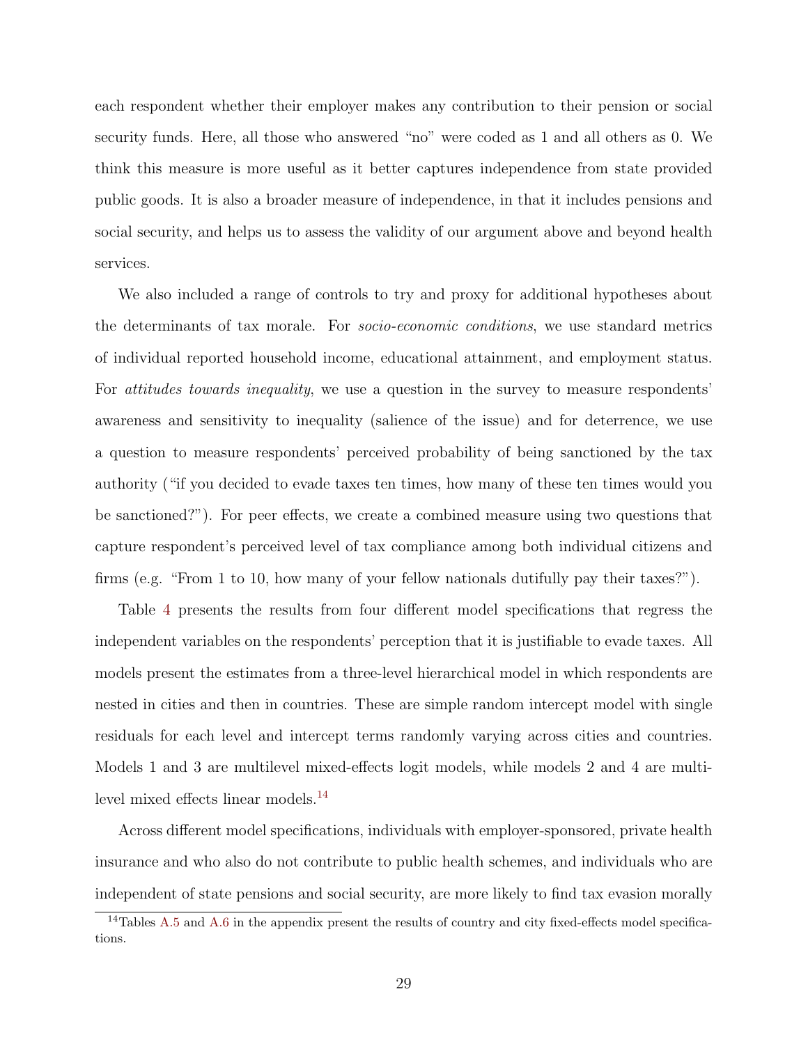each respondent whether their employer makes any contribution to their pension or social security funds. Here, all those who answered "no" were coded as 1 and all others as 0. We think this measure is more useful as it better captures independence from state provided public goods. It is also a broader measure of independence, in that it includes pensions and social security, and helps us to assess the validity of our argument above and beyond health services.

We also included a range of controls to try and proxy for additional hypotheses about the determinants of tax morale. For *socio-economic conditions*, we use standard metrics of individual reported household income, educational attainment, and employment status. For *attitudes towards inequality*, we use a question in the survey to measure respondents' awareness and sensitivity to inequality (salience of the issue) and for deterrence, we use a question to measure respondents' perceived probability of being sanctioned by the tax authority ("if you decided to evade taxes ten times, how many of these ten times would you be sanctioned?"). For peer effects, we create a combined measure using two questions that capture respondent's perceived level of tax compliance among both individual citizens and firms (e.g. "From 1 to 10, how many of your fellow nationals dutifully pay their taxes?").

Table 4 presents the results from four different model specifications that regress the independent variables on the respondents' perception that it is justifiable to evade taxes. All models present the estimates from a three-level hierarchical model in which respondents are nested in cities and then in countries. These are simple random intercept model with single residuals for each level and intercept terms randomly varying across cities and countries. Models 1 and 3 are multilevel mixed-effects logit models, while models 2 and 4 are multilevel mixed effects linear models.[14]

Across different model specifications, individuals with employer-sponsored, private health insurance and who also do not contribute to public health schemes, and individuals who are independent of state pensions and social security, are more likely to find tax evasion morally

[14] Tables A.5 and A.6 in the appendix present the results of country and city fixed-effects model specifications.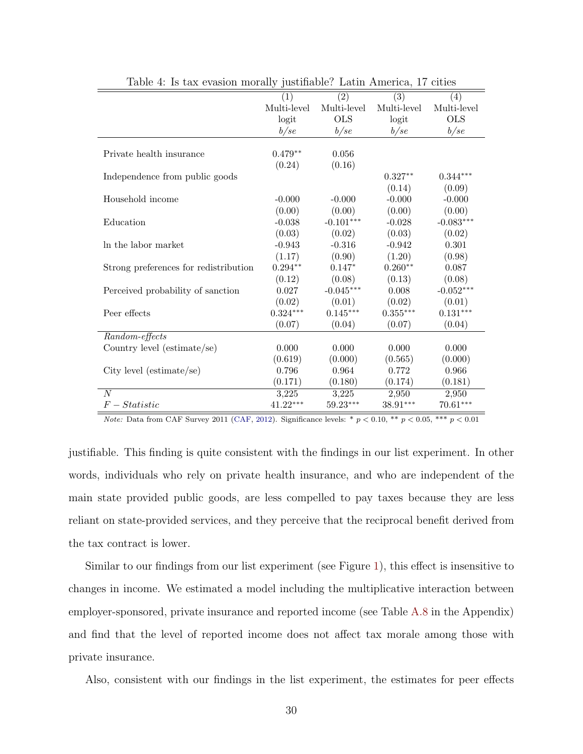Table 4: Is tax evasion morally justifiable? Latin America, 17 cities

| | (1) | (2) | (3) | (4) |
|---|---|---|---|---|
| | Multi-level | Multi-level | Multi-level | Multi-level |
| | logit | OLS | logit | OLS |
| | $b/se$ | $b/se$ | $b/se$ | $b/se$ |
| Private health insurance | 0.479** | 0.056 | | |
| | (0.24) | (0.16) | | |
| Independence from public goods | | | 0.327** | 0.344*** |
| | | | (0.14) | (0.09) |
| Household income | -0.000 | -0.000 | -0.000 | -0.000 |
| | (0.00) | (0.00) | (0.00) | (0.00) |
| Education | -0.038 | -0.101*** | -0.028 | -0.083*** |
| | (0.03) | (0.02) | (0.03) | (0.02) |
| ln the labor market | -0.943 | -0.316 | -0.942 | 0.301 |
| | (1.17) | (0.90) | (1.20) | (0.98) |
| Strong preferences for redistribution | 0.294** | 0.147* | 0.260** | 0.087 |
| | (0.12) | (0.08) | (0.13) | (0.08) |
| Perceived probability of sanction | 0.027 | -0.045*** | 0.008 | -0.052*** |
| | (0.02) | (0.01) | (0.02) | (0.01) |
| Peer effects | 0.324*** | 0.145*** | 0.355*** | 0.131*** |
| | (0.07) | (0.04) | (0.07) | (0.04) |
| *Random-effects* | | | | |
| Country level (estimate/se) | 0.000 | 0.000 | 0.000 | 0.000 |
| | (0.619) | (0.000) | (0.565) | (0.000) |
| City level (estimate/se) | 0.796 | 0.964 | 0.772 | 0.966 |
| | (0.171) | (0.180) | (0.174) | (0.181) |
| $N$ | 3,225 | 3,225 | 2,950 | 2,950 |
| $F-Statistic$ | 41.22*** | 59.23*** | 38.91*** | 70.61*** |

*Note:* Data from CAF Survey 2011 (CAF, 2012). Significance levels: * $p < 0.10$, ** $p < 0.05$, *** $p < 0.01$

justifiable. This finding is quite consistent with the findings in our list experiment. In other words, individuals who rely on private health insurance, and who are independent of the main state provided public goods, are less compelled to pay taxes because they are less reliant on state-provided services, and they perceive that the reciprocal benefit derived from the tax contract is lower.

Similar to our findings from our list experiment (see Figure 1), this effect is insensitive to changes in income. We estimated a model including the multiplicative interaction between employer-sponsored, private insurance and reported income (see Table A.8 in the Appendix) and find that the level of reported income does not affect tax morale among those with private insurance.

Also, consistent with our findings in the list experiment, the estimates for peer effects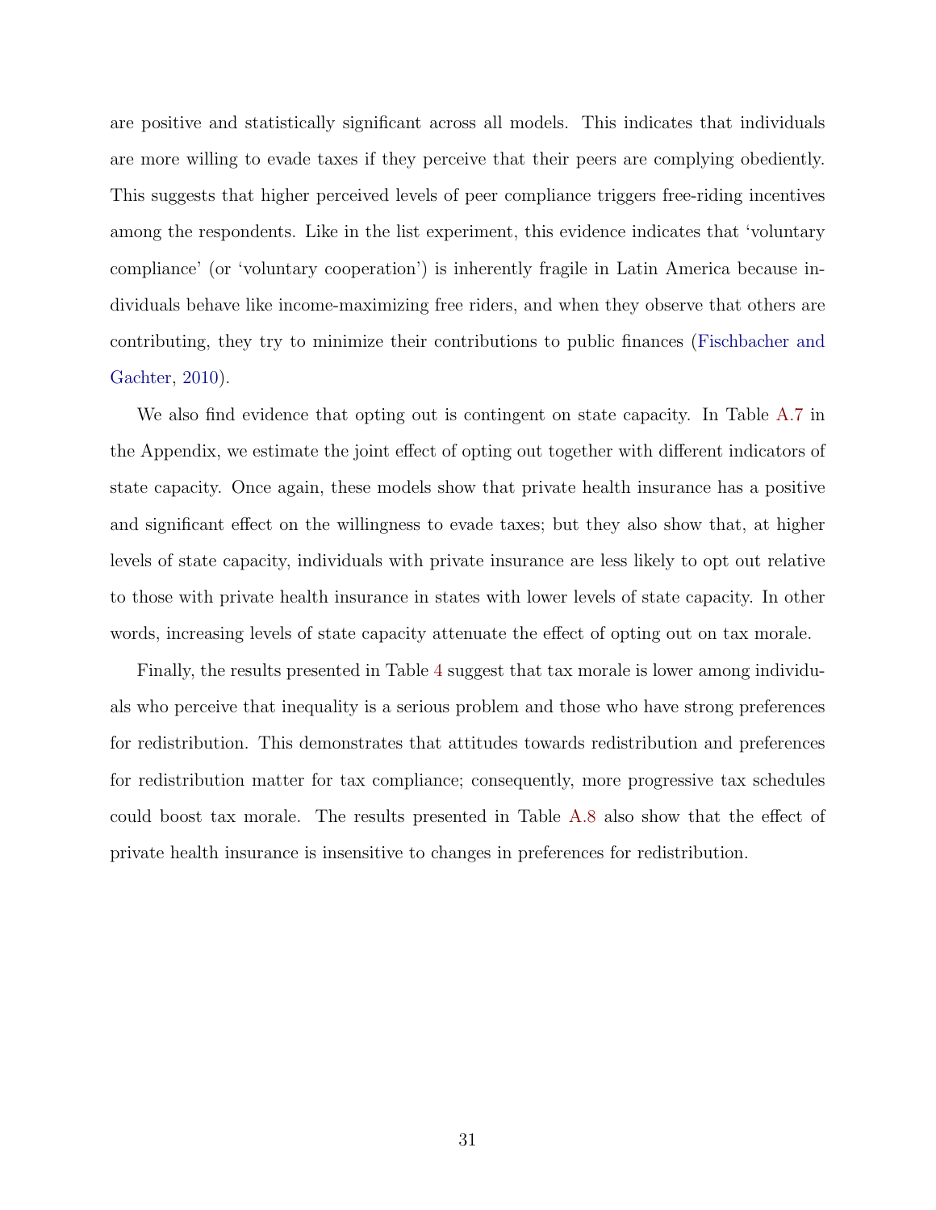are positive and statistically significant across all models. This indicates that individuals are more willing to evade taxes if they perceive that their peers are complying obediently. This suggests that higher perceived levels of peer compliance triggers free-riding incentives among the respondents. Like in the list experiment, this evidence indicates that 'voluntary compliance' (or 'voluntary cooperation') is inherently fragile in Latin America because individuals behave like income-maximizing free riders, and when they observe that others are contributing, they try to minimize their contributions to public finances (Fischbacher and Gachter, 2010).

We also find evidence that opting out is contingent on state capacity. In Table A.7 in the Appendix, we estimate the joint effect of opting out together with different indicators of state capacity. Once again, these models show that private health insurance has a positive and significant effect on the willingness to evade taxes; but they also show that, at higher levels of state capacity, individuals with private insurance are less likely to opt out relative to those with private health insurance in states with lower levels of state capacity. In other words, increasing levels of state capacity attenuate the effect of opting out on tax morale.

Finally, the results presented in Table 4 suggest that tax morale is lower among individuals who perceive that inequality is a serious problem and those who have strong preferences for redistribution. This demonstrates that attitudes towards redistribution and preferences for redistribution matter for tax compliance; consequently, more progressive tax schedules could boost tax morale. The results presented in Table A.8 also show that the effect of private health insurance is insensitive to changes in preferences for redistribution.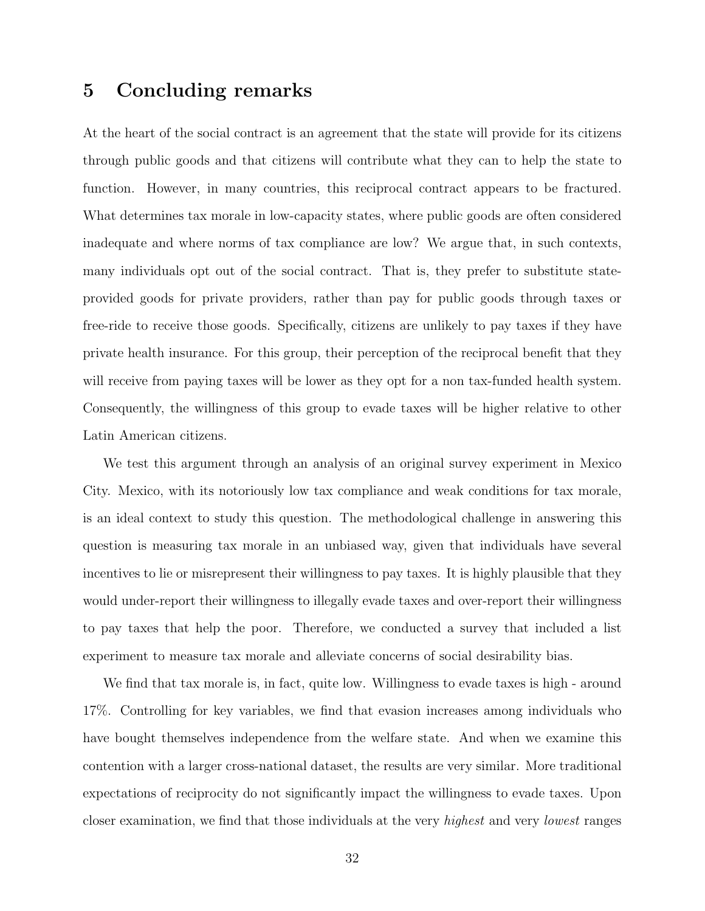# 5 Concluding remarks

At the heart of the social contract is an agreement that the state will provide for its citizens through public goods and that citizens will contribute what they can to help the state to function. However, in many countries, this reciprocal contract appears to be fractured. What determines tax morale in low-capacity states, where public goods are often considered inadequate and where norms of tax compliance are low? We argue that, in such contexts, many individuals opt out of the social contract. That is, they prefer to substitute state-provided goods for private providers, rather than pay for public goods through taxes or free-ride to receive those goods. Specifically, citizens are unlikely to pay taxes if they have private health insurance. For this group, their perception of the reciprocal benefit that they will receive from paying taxes will be lower as they opt for a non tax-funded health system. Consequently, the willingness of this group to evade taxes will be higher relative to other Latin American citizens.

We test this argument through an analysis of an original survey experiment in Mexico City. Mexico, with its notoriously low tax compliance and weak conditions for tax morale, is an ideal context to study this question. The methodological challenge in answering this question is measuring tax morale in an unbiased way, given that individuals have several incentives to lie or misrepresent their willingness to pay taxes. It is highly plausible that they would under-report their willingness to illegally evade taxes and over-report their willingness to pay taxes that help the poor. Therefore, we conducted a survey that included a list experiment to measure tax morale and alleviate concerns of social desirability bias.

We find that tax morale is, in fact, quite low. Willingness to evade taxes is high - around 17%. Controlling for key variables, we find that evasion increases among individuals who have bought themselves independence from the welfare state. And when we examine this contention with a larger cross-national dataset, the results are very similar. More traditional expectations of reciprocity do not significantly impact the willingness to evade taxes. Upon closer examination, we find that those individuals at the very *highest* and very *lowest* ranges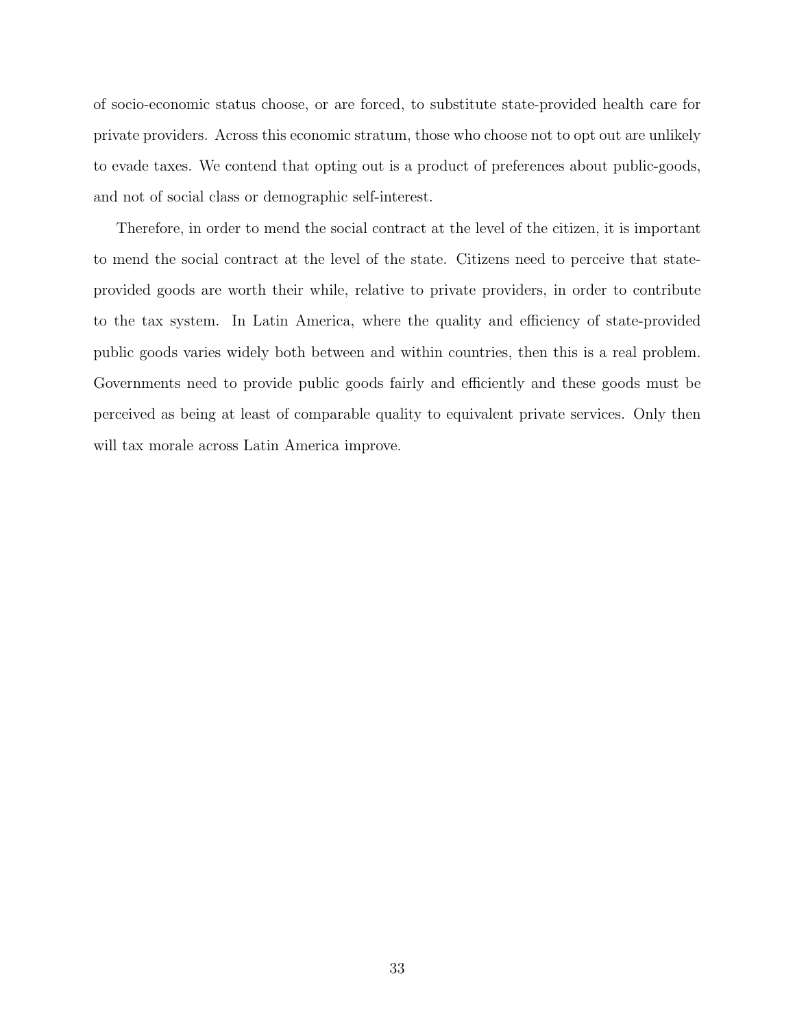of socio-economic status choose, or are forced, to substitute state-provided health care for private providers. Across this economic stratum, those who choose not to opt out are unlikely to evade taxes. We contend that opting out is a product of preferences about public-goods, and not of social class or demographic self-interest.

Therefore, in order to mend the social contract at the level of the citizen, it is important to mend the social contract at the level of the state. Citizens need to perceive that state-provided goods are worth their while, relative to private providers, in order to contribute to the tax system. In Latin America, where the quality and efficiency of state-provided public goods varies widely both between and within countries, then this is a real problem. Governments need to provide public goods fairly and efficiently and these goods must be perceived as being at least of comparable quality to equivalent private services. Only then will tax morale across Latin America improve.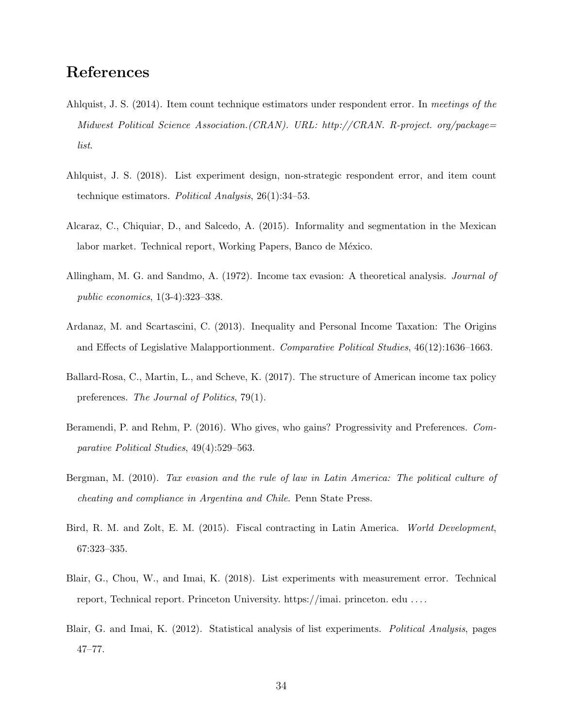# References

Ahlquist, J. S. (2014). Item count technique estimators under respondent error. In *meetings of the Midwest Political Science Association.(CRAN). URL: http://CRAN. R-project. org/package= list*.

Ahlquist, J. S. (2018). List experiment design, non-strategic respondent error, and item count technique estimators. *Political Analysis*, 26(1):34–53.

Alcaraz, C., Chiquiar, D., and Salcedo, A. (2015). Informality and segmentation in the Mexican labor market. Technical report, Working Papers, Banco de México.

Allingham, M. G. and Sandmo, A. (1972). Income tax evasion: A theoretical analysis. *Journal of public economics*, 1(3-4):323–338.

Ardanaz, M. and Scartascini, C. (2013). Inequality and Personal Income Taxation: The Origins and Effects of Legislative Malapportionment. *Comparative Political Studies*, 46(12):1636–1663.

Ballard-Rosa, C., Martin, L., and Scheve, K. (2017). The structure of American income tax policy preferences. *The Journal of Politics*, 79(1).

Beramendi, P. and Rehm, P. (2016). Who gives, who gains? Progressivity and Preferences. *Comparative Political Studies*, 49(4):529–563.

Bergman, M. (2010). *Tax evasion and the rule of law in Latin America: The political culture of cheating and compliance in Argentina and Chile*. Penn State Press.

Bird, R. M. and Zolt, E. M. (2015). Fiscal contracting in Latin America. *World Development*, 67:323–335.

Blair, G., Chou, W., and Imai, K. (2018). List experiments with measurement error. Technical report, Technical report. Princeton University. https://imai. princeton. edu ....

Blair, G. and Imai, K. (2012). Statistical analysis of list experiments. *Political Analysis*, pages 47–77.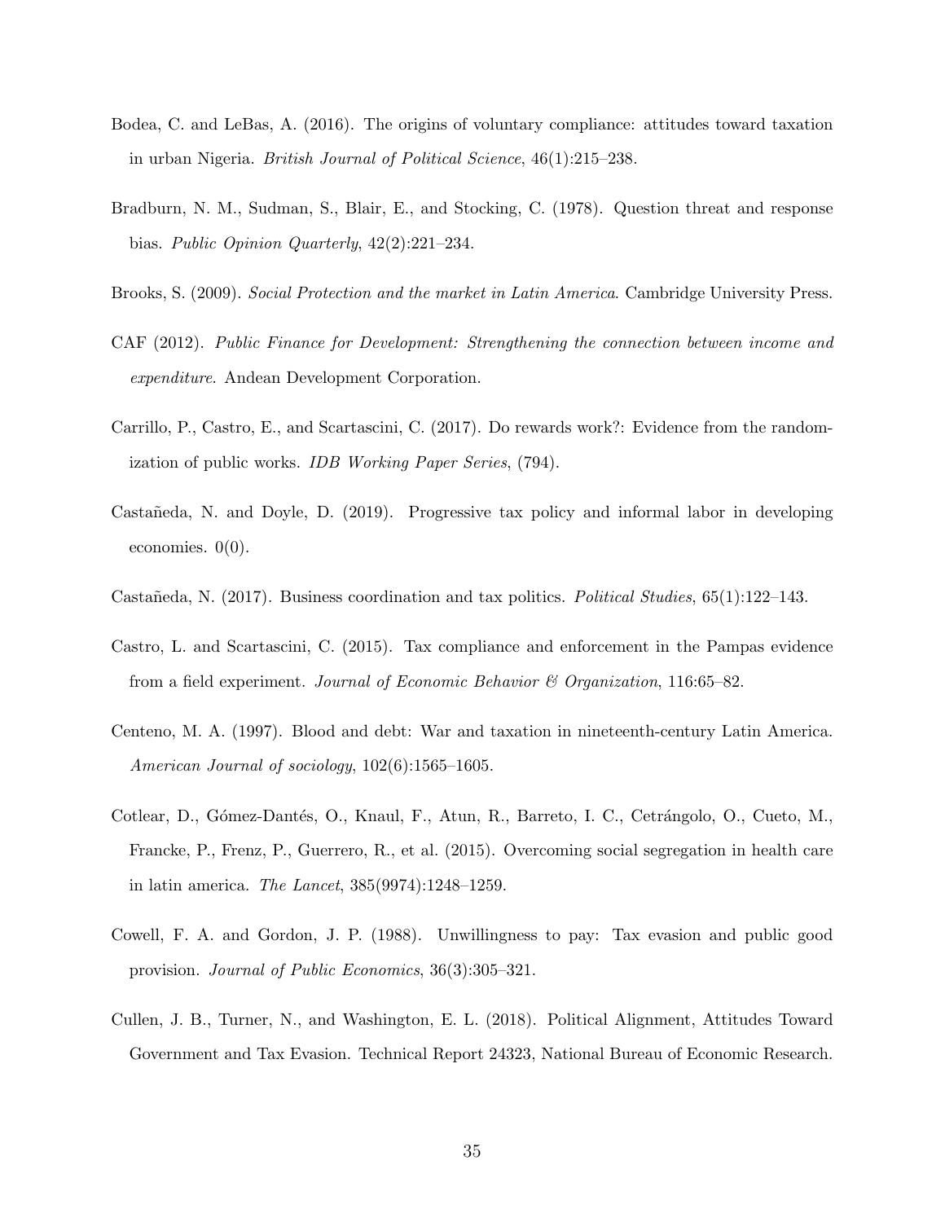Bodea, C. and LeBas, A. (2016). The origins of voluntary compliance: attitudes toward taxation in urban Nigeria. *British Journal of Political Science*, 46(1):215–238.

Bradburn, N. M., Sudman, S., Blair, E., and Stocking, C. (1978). Question threat and response bias. *Public Opinion Quarterly*, 42(2):221–234.

Brooks, S. (2009). *Social Protection and the market in Latin America*. Cambridge University Press.

CAF (2012). *Public Finance for Development: Strengthening the connection between income and expenditure*. Andean Development Corporation.

Carrillo, P., Castro, E., and Scartascini, C. (2017). Do rewards work?: Evidence from the randomization of public works. *IDB Working Paper Series*, (794).

Castañeda, N. and Doyle, D. (2019). Progressive tax policy and informal labor in developing economies. 0(0).

Castañeda, N. (2017). Business coordination and tax politics. *Political Studies*, 65(1):122–143.

Castro, L. and Scartascini, C. (2015). Tax compliance and enforcement in the Pampas evidence from a field experiment. *Journal of Economic Behavior & Organization*, 116:65–82.

Centeno, M. A. (1997). Blood and debt: War and taxation in nineteenth-century Latin America. *American Journal of sociology*, 102(6):1565–1605.

Cotlear, D., Gómez-Dantés, O., Knaul, F., Atun, R., Barreto, I. C., Cetrángolo, O., Cueto, M., Francke, P., Frenz, P., Guerrero, R., et al. (2015). Overcoming social segregation in health care in latin america. *The Lancet*, 385(9974):1248–1259.

Cowell, F. A. and Gordon, J. P. (1988). Unwillingness to pay: Tax evasion and public good provision. *Journal of Public Economics*, 36(3):305–321.

Cullen, J. B., Turner, N., and Washington, E. L. (2018). Political Alignment, Attitudes Toward Government and Tax Evasion. Technical Report 24323, National Bureau of Economic Research.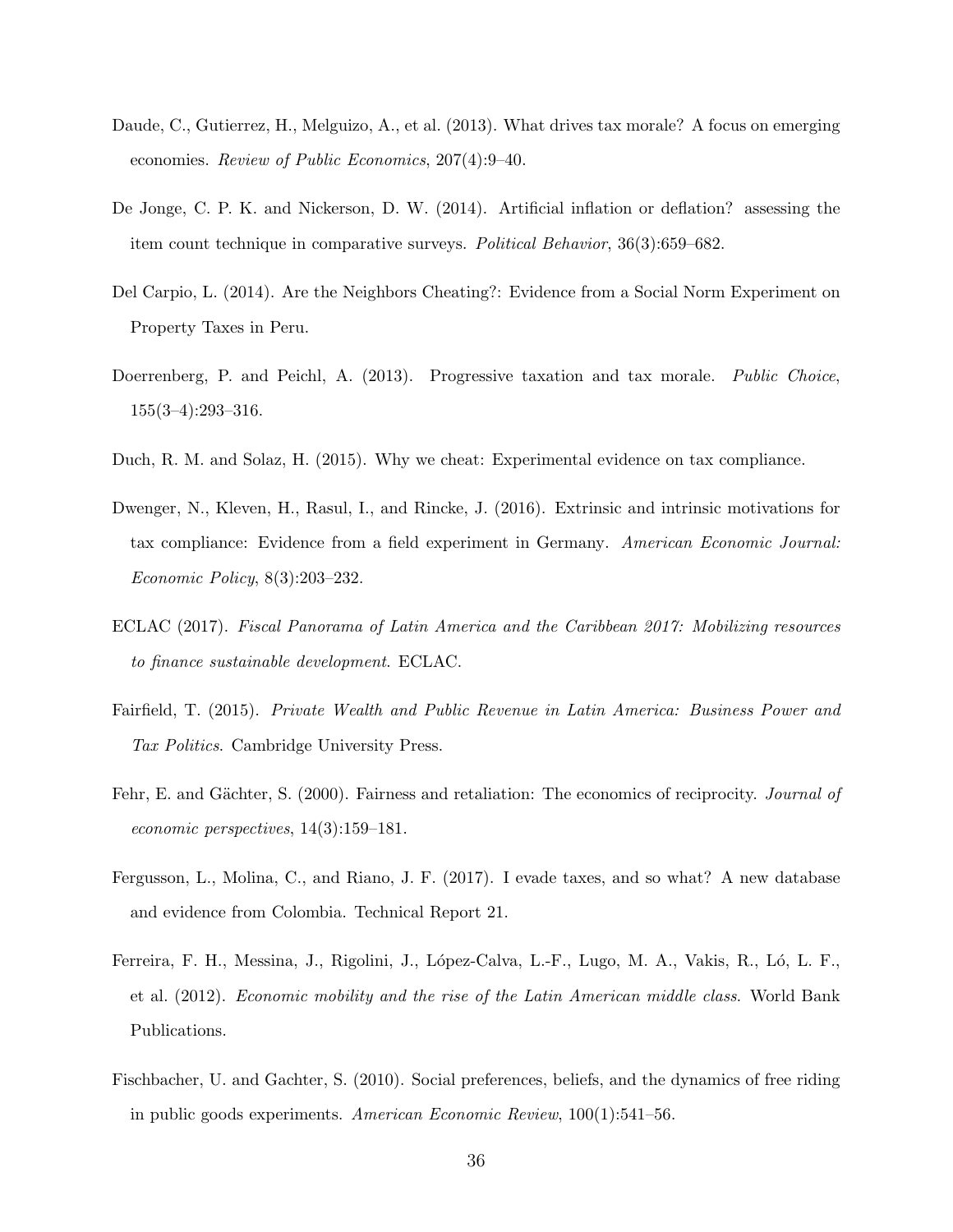Daude, C., Gutierrez, H., Melguizo, A., et al. (2013). What drives tax morale? A focus on emerging economies. *Review of Public Economics*, 207(4):9–40.

De Jonge, C. P. K. and Nickerson, D. W. (2014). Artificial inflation or deflation? assessing the item count technique in comparative surveys. *Political Behavior*, 36(3):659–682.

Del Carpio, L. (2014). Are the Neighbors Cheating?: Evidence from a Social Norm Experiment on Property Taxes in Peru.

Doerrenberg, P. and Peichl, A. (2013). Progressive taxation and tax morale. *Public Choice*, 155(3–4):293–316.

Duch, R. M. and Solaz, H. (2015). Why we cheat: Experimental evidence on tax compliance.

Dwenger, N., Kleven, H., Rasul, I., and Rincke, J. (2016). Extrinsic and intrinsic motivations for tax compliance: Evidence from a field experiment in Germany. *American Economic Journal: Economic Policy*, 8(3):203–232.

ECLAC (2017). *Fiscal Panorama of Latin America and the Caribbean 2017: Mobilizing resources to finance sustainable development*. ECLAC.

Fairfield, T. (2015). *Private Wealth and Public Revenue in Latin America: Business Power and Tax Politics*. Cambridge University Press.

Fehr, E. and Gächter, S. (2000). Fairness and retaliation: The economics of reciprocity. *Journal of economic perspectives*, 14(3):159–181.

Fergusson, L., Molina, C., and Riano, J. F. (2017). I evade taxes, and so what? A new database and evidence from Colombia. Technical Report 21.

Ferreira, F. H., Messina, J., Rigolini, J., López-Calva, L.-F., Lugo, M. A., Vakis, R., Ló, L. F., et al. (2012). *Economic mobility and the rise of the Latin American middle class*. World Bank Publications.

Fischbacher, U. and Gachter, S. (2010). Social preferences, beliefs, and the dynamics of free riding in public goods experiments. *American Economic Review*, 100(1):541–56.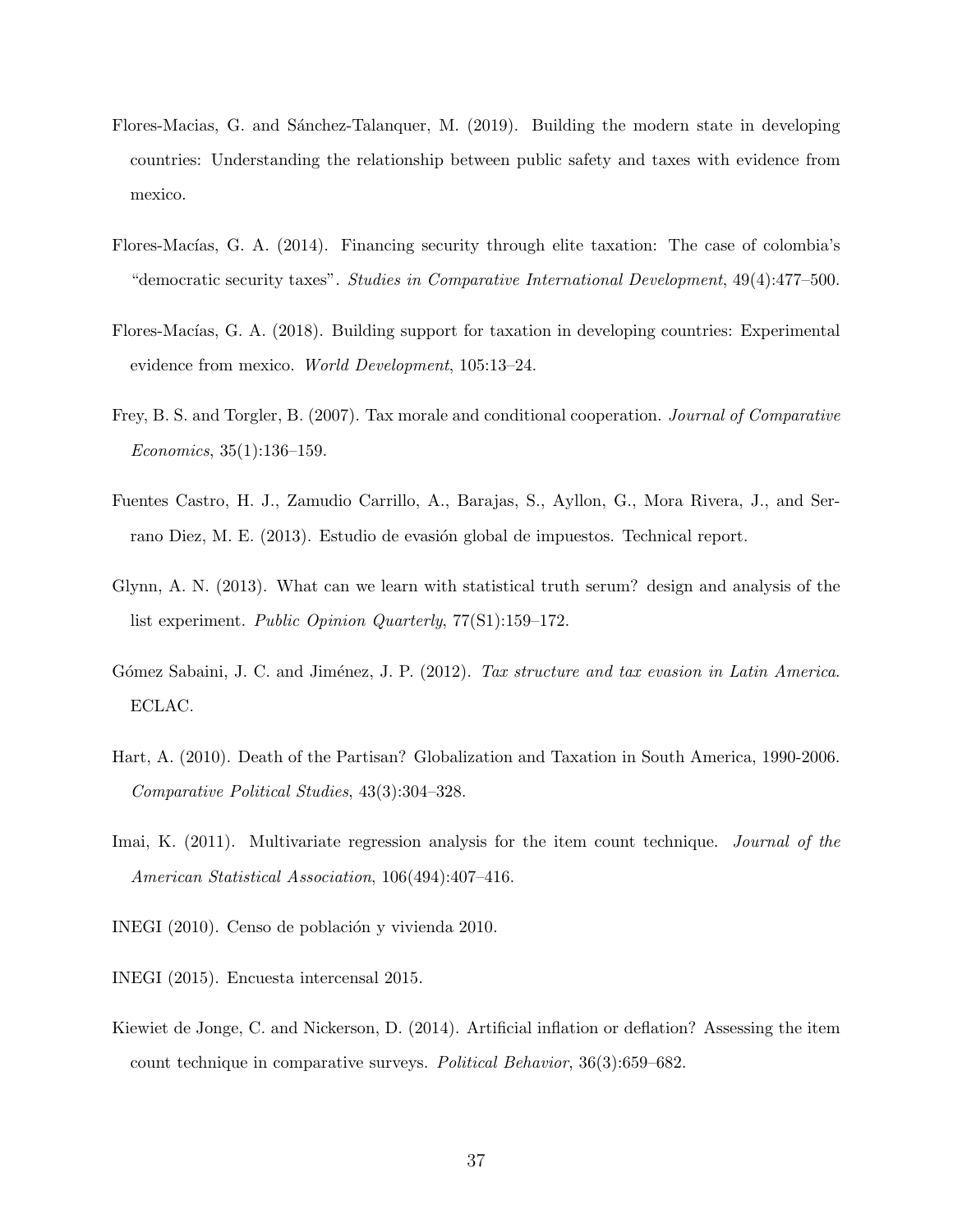Flores-Macias, G. and Sánchez-Talanquer, M. (2019). Building the modern state in developing countries: Understanding the relationship between public safety and taxes with evidence from mexico.

Flores-Macías, G. A. (2014). Financing security through elite taxation: The case of colombia's "democratic security taxes". *Studies in Comparative International Development*, 49(4):477–500.

Flores-Macías, G. A. (2018). Building support for taxation in developing countries: Experimental evidence from mexico. *World Development*, 105:13–24.

Frey, B. S. and Torgler, B. (2007). Tax morale and conditional cooperation. *Journal of Comparative Economics*, 35(1):136–159.

Fuentes Castro, H. J., Zamudio Carrillo, A., Barajas, S., Ayllon, G., Mora Rivera, J., and Serrano Diez, M. E. (2013). Estudio de evasión global de impuestos. Technical report.

Glynn, A. N. (2013). What can we learn with statistical truth serum? design and analysis of the list experiment. *Public Opinion Quarterly*, 77(S1):159–172.

Gómez Sabaini, J. C. and Jiménez, J. P. (2012). *Tax structure and tax evasion in Latin America*. ECLAC.

Hart, A. (2010). Death of the Partisan? Globalization and Taxation in South America, 1990-2006. *Comparative Political Studies*, 43(3):304–328.

Imai, K. (2011). Multivariate regression analysis for the item count technique. *Journal of the American Statistical Association*, 106(494):407–416.

INEGI (2010). Censo de población y vivienda 2010.

INEGI (2015). Encuesta intercensal 2015.

Kiewiet de Jonge, C. and Nickerson, D. (2014). Artificial inflation or deflation? Assessing the item count technique in comparative surveys. *Political Behavior*, 36(3):659–682.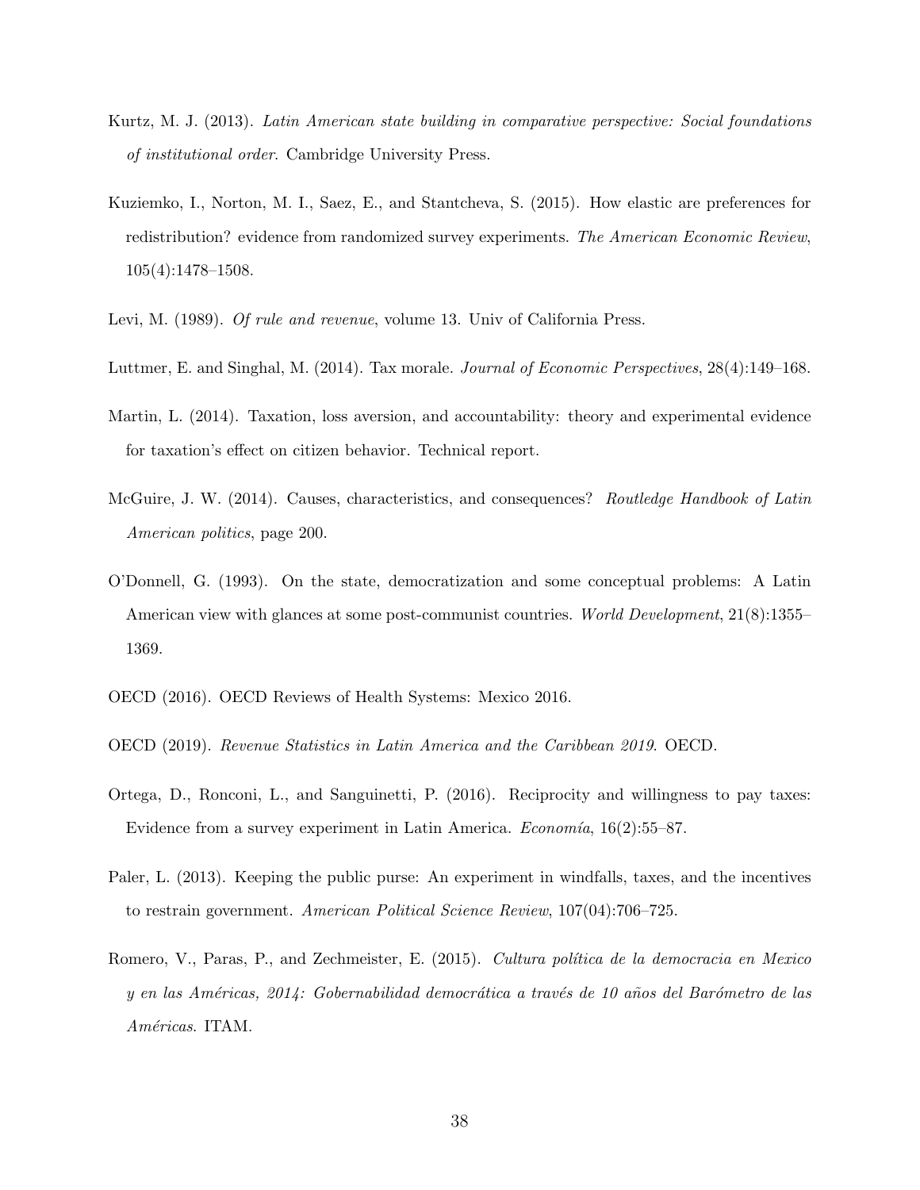Kurtz, M. J. (2013). *Latin American state building in comparative perspective: Social foundations of institutional order*. Cambridge University Press.

Kuziemko, I., Norton, M. I., Saez, E., and Stantcheva, S. (2015). How elastic are preferences for redistribution? evidence from randomized survey experiments. *The American Economic Review*, 105(4):1478–1508.

Levi, M. (1989). *Of rule and revenue*, volume 13. Univ of California Press.

Luttmer, E. and Singhal, M. (2014). Tax morale. *Journal of Economic Perspectives*, 28(4):149–168.

Martin, L. (2014). Taxation, loss aversion, and accountability: theory and experimental evidence for taxation's effect on citizen behavior. Technical report.

McGuire, J. W. (2014). Causes, characteristics, and consequences? *Routledge Handbook of Latin American politics*, page 200.

O'Donnell, G. (1993). On the state, democratization and some conceptual problems: A Latin American view with glances at some post-communist countries. *World Development*, 21(8):1355–1369.

OECD (2016). OECD Reviews of Health Systems: Mexico 2016.

OECD (2019). *Revenue Statistics in Latin America and the Caribbean 2019*. OECD.

Ortega, D., Ronconi, L., and Sanguinetti, P. (2016). Reciprocity and willingness to pay taxes: Evidence from a survey experiment in Latin America. *Economía*, 16(2):55–87.

Paler, L. (2013). Keeping the public purse: An experiment in windfalls, taxes, and the incentives to restrain government. *American Political Science Review*, 107(04):706–725.

Romero, V., Paras, P., and Zechmeister, E. (2015). *Cultura política de la democracia en Mexico y en las Américas, 2014: Gobernabilidad democrática a través de 10 años del Barómetro de las Américas*. ITAM.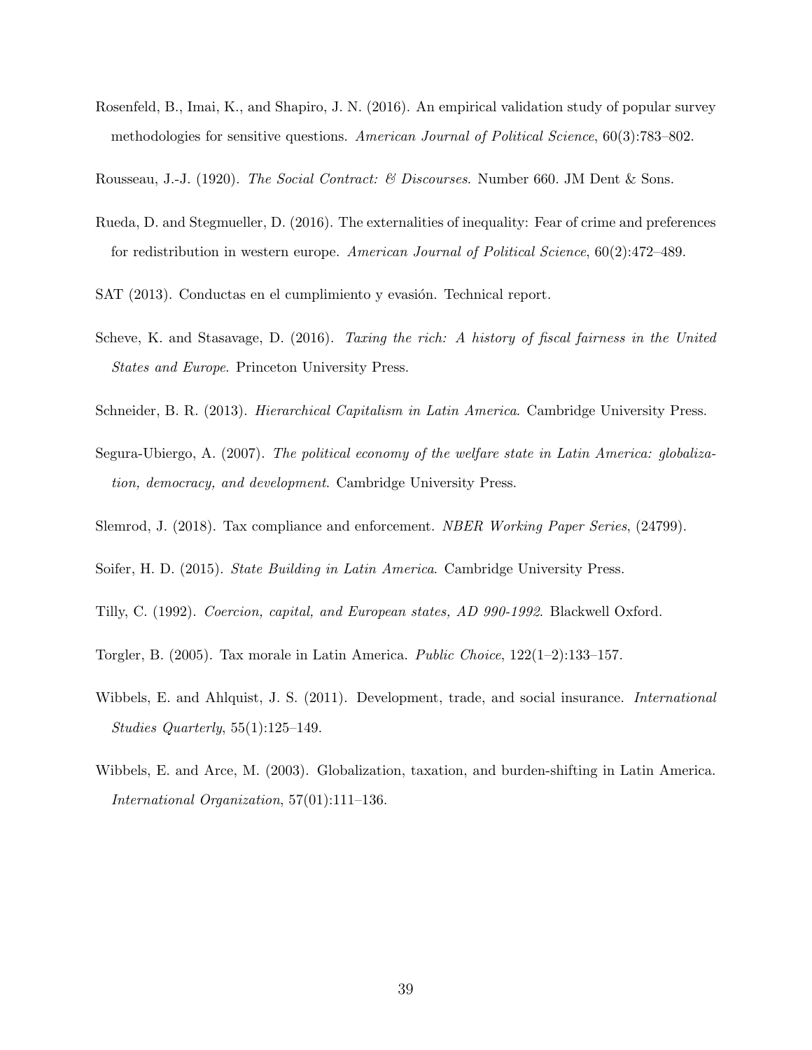Rosenfeld, B., Imai, K., and Shapiro, J. N. (2016). An empirical validation study of popular survey methodologies for sensitive questions. *American Journal of Political Science*, 60(3):783–802.

Rousseau, J.-J. (1920). *The Social Contract: & Discourses*. Number 660. JM Dent & Sons.

Rueda, D. and Stegmueller, D. (2016). The externalities of inequality: Fear of crime and preferences for redistribution in western europe. *American Journal of Political Science*, 60(2):472–489.

SAT (2013). Conductas en el cumplimiento y evasión. Technical report.

Scheve, K. and Stasavage, D. (2016). *Taxing the rich: A history of fiscal fairness in the United States and Europe*. Princeton University Press.

Schneider, B. R. (2013). *Hierarchical Capitalism in Latin America*. Cambridge University Press.

Segura-Ubiergo, A. (2007). *The political economy of the welfare state in Latin America: globalization, democracy, and development*. Cambridge University Press.

Slemrod, J. (2018). Tax compliance and enforcement. *NBER Working Paper Series*, (24799).

Soifer, H. D. (2015). *State Building in Latin America*. Cambridge University Press.

Tilly, C. (1992). *Coercion, capital, and European states, AD 990-1992*. Blackwell Oxford.

Torgler, B. (2005). Tax morale in Latin America. *Public Choice*, 122(1–2):133–157.

Wibbels, E. and Ahlquist, J. S. (2011). Development, trade, and social insurance. *International Studies Quarterly*, 55(1):125–149.

Wibbels, E. and Arce, M. (2003). Globalization, taxation, and burden-shifting in Latin America. *International Organization*, 57(01):111–136.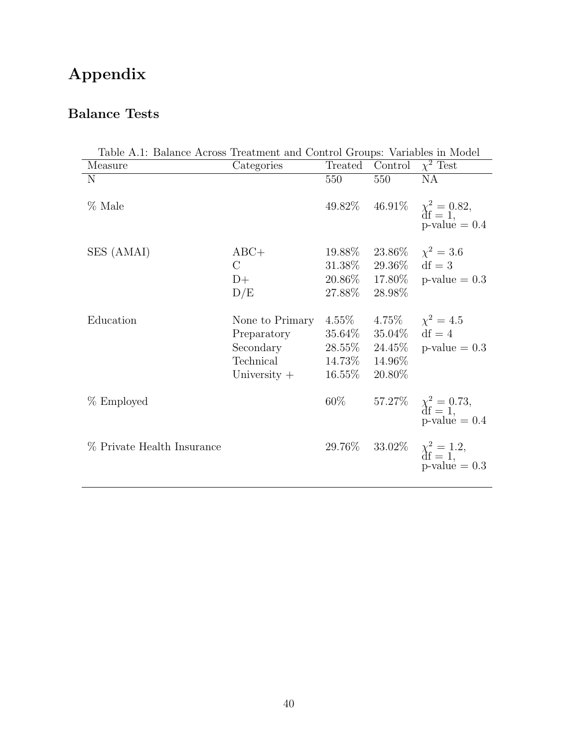# Appendix

## Balance Tests

Table A.1: Balance Across Treatment and Control Groups: Variables in Model

| Measure | Categories | Treated | Control | $\chi^2$ Test |
|---|---|---|---|---|
| N | | 550 | 550 | NA |
| % Male | | 49.82% | 46.91% | $\chi^2 = 0.82$, df = 1, p-value = 0.4 |
| SES (AMAI) | ABC+ | 19.88% | 23.86% | $\chi^2 = 3.6$ |
| | C | 31.38% | 29.36% | df = 3 |
| | D+ | 20.86% | 17.80% | p-value = 0.3 |
| | D/E | 27.88% | 28.98% | |
| Education | None to Primary | 4.55% | 4.75% | $\chi^2 = 4.5$ |
| | Preparatory | 35.64% | 35.04% | df = 4 |
| | Secondary | 28.55% | 24.45% | p-value = 0.3 |
| | Technical | 14.73% | 14.96% | |
| | University + | 16.55% | 20.80% | |
| % Employed | | 60% | 57.27% | $\chi^2 = 0.73$, df = 1, p-value = 0.4 |
| % Private Health Insurance | | 29.76% | 33.02% | $\chi^2 = 1.2$, df = 1, p-value = 0.3 |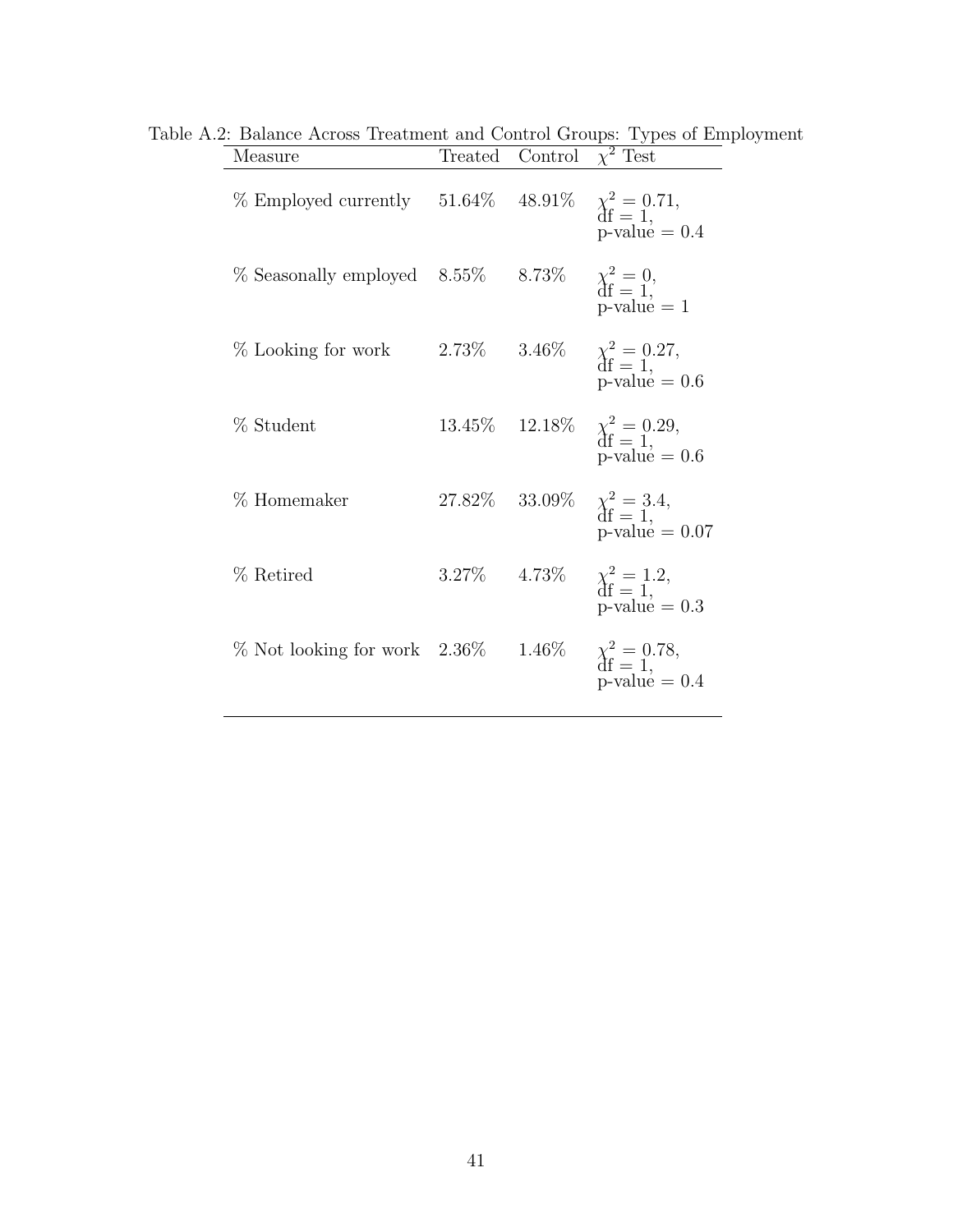Table A.2: Balance Across Treatment and Control Groups: Types of Employment

| Measure | Treated | Control | $\chi^2$ Test |
|---|---|---|---|
| % Employed currently | 51.64% | 48.91% | $\chi^2 = 0.71$, df = 1, p-value = 0.4 |
| % Seasonally employed | 8.55% | 8.73% | $\chi^2 = 0$, df = 1, p-value = 1 |
| % Looking for work | 2.73% | 3.46% | $\chi^2 = 0.27$, df = 1, p-value = 0.6 |
| % Student | 13.45% | 12.18% | $\chi^2 = 0.29$, df = 1, p-value = 0.6 |
| % Homemaker | 27.82% | 33.09% | $\chi^2 = 3.4$, df = 1, p-value = 0.07 |
| % Retired | 3.27% | 4.73% | $\chi^2 = 1.2$, df = 1, p-value = 0.3 |
| % Not looking for work | 2.36% | 1.46% | $\chi^2 = 0.78$, df = 1, p-value = 0.4 |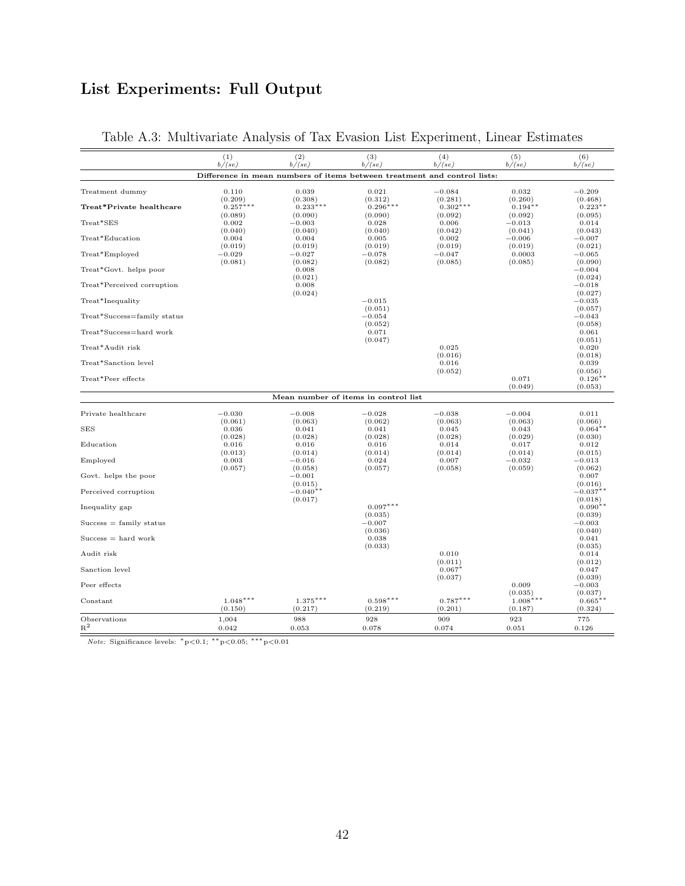## List Experiments: Full Output

Table A.3: Multivariate Analysis of Tax Evasion List Experiment, Linear Estimates

| | (1) | (2) | (3) | (4) | (5) | (6) |
|---|---|---|---|---|---|---|
| | *b/(se)* | *b/(se)* | *b/(se)* | *b/(se)* | *b/(se)* | *b/(se)* |
| **Difference in mean numbers of items between treatment and control lists:** | | | | | | |
| Treatment dummy | 0.110 | 0.039 | 0.021 | −0.084 | 0.032 | −0.209 |
| | (0.209) | (0.308) | (0.312) | (0.281) | (0.260) | (0.468) |
| **Treat\*Private healthcare** | 0.257$^{***}$ | 0.233$^{***}$ | 0.296$^{***}$ | 0.302$^{***}$ | 0.194$^{**}$ | 0.223$^{**}$ |
| | (0.089) | (0.090) | (0.090) | (0.092) | (0.092) | (0.095) |
| Treat\*SES | 0.002 | −0.003 | 0.028 | 0.006 | −0.013 | 0.014 |
| | (0.040) | (0.040) | (0.040) | (0.042) | (0.041) | (0.043) |
| Treat\*Education | 0.004 | 0.004 | 0.005 | 0.002 | −0.006 | −0.007 |
| | (0.019) | (0.019) | (0.019) | (0.019) | (0.019) | (0.021) |
| Treat\*Employed | −0.029 | −0.027 | −0.078 | −0.047 | 0.0003 | −0.065 |
| | (0.081) | (0.082) | (0.082) | (0.085) | (0.085) | (0.090) |
| Treat\*Govt. helps poor | | 0.008 | | | | −0.004 |
| | | (0.021) | | | | (0.024) |
| Treat\*Perceived corruption | | 0.008 | | | | −0.018 |
| | | (0.024) | | | | (0.027) |
| Treat\*Inequality | | | −0.015 | | | −0.035 |
| | | | (0.051) | | | (0.057) |
| Treat\*Success=family status | | | −0.054 | | | −0.043 |
| | | | (0.052) | | | (0.058) |
| Treat\*Success=hard work | | | 0.071 | | | 0.061 |
| | | | (0.047) | | | (0.051) |
| Treat\*Audit risk | | | | 0.025 | | 0.020 |
| | | | | (0.016) | | (0.018) |
| Treat\*Sanction level | | | | 0.016 | | 0.039 |
| | | | | (0.052) | | (0.056) |
| Treat\*Peer effects | | | | | 0.071 | 0.126$^{**}$ |
| | | | | | (0.049) | (0.053) |
| **Mean number of items in control list** | | | | | | |
| Private healthcare | −0.030 | −0.008 | −0.028 | −0.038 | −0.004 | 0.011 |
| | (0.061) | (0.063) | (0.062) | (0.063) | (0.063) | (0.066) |
| SES | 0.036 | 0.041 | 0.041 | 0.045 | 0.043 | 0.064$^{**}$ |
| | (0.028) | (0.028) | (0.028) | (0.028) | (0.029) | (0.030) |
| Education | 0.016 | 0.016 | 0.016 | 0.014 | 0.017 | 0.012 |
| | (0.013) | (0.014) | (0.014) | (0.014) | (0.014) | (0.015) |
| Employed | 0.003 | −0.016 | 0.024 | 0.007 | −0.032 | −0.013 |
| | (0.057) | (0.058) | (0.057) | (0.058) | (0.059) | (0.062) |
| Govt. helps the poor | | −0.001 | | | | 0.007 |
| | | (0.015) | | | | (0.016) |
| Perceived corruption | | −0.040$^{**}$ | | | | −0.037$^{**}$ |
| | | (0.017) | | | | (0.018) |
| Inequality gap | | | 0.097$^{***}$ | | | 0.090$^{**}$ |
| | | | (0.035) | | | (0.039) |
| Success = family status | | | −0.007 | | | −0.003 |
| | | | (0.036) | | | (0.040) |
| Success = hard work | | | 0.038 | | | 0.041 |
| | | | (0.033) | | | (0.035) |
| Audit risk | | | | 0.010 | | 0.014 |
| | | | | (0.011) | | (0.012) |
| Sanction level | | | | 0.067$^{*}$ | | 0.047 |
| | | | | (0.037) | | (0.039) |
| Peer effects | | | | | 0.009 | −0.003 |
| | | | | | (0.035) | (0.037) |
| Constant | 1.048$^{***}$ | 1.375$^{***}$ | 0.598$^{***}$ | 0.787$^{***}$ | 1.008$^{***}$ | 0.665$^{**}$ |
| | (0.150) | (0.217) | (0.219) | (0.201) | (0.187) | (0.324) |
| Observations | 1,004 | 988 | 928 | 909 | 923 | 775 |
| $R^2$ | 0.042 | 0.053 | 0.078 | 0.074 | 0.051 | 0.126 |

*Note:* Significance levels: $^{*}$p<0.1; $^{**}$p<0.05; $^{***}$p<0.01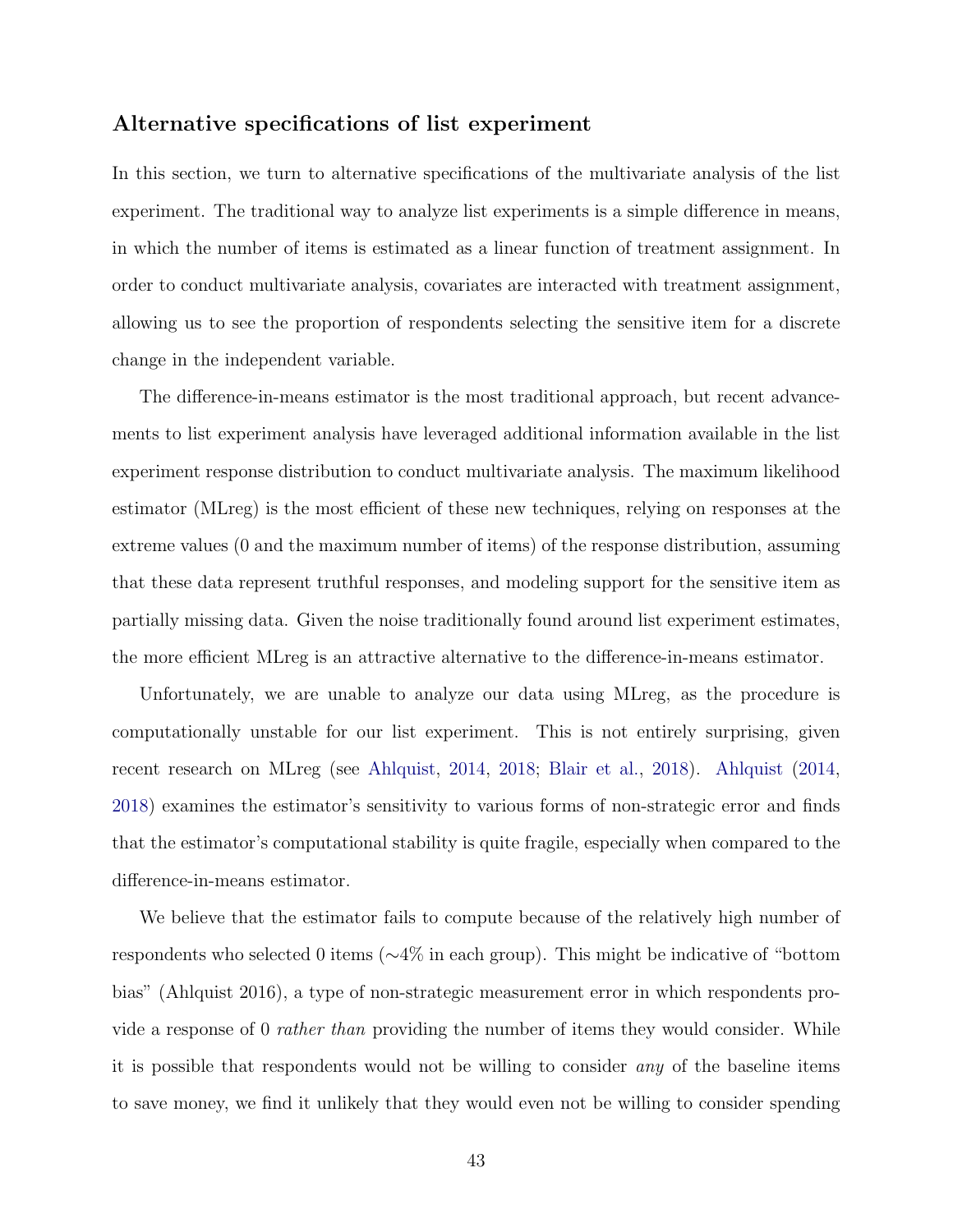### Alternative specifications of list experiment

In this section, we turn to alternative specifications of the multivariate analysis of the list experiment. The traditional way to analyze list experiments is a simple difference in means, in which the number of items is estimated as a linear function of treatment assignment. In order to conduct multivariate analysis, covariates are interacted with treatment assignment, allowing us to see the proportion of respondents selecting the sensitive item for a discrete change in the independent variable.

The difference-in-means estimator is the most traditional approach, but recent advancements to list experiment analysis have leveraged additional information available in the list experiment response distribution to conduct multivariate analysis. The maximum likelihood estimator (MLreg) is the most efficient of these new techniques, relying on responses at the extreme values (0 and the maximum number of items) of the response distribution, assuming that these data represent truthful responses, and modeling support for the sensitive item as partially missing data. Given the noise traditionally found around list experiment estimates, the more efficient MLreg is an attractive alternative to the difference-in-means estimator.

Unfortunately, we are unable to analyze our data using MLreg, as the procedure is computationally unstable for our list experiment. This is not entirely surprising, given recent research on MLreg (see Ahlquist, 2014, 2018; Blair et al., 2018). Ahlquist (2014, 2018) examines the estimator's sensitivity to various forms of non-strategic error and finds that the estimator's computational stability is quite fragile, especially when compared to the difference-in-means estimator.

We believe that the estimator fails to compute because of the relatively high number of respondents who selected 0 items (∼4% in each group). This might be indicative of "bottom bias" (Ahlquist 2016), a type of non-strategic measurement error in which respondents provide a response of 0 *rather than* providing the number of items they would consider. While it is possible that respondents would not be willing to consider *any* of the baseline items to save money, we find it unlikely that they would even not be willing to consider spending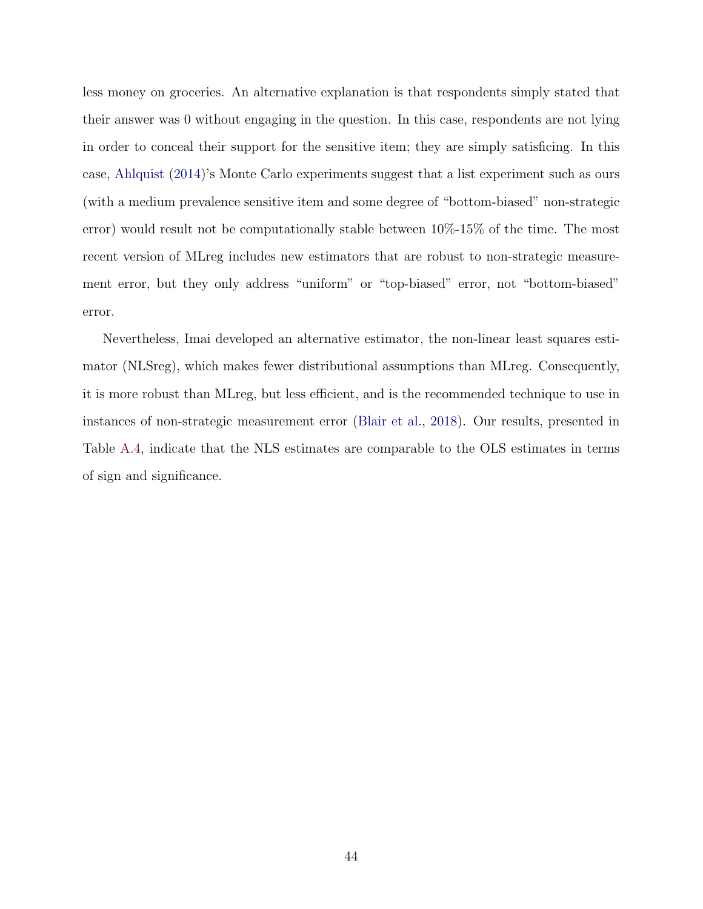less money on groceries. An alternative explanation is that respondents simply stated that their answer was 0 without engaging in the question. In this case, respondents are not lying in order to conceal their support for the sensitive item; they are simply satisficing. In this case, Ahlquist (2014)'s Monte Carlo experiments suggest that a list experiment such as ours (with a medium prevalence sensitive item and some degree of "bottom-biased" non-strategic error) would result not be computationally stable between 10%-15% of the time. The most recent version of MLreg includes new estimators that are robust to non-strategic measurement error, but they only address "uniform" or "top-biased" error, not "bottom-biased" error.

Nevertheless, Imai developed an alternative estimator, the non-linear least squares estimator (NLSreg), which makes fewer distributional assumptions than MLreg. Consequently, it is more robust than MLreg, but less efficient, and is the recommended technique to use in instances of non-strategic measurement error (Blair et al., 2018). Our results, presented in Table A.4, indicate that the NLS estimates are comparable to the OLS estimates in terms of sign and significance.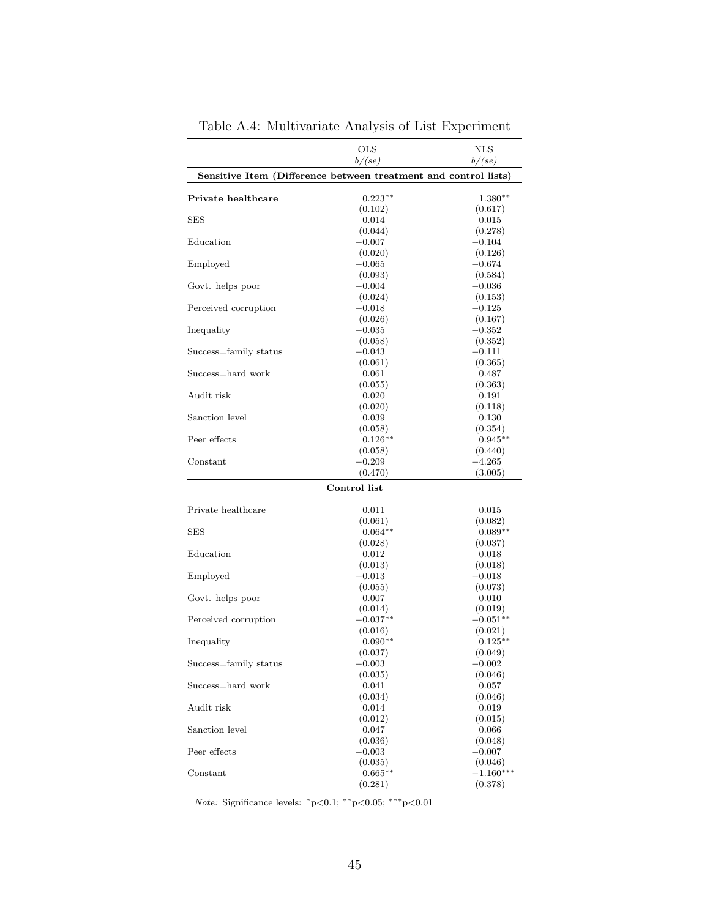Table A.4: Multivariate Analysis of List Experiment

| | OLS | NLS |
|---|---|---|
| | *b/(se)* | *b/(se)* |
| **Sensitive Item (Difference between treatment and control lists)** | | |
| **Private healthcare** | 0.223** | 1.380** |
| | (0.102) | (0.617) |
| SES | 0.014 | 0.015 |
| | (0.044) | (0.278) |
| Education | −0.007 | −0.104 |
| | (0.020) | (0.126) |
| Employed | −0.065 | −0.674 |
| | (0.093) | (0.584) |
| Govt. helps poor | −0.004 | −0.036 |
| | (0.024) | (0.153) |
| Perceived corruption | −0.018 | −0.125 |
| | (0.026) | (0.167) |
| Inequality | −0.035 | −0.352 |
| | (0.058) | (0.352) |
| Success=family status | −0.043 | −0.111 |
| | (0.061) | (0.365) |
| Success=hard work | 0.061 | 0.487 |
| | (0.055) | (0.363) |
| Audit risk | 0.020 | 0.191 |
| | (0.020) | (0.118) |
| Sanction level | 0.039 | 0.130 |
| | (0.058) | (0.354) |
| Peer effects | 0.126** | 0.945** |
| | (0.058) | (0.440) |
| Constant | −0.209 | −4.265 |
| | (0.470) | (3.005) |
| **Control list** | | |
| Private healthcare | 0.011 | 0.015 |
| | (0.061) | (0.082) |
| SES | 0.064** | 0.089** |
| | (0.028) | (0.037) |
| Education | 0.012 | 0.018 |
| | (0.013) | (0.018) |
| Employed | −0.013 | −0.018 |
| | (0.055) | (0.073) |
| Govt. helps poor | 0.007 | 0.010 |
| | (0.014) | (0.019) |
| Perceived corruption | −0.037** | −0.051** |
| | (0.016) | (0.021) |
| Inequality | 0.090** | 0.125** |
| | (0.037) | (0.049) |
| Success=family status | −0.003 | −0.002 |
| | (0.035) | (0.046) |
| Success=hard work | 0.041 | 0.057 |
| | (0.034) | (0.046) |
| Audit risk | 0.014 | 0.019 |
| | (0.012) | (0.015) |
| Sanction level | 0.047 | 0.066 |
| | (0.036) | (0.048) |
| Peer effects | −0.003 | −0.007 |
| | (0.035) | (0.046) |
| Constant | 0.665** | −1.160*** |
| | (0.281) | (0.378) |

*Note:* Significance levels: *p<0.1; **p<0.05; ***p<0.01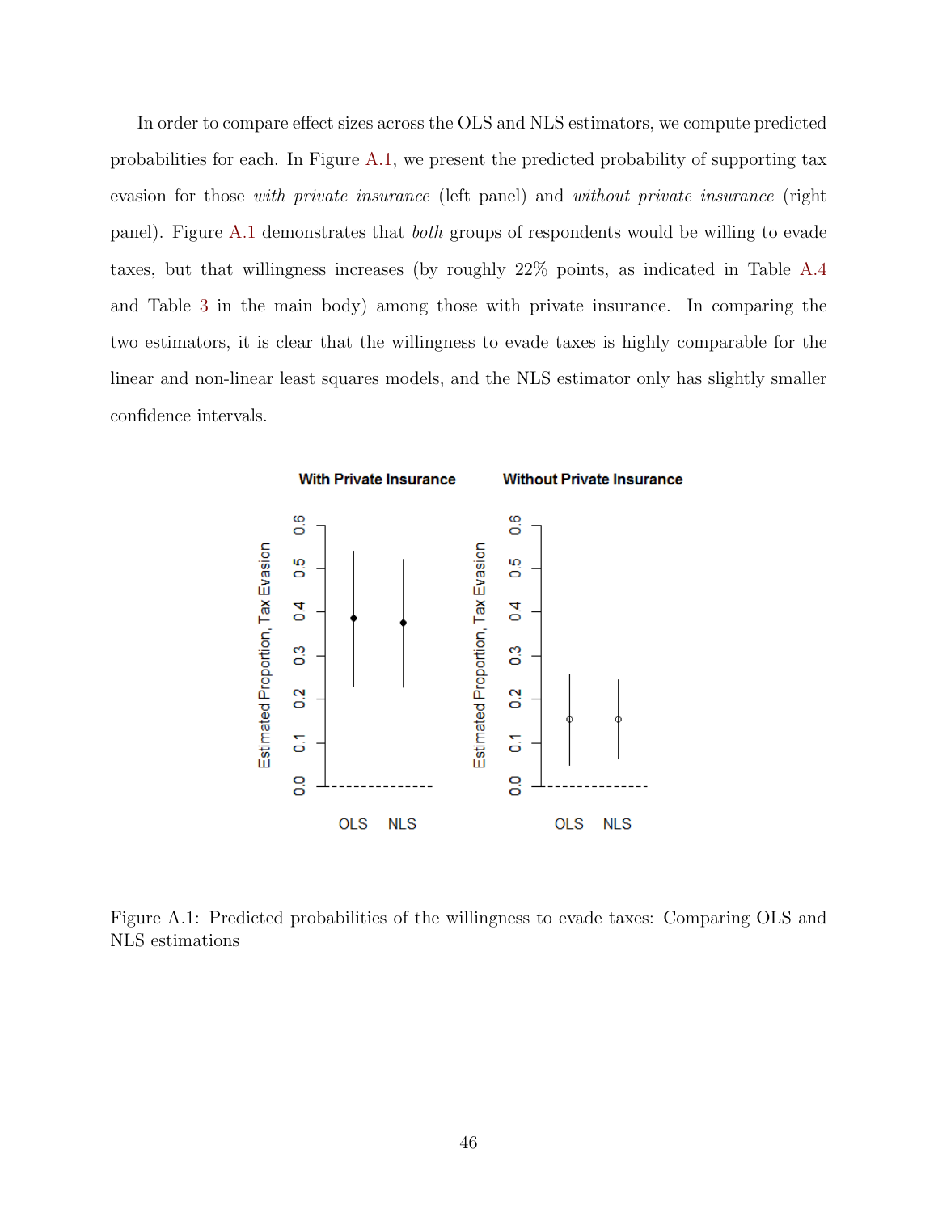In order to compare effect sizes across the OLS and NLS estimators, we compute predicted probabilities for each. In Figure A.1, we present the predicted probability of supporting tax evasion for those *with private insurance* (left panel) and *without private insurance* (right panel). Figure A.1 demonstrates that *both* groups of respondents would be willing to evade taxes, but that willingness increases (by roughly 22% points, as indicated in Table A.4 and Table 3 in the main body) among those with private insurance. In comparing the two estimators, it is clear that the willingness to evade taxes is highly comparable for the linear and non-linear least squares models, and the NLS estimator only has slightly smaller confidence intervals.

Figure A.1: Predicted probabilities of the willingness to evade taxes: Comparing OLS and NLS estimations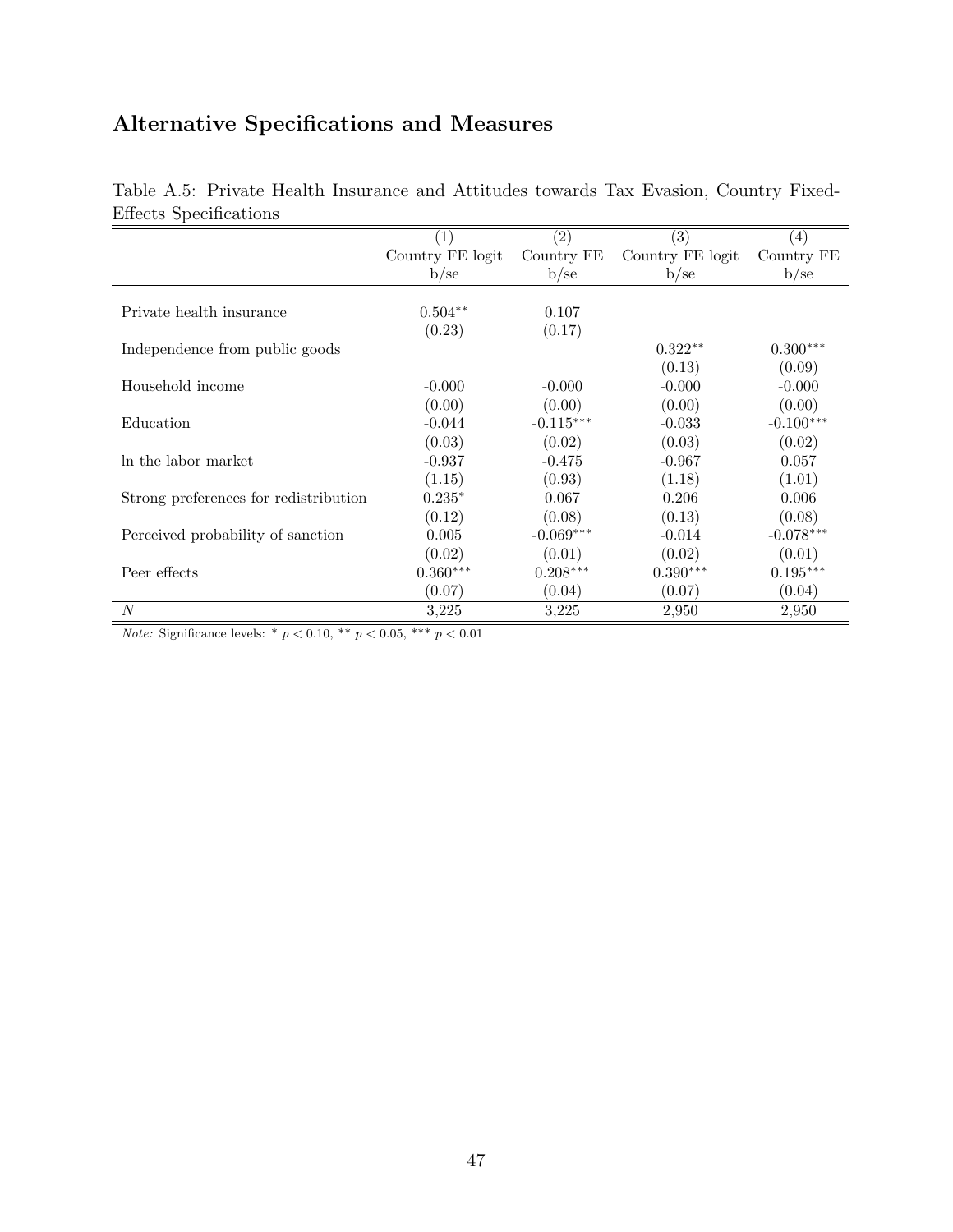## Alternative Specifications and Measures

Table A.5: Private Health Insurance and Attitudes towards Tax Evasion, Country Fixed-Effects Specifications

| | (1) | (2) | (3) | (4) |
|---|---|---|---|---|
| | Country FE logit | Country FE | Country FE logit | Country FE |
| | b/se | b/se | b/se | b/se |
| Private health insurance | 0.504** | 0.107 | | |
| | (0.23) | (0.17) | | |
| Independence from public goods | | | 0.322** | 0.300*** |
| | | | (0.13) | (0.09) |
| Household income | -0.000 | -0.000 | -0.000 | -0.000 |
| | (0.00) | (0.00) | (0.00) | (0.00) |
| Education | -0.044 | -0.115*** | -0.033 | -0.100*** |
| | (0.03) | (0.02) | (0.03) | (0.02) |
| ln the labor market | -0.937 | -0.475 | -0.967 | 0.057 |
| | (1.15) | (0.93) | (1.18) | (1.01) |
| Strong preferences for redistribution | 0.235* | 0.067 | 0.206 | 0.006 |
| | (0.12) | (0.08) | (0.13) | (0.08) |
| Perceived probability of sanction | 0.005 | -0.069*** | -0.014 | -0.078*** |
| | (0.02) | (0.01) | (0.02) | (0.01) |
| Peer effects | 0.360*** | 0.208*** | 0.390*** | 0.195*** |
| | (0.07) | (0.04) | (0.07) | (0.04) |
| $N$ | 3,225 | 3,225 | 2,950 | 2,950 |

*Note:* Significance levels: * $p < 0.10$, ** $p < 0.05$, *** $p < 0.01$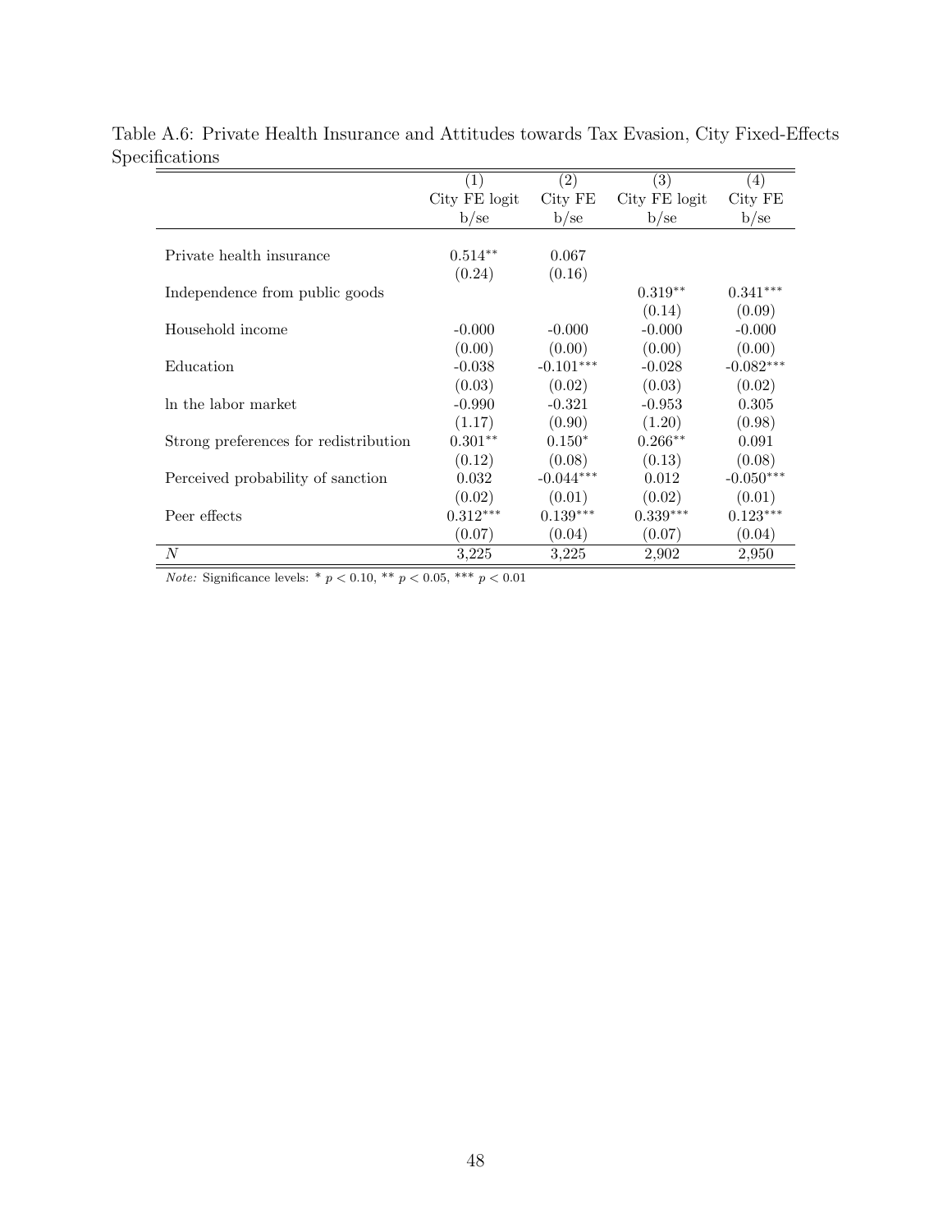Table A.6: Private Health Insurance and Attitudes towards Tax Evasion, City Fixed-Effects Specifications

| | (1) | (2) | (3) | (4) |
|---|---|---|---|---|
| | City FE logit | City FE | City FE logit | City FE |
| | b/se | b/se | b/se | b/se |
| Private health insurance | 0.514** | 0.067 | | |
| | (0.24) | (0.16) | | |
| Independence from public goods | | | 0.319** | 0.341*** |
| | | | (0.14) | (0.09) |
| Household income | -0.000 | -0.000 | -0.000 | -0.000 |
| | (0.00) | (0.00) | (0.00) | (0.00) |
| Education | -0.038 | -0.101*** | -0.028 | -0.082*** |
| | (0.03) | (0.02) | (0.03) | (0.02) |
| ln the labor market | -0.990 | -0.321 | -0.953 | 0.305 |
| | (1.17) | (0.90) | (1.20) | (0.98) |
| Strong preferences for redistribution | 0.301** | 0.150* | 0.266** | 0.091 |
| | (0.12) | (0.08) | (0.13) | (0.08) |
| Perceived probability of sanction | 0.032 | -0.044*** | 0.012 | -0.050*** |
| | (0.02) | (0.01) | (0.02) | (0.01) |
| Peer effects | 0.312*** | 0.139*** | 0.339*** | 0.123*** |
| | (0.07) | (0.04) | (0.07) | (0.04) |
| $N$ | 3,225 | 3,225 | 2,902 | 2,950 |

*Note:* Significance levels: * $p < 0.10$, ** $p < 0.05$, *** $p < 0.01$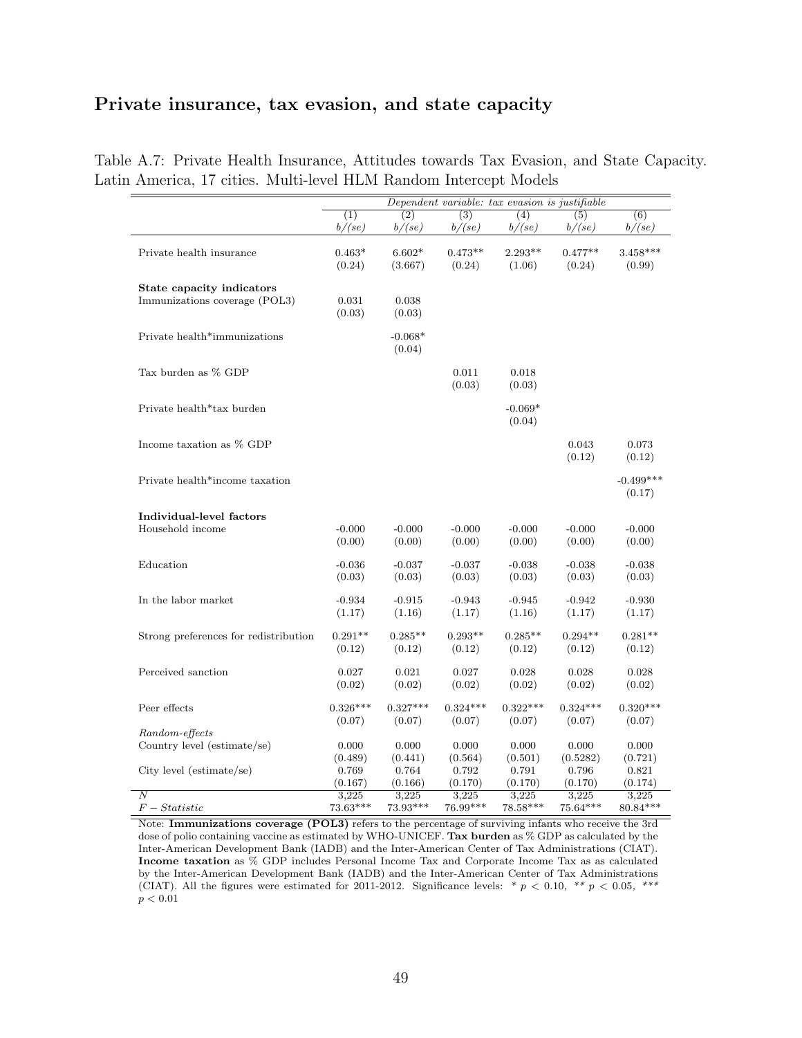## Private insurance, tax evasion, and state capacity

Table A.7: Private Health Insurance, Attitudes towards Tax Evasion, and State Capacity. Latin America, 17 cities. Multi-level HLM Random Intercept Models

| | *Dependent variable: tax evasion is justifiable* | | | | | |
|---|---|---|---|---|---|---|
| | (1) | (2) | (3) | (4) | (5) | (6) |
| | *b/(se)* | *b/(se)* | *b/(se)* | *b/(se)* | *b/(se)* | *b/(se)* |
| Private health insurance | 0.463* | 6.602* | 0.473** | 2.293** | 0.477** | 3.458*** |
| | (0.24) | (3.667) | (0.24) | (1.06) | (0.24) | (0.99) |
| **State capacity indicators** | | | | | | |
| Immunizations coverage (POL3) | 0.031 | 0.038 | | | | |
| | (0.03) | (0.03) | | | | |
| Private health*immunizations | | -0.068* | | | | |
| | | (0.04) | | | | |
| Tax burden as % GDP | | | 0.011 | 0.018 | | |
| | | | (0.03) | (0.03) | | |
| Private health*tax burden | | | | -0.069* | | |
| | | | | (0.04) | | |
| Income taxation as % GDP | | | | | 0.043 | 0.073 |
| | | | | | (0.12) | (0.12) |
| Private health*income taxation | | | | | | -0.499*** |
| | | | | | | (0.17) |
| **Individual-level factors** | | | | | | |
| Household income | -0.000 | -0.000 | -0.000 | -0.000 | -0.000 | -0.000 |
| | (0.00) | (0.00) | (0.00) | (0.00) | (0.00) | (0.00) |
| Education | -0.036 | -0.037 | -0.037 | -0.038 | -0.038 | -0.038 |
| | (0.03) | (0.03) | (0.03) | (0.03) | (0.03) | (0.03) |
| In the labor market | -0.934 | -0.915 | -0.943 | -0.945 | -0.942 | -0.930 |
| | (1.17) | (1.16) | (1.17) | (1.16) | (1.17) | (1.17) |
| Strong preferences for redistribution | 0.291** | 0.285** | 0.293** | 0.285** | 0.294** | 0.281** |
| | (0.12) | (0.12) | (0.12) | (0.12) | (0.12) | (0.12) |
| Perceived sanction | 0.027 | 0.021 | 0.027 | 0.028 | 0.028 | 0.028 |
| | (0.02) | (0.02) | (0.02) | (0.02) | (0.02) | (0.02) |
| Peer effects | 0.326*** | 0.327*** | 0.324*** | 0.322*** | 0.324*** | 0.320*** |
| | (0.07) | (0.07) | (0.07) | (0.07) | (0.07) | (0.07) |
| *Random-effects* | | | | | | |
| Country level (estimate/se) | 0.000 | 0.000 | 0.000 | 0.000 | 0.000 | 0.000 |
| | (0.489) | (0.441) | (0.564) | (0.501) | (0.5282) | (0.721) |
| City level (estimate/se) | 0.769 | 0.764 | 0.792 | 0.791 | 0.796 | 0.821 |
| | (0.167) | (0.166) | (0.170) | (0.170) | (0.170) | (0.174) |
| $N$ | 3,225 | 3,225 | 3,225 | 3,225 | 3,225 | 3,225 |
| $F-Statistic$ | 73.63*** | 73.93*** | 76.99*** | 78.58*** | 75.64*** | 80.84*** |

Note: **Immunizations coverage (POL3)** refers to the percentage of surviving infants who receive the 3rd dose of polio containing vaccine as estimated by WHO-UNICEF. **Tax burden** as % GDP as calculated by the Inter-American Development Bank (IADB) and the Inter-American Center of Tax Administrations (CIAT). **Income taxation** as % GDP includes Personal Income Tax and Corporate Income Tax as as calculated by the Inter-American Development Bank (IADB) and the Inter-American Center of Tax Administrations (CIAT). All the figures were estimated for 2011-2012. Significance levels: * $p < 0.10$, ** $p < 0.05$, *** $p < 0.01$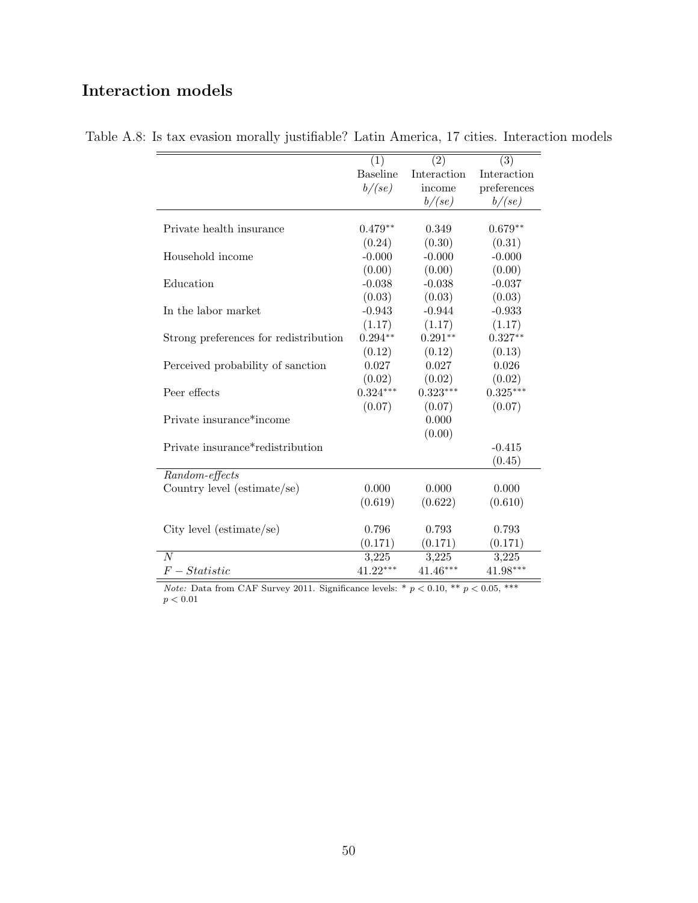## Interaction models

Table A.8: Is tax evasion morally justifiable? Latin America, 17 cities. Interaction models

| | (1) Baseline *b/(se)* | (2) Interaction income *b/(se)* | (3) Interaction preferences *b/(se)* |
|---|---|---|---|
| Private health insurance | 0.479** | 0.349 | 0.679** |
| | (0.24) | (0.30) | (0.31) |
| Household income | -0.000 | -0.000 | -0.000 |
| | (0.00) | (0.00) | (0.00) |
| Education | -0.038 | -0.038 | -0.037 |
| | (0.03) | (0.03) | (0.03) |
| In the labor market | -0.943 | -0.944 | -0.933 |
| | (1.17) | (1.17) | (1.17) |
| Strong preferences for redistribution | 0.294** | 0.291** | 0.327** |
| | (0.12) | (0.12) | (0.13) |
| Perceived probability of sanction | 0.027 | 0.027 | 0.026 |
| | (0.02) | (0.02) | (0.02) |
| Peer effects | 0.324*** | 0.323*** | 0.325*** |
| | (0.07) | (0.07) | (0.07) |
| Private insurance*income | | 0.000 | |
| | | (0.00) | |
| Private insurance*redistribution | | | -0.415 |
| | | | (0.45) |
| *Random-effects* | | | |
| Country level (estimate/se) | 0.000 | 0.000 | 0.000 |
| | (0.619) | (0.622) | (0.610) |
| City level (estimate/se) | 0.796 | 0.793 | 0.793 |
| | (0.171) | (0.171) | (0.171) |
| $N$ | 3,225 | 3,225 | 3,225 |
| $F-Statistic$ | 41.22*** | 41.46*** | 41.98*** |

*Note:* Data from CAF Survey 2011. Significance levels: * $p < 0.10$, ** $p < 0.05$, *** $p < 0.01$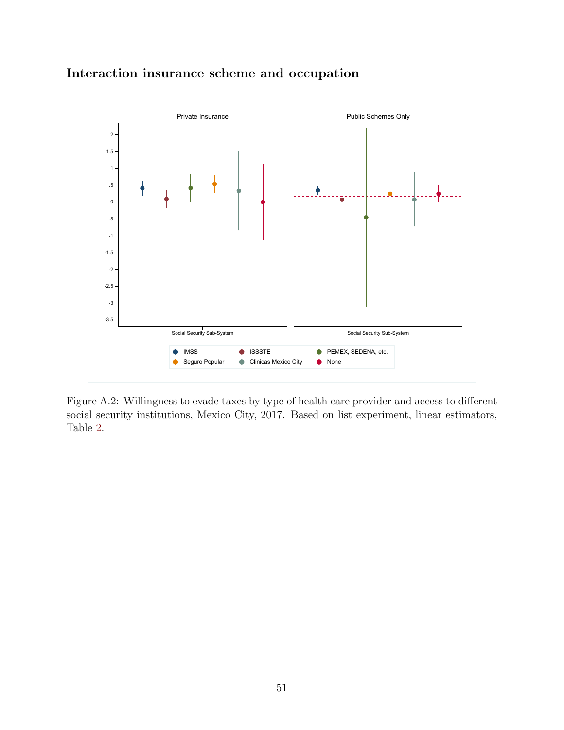## Interaction insurance scheme and occupation

Figure A.2: Willingness to evade taxes by type of health care provider and access to different social security institutions, Mexico City, 2017. Based on list experiment, linear estimators, Table 2.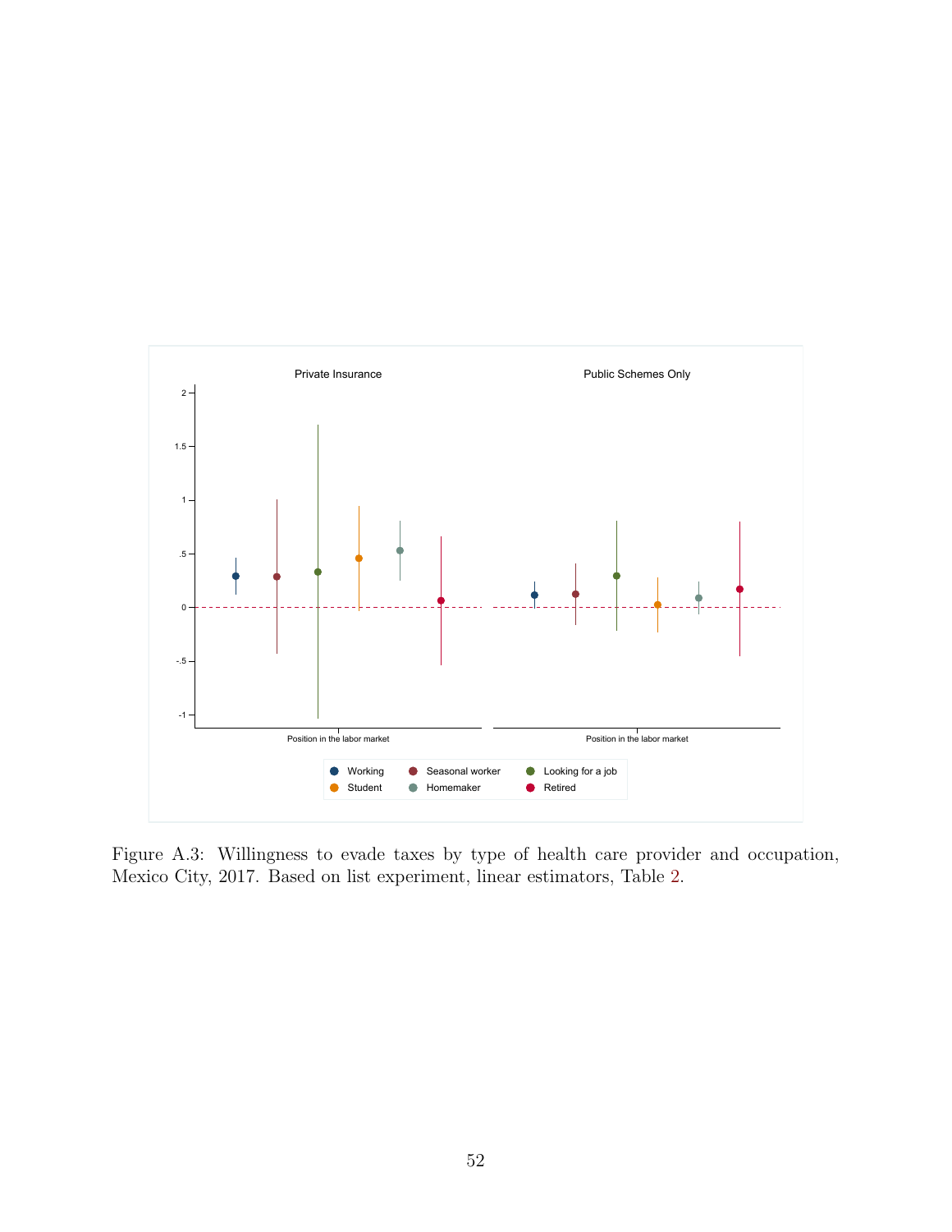Private Insurance

Public Schemes Only

2

1.5

1

.5

0

-.5

-1

Position in the labor market

Position in the labor market

Working
Seasonal worker
Looking for a job
Student
Homemaker
Retired

Figure A.3: Willingness to evade taxes by type of health care provider and occupation, Mexico City, 2017. Based on list experiment, linear estimators, Table 2.